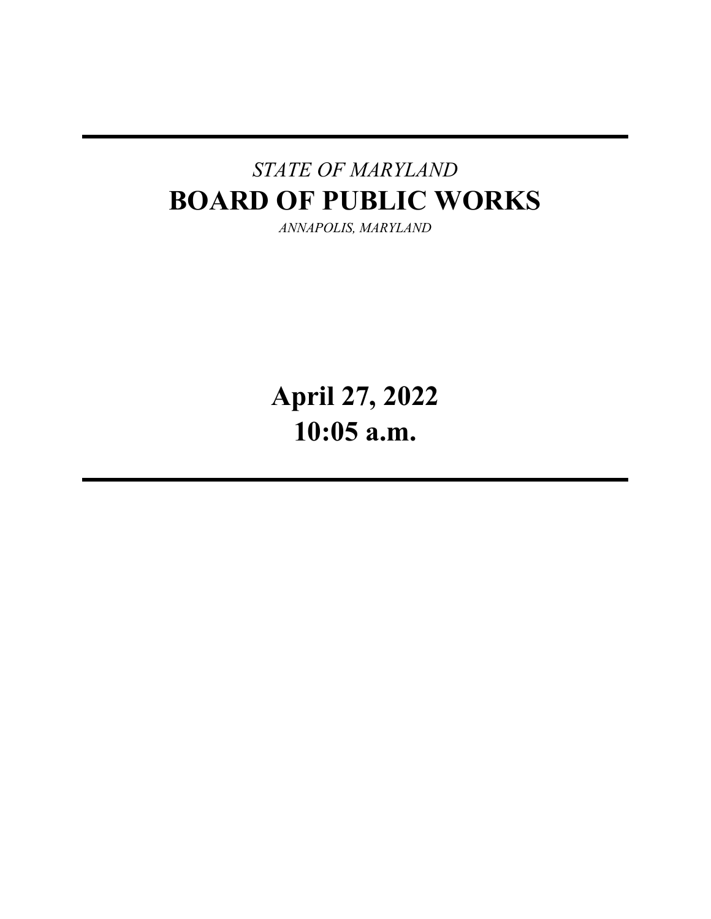*STATE OF MARYLAND*

# BOARD OF PUBLIC WORKS

*ANNAPOLIS, MARYLAND*

## April 27, 2022
## 10:05 a.m.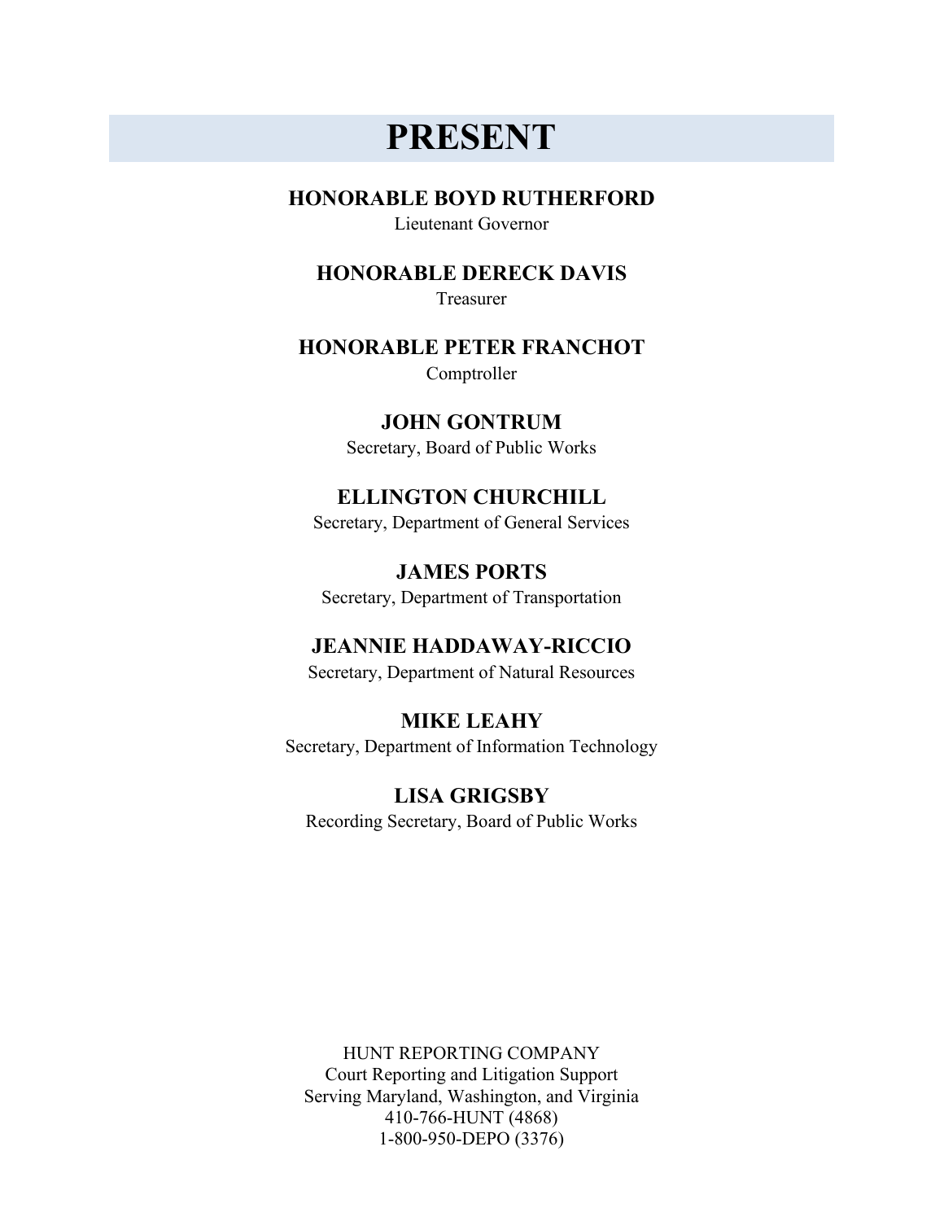# PRESENT

**HONORABLE BOYD RUTHERFORD**
Lieutenant Governor

**HONORABLE DERECK DAVIS**
Treasurer

**HONORABLE PETER FRANCHOT**
Comptroller

**JOHN GONTRUM**
Secretary, Board of Public Works

**ELLINGTON CHURCHILL**
Secretary, Department of General Services

**JAMES PORTS**
Secretary, Department of Transportation

**JEANNIE HADDAWAY-RICCIO**
Secretary, Department of Natural Resources

**MIKE LEAHY**
Secretary, Department of Information Technology

**LISA GRIGSBY**
Recording Secretary, Board of Public Works

HUNT REPORTING COMPANY
Court Reporting and Litigation Support
Serving Maryland, Washington, and Virginia
410-766-HUNT (4868)
1-800-950-DEPO (3376)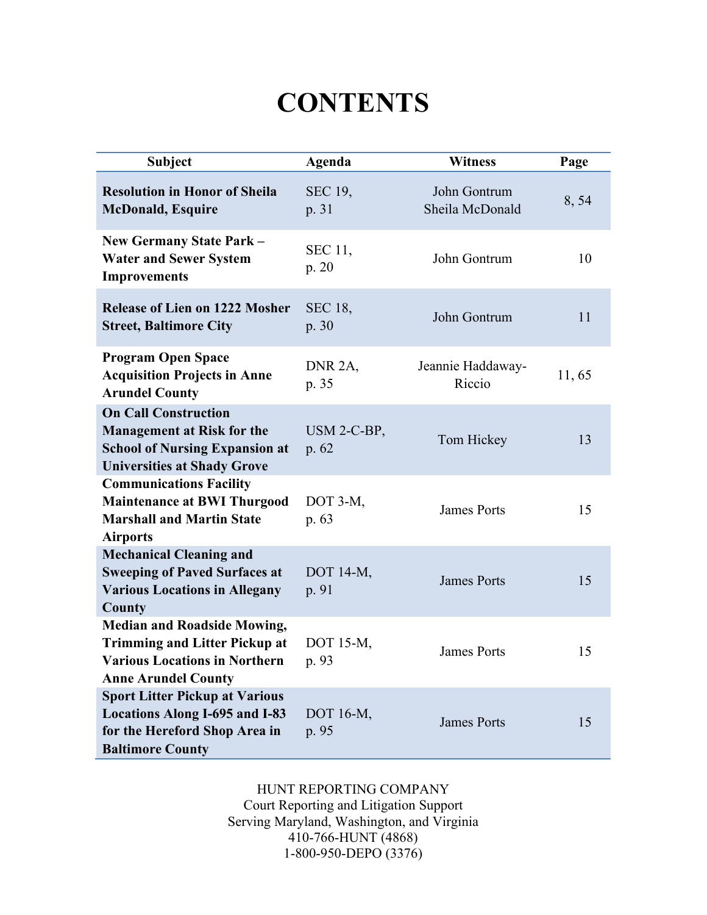# CONTENTS

| Subject | Agenda | Witness | Page |
|---|---|---|---|
| **Resolution in Honor of Sheila McDonald, Esquire** | SEC 19, p. 31 | John Gontrum Sheila McDonald | 8, 54 |
| **New Germany State Park – Water and Sewer System Improvements** | SEC 11, p. 20 | John Gontrum | 10 |
| **Release of Lien on 1222 Mosher Street, Baltimore City** | SEC 18, p. 30 | John Gontrum | 11 |
| **Program Open Space Acquisition Projects in Anne Arundel County** | DNR 2A, p. 35 | Jeannie Haddaway-Riccio | 11, 65 |
| **On Call Construction Management at Risk for the School of Nursing Expansion at Universities at Shady Grove** | USM 2-C-BP, p. 62 | Tom Hickey | 13 |
| **Communications Facility Maintenance at BWI Thurgood Marshall and Martin State Airports** | DOT 3-M, p. 63 | James Ports | 15 |
| **Mechanical Cleaning and Sweeping of Paved Surfaces at Various Locations in Allegany County** | DOT 14-M, p. 91 | James Ports | 15 |
| **Median and Roadside Mowing, Trimming and Litter Pickup at Various Locations in Northern Anne Arundel County** | DOT 15-M, p. 93 | James Ports | 15 |
| **Sport Litter Pickup at Various Locations Along I-695 and I-83 for the Hereford Shop Area in Baltimore County** | DOT 16-M, p. 95 | James Ports | 15 |

HUNT REPORTING COMPANY
Court Reporting and Litigation Support
Serving Maryland, Washington, and Virginia
410-766-HUNT (4868)
1-800-950-DEPO (3376)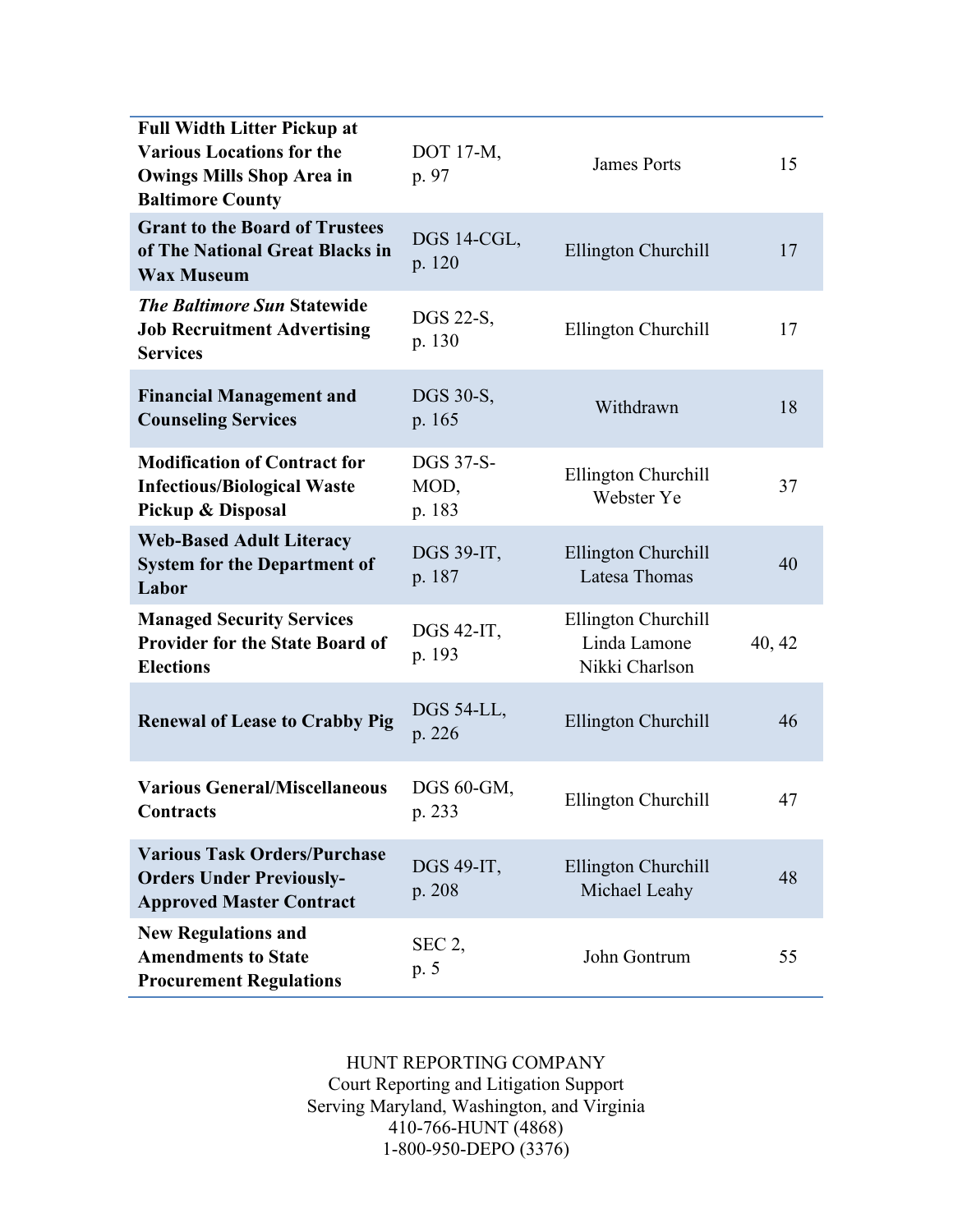| | | | |
|---|---|---|---|
| **Full Width Litter Pickup at Various Locations for the Owings Mills Shop Area in Baltimore County** | DOT 17-M, p. 97 | James Ports | 15 |
| **Grant to the Board of Trustees of The National Great Blacks in Wax Museum** | DGS 14-CGL, p. 120 | Ellington Churchill | 17 |
| ***The Baltimore Sun* Statewide Job Recruitment Advertising Services** | DGS 22-S, p. 130 | Ellington Churchill | 17 |
| **Financial Management and Counseling Services** | DGS 30-S, p. 165 | Withdrawn | 18 |
| **Modification of Contract for Infectious/Biological Waste Pickup & Disposal** | DGS 37-S-MOD, p. 183 | Ellington Churchill<br>Webster Ye | 37 |
| **Web-Based Adult Literacy System for the Department of Labor** | DGS 39-IT, p. 187 | Ellington Churchill<br>Latesa Thomas | 40 |
| **Managed Security Services Provider for the State Board of Elections** | DGS 42-IT, p. 193 | Ellington Churchill<br>Linda Lamone<br>Nikki Charlson | 40, 42 |
| **Renewal of Lease to Crabby Pig** | DGS 54-LL, p. 226 | Ellington Churchill | 46 |
| **Various General/Miscellaneous Contracts** | DGS 60-GM, p. 233 | Ellington Churchill | 47 |
| **Various Task Orders/Purchase Orders Under Previously-Approved Master Contract** | DGS 49-IT, p. 208 | Ellington Churchill<br>Michael Leahy | 48 |
| **New Regulations and Amendments to State Procurement Regulations** | SEC 2, p. 5 | John Gontrum | 55 |

HUNT REPORTING COMPANY
Court Reporting and Litigation Support
Serving Maryland, Washington, and Virginia
410-766-HUNT (4868)
1-800-950-DEPO (3376)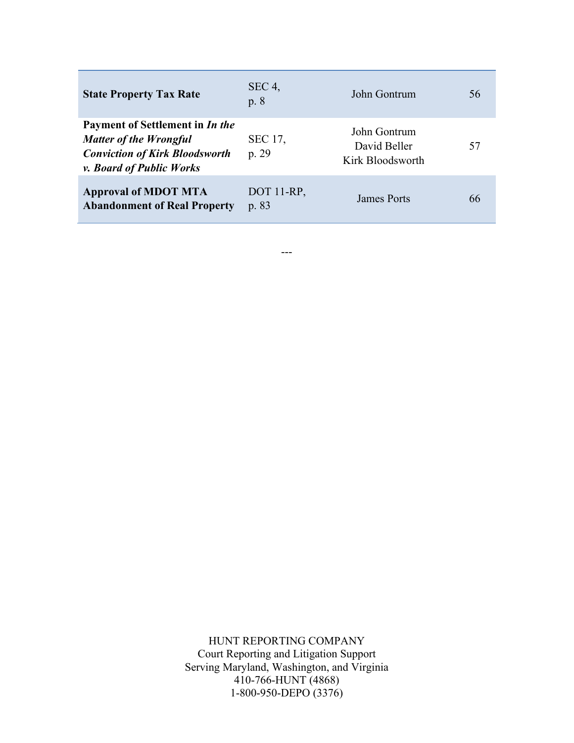| | | | |
|---|---|---|---|
| **State Property Tax Rate** | SEC 4, p. 8 | John Gontrum | 56 |
| **Payment of Settlement in *In the Matter of the Wrongful Conviction of Kirk Bloodsworth v. Board of Public Works*** | SEC 17, p. 29 | John Gontrum<br>David Beller<br>Kirk Bloodsworth | 57 |
| **Approval of MDOT MTA Abandonment of Real Property** | DOT 11-RP, p. 83 | James Ports | 66 |

---

HUNT REPORTING COMPANY
Court Reporting and Litigation Support
Serving Maryland, Washington, and Virginia
410-766-HUNT (4868)
1-800-950-DEPO (3376)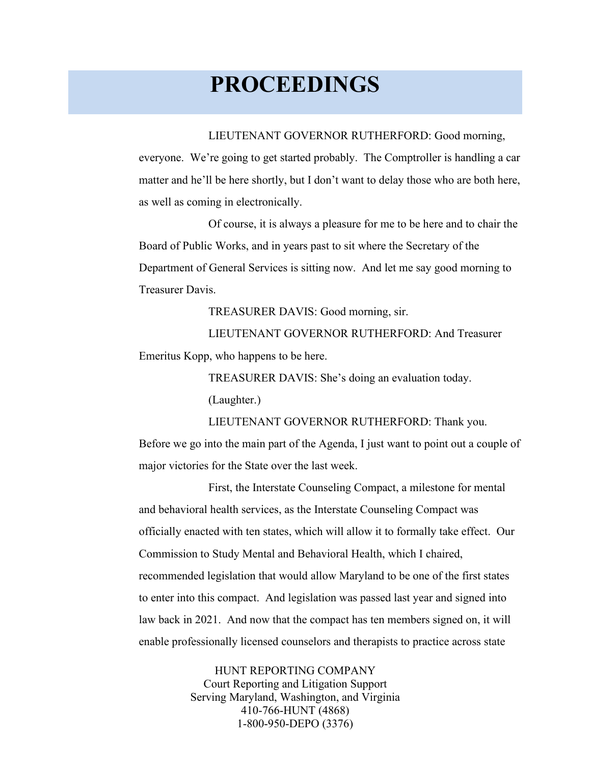# PROCEEDINGS

LIEUTENANT GOVERNOR RUTHERFORD: Good morning, everyone. We're going to get started probably. The Comptroller is handling a car matter and he'll be here shortly, but I don't want to delay those who are both here, as well as coming in electronically.

Of course, it is always a pleasure for me to be here and to chair the Board of Public Works, and in years past to sit where the Secretary of the Department of General Services is sitting now. And let me say good morning to Treasurer Davis.

TREASURER DAVIS: Good morning, sir.

LIEUTENANT GOVERNOR RUTHERFORD: And Treasurer Emeritus Kopp, who happens to be here.

TREASURER DAVIS: She's doing an evaluation today.

(Laughter.)

LIEUTENANT GOVERNOR RUTHERFORD: Thank you. Before we go into the main part of the Agenda, I just want to point out a couple of major victories for the State over the last week.

First, the Interstate Counseling Compact, a milestone for mental and behavioral health services, as the Interstate Counseling Compact was officially enacted with ten states, which will allow it to formally take effect. Our Commission to Study Mental and Behavioral Health, which I chaired, recommended legislation that would allow Maryland to be one of the first states to enter into this compact. And legislation was passed last year and signed into law back in 2021. And now that the compact has ten members signed on, it will enable professionally licensed counselors and therapists to practice across state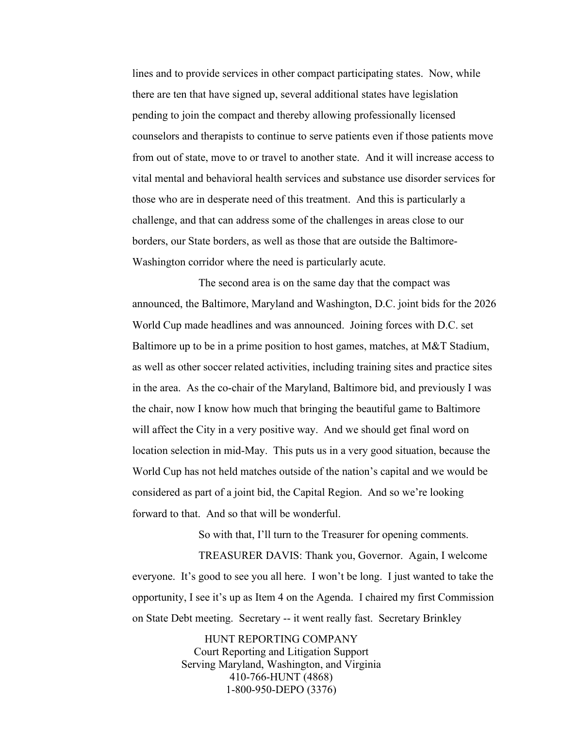lines and to provide services in other compact participating states. Now, while there are ten that have signed up, several additional states have legislation pending to join the compact and thereby allowing professionally licensed counselors and therapists to continue to serve patients even if those patients move from out of state, move to or travel to another state. And it will increase access to vital mental and behavioral health services and substance use disorder services for those who are in desperate need of this treatment. And this is particularly a challenge, and that can address some of the challenges in areas close to our borders, our State borders, as well as those that are outside the Baltimore-Washington corridor where the need is particularly acute.

The second area is on the same day that the compact was announced, the Baltimore, Maryland and Washington, D.C. joint bids for the 2026 World Cup made headlines and was announced. Joining forces with D.C. set Baltimore up to be in a prime position to host games, matches, at M&T Stadium, as well as other soccer related activities, including training sites and practice sites in the area. As the co-chair of the Maryland, Baltimore bid, and previously I was the chair, now I know how much that bringing the beautiful game to Baltimore will affect the City in a very positive way. And we should get final word on location selection in mid-May. This puts us in a very good situation, because the World Cup has not held matches outside of the nation's capital and we would be considered as part of a joint bid, the Capital Region. And so we're looking forward to that. And so that will be wonderful.

So with that, I'll turn to the Treasurer for opening comments.

TREASURER DAVIS: Thank you, Governor. Again, I welcome everyone. It's good to see you all here. I won't be long. I just wanted to take the opportunity, I see it's up as Item 4 on the Agenda. I chaired my first Commission on State Debt meeting. Secretary -- it went really fast. Secretary Brinkley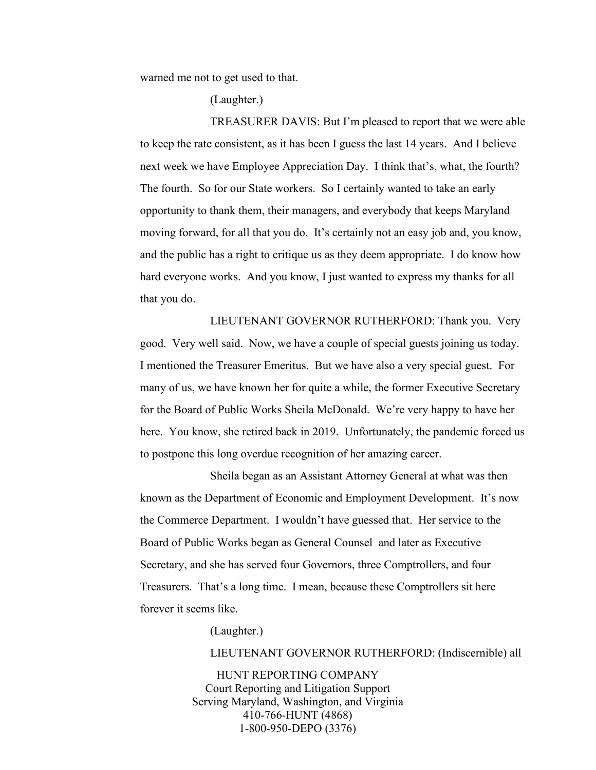warned me not to get used to that.

(Laughter.)

TREASURER DAVIS: But I'm pleased to report that we were able to keep the rate consistent, as it has been I guess the last 14 years. And I believe next week we have Employee Appreciation Day. I think that's, what, the fourth? The fourth. So for our State workers. So I certainly wanted to take an early opportunity to thank them, their managers, and everybody that keeps Maryland moving forward, for all that you do. It's certainly not an easy job and, you know, and the public has a right to critique us as they deem appropriate. I do know how hard everyone works. And you know, I just wanted to express my thanks for all that you do.

LIEUTENANT GOVERNOR RUTHERFORD: Thank you. Very good. Very well said. Now, we have a couple of special guests joining us today. I mentioned the Treasurer Emeritus. But we have also a very special guest. For many of us, we have known her for quite a while, the former Executive Secretary for the Board of Public Works Sheila McDonald. We're very happy to have her here. You know, she retired back in 2019. Unfortunately, the pandemic forced us to postpone this long overdue recognition of her amazing career.

Sheila began as an Assistant Attorney General at what was then known as the Department of Economic and Employment Development. It's now the Commerce Department. I wouldn't have guessed that. Her service to the Board of Public Works began as General Counsel and later as Executive Secretary, and she has served four Governors, three Comptrollers, and four Treasurers. That's a long time. I mean, because these Comptrollers sit here forever it seems like.

(Laughter.)

LIEUTENANT GOVERNOR RUTHERFORD: (Indiscernible) all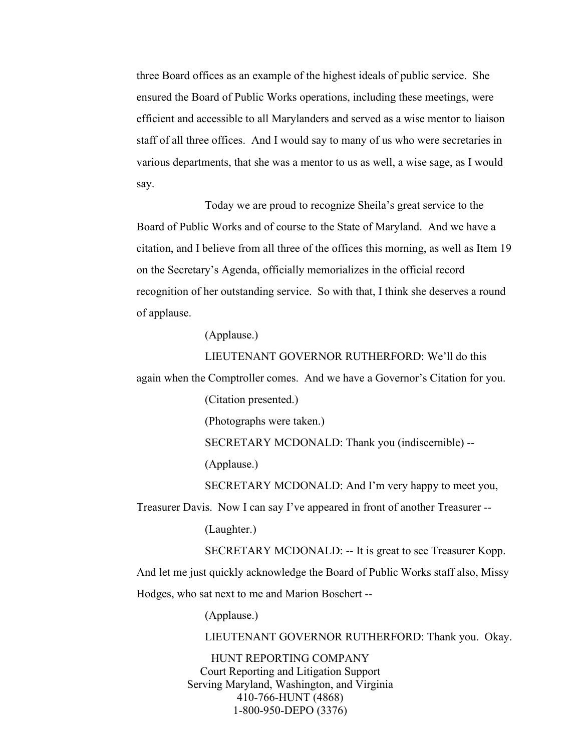three Board offices as an example of the highest ideals of public service. She ensured the Board of Public Works operations, including these meetings, were efficient and accessible to all Marylanders and served as a wise mentor to liaison staff of all three offices. And I would say to many of us who were secretaries in various departments, that she was a mentor to us as well, a wise sage, as I would say.

Today we are proud to recognize Sheila's great service to the Board of Public Works and of course to the State of Maryland. And we have a citation, and I believe from all three of the offices this morning, as well as Item 19 on the Secretary's Agenda, officially memorializes in the official record recognition of her outstanding service. So with that, I think she deserves a round of applause.

(Applause.)

LIEUTENANT GOVERNOR RUTHERFORD: We'll do this again when the Comptroller comes. And we have a Governor's Citation for you.

(Citation presented.)

(Photographs were taken.)

SECRETARY MCDONALD: Thank you (indiscernible) --

(Applause.)

SECRETARY MCDONALD: And I'm very happy to meet you, Treasurer Davis. Now I can say I've appeared in front of another Treasurer --

(Laughter.)

SECRETARY MCDONALD: -- It is great to see Treasurer Kopp. And let me just quickly acknowledge the Board of Public Works staff also, Missy Hodges, who sat next to me and Marion Boschert --

(Applause.)

LIEUTENANT GOVERNOR RUTHERFORD: Thank you. Okay.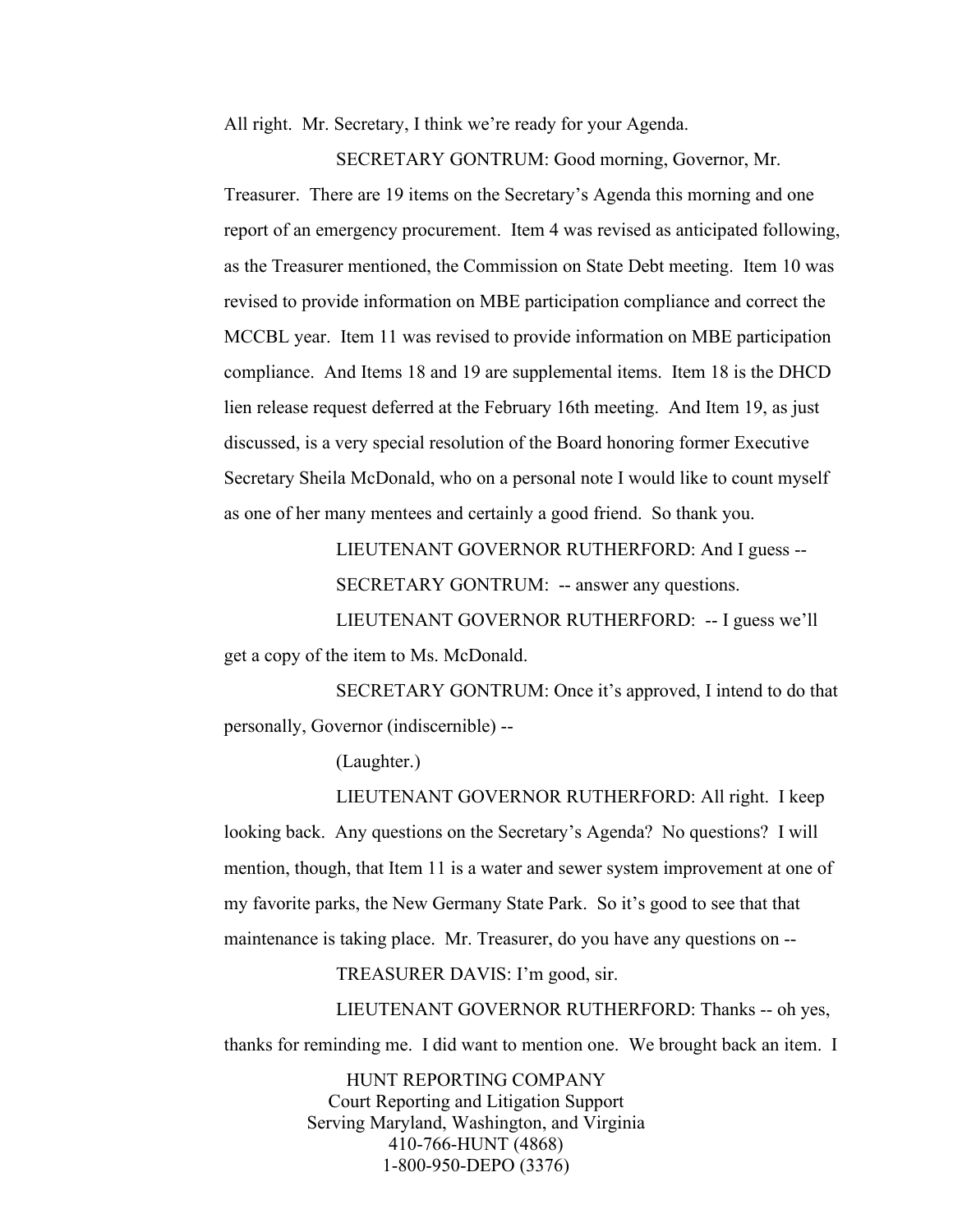All right. Mr. Secretary, I think we're ready for your Agenda.

SECRETARY GONTRUM: Good morning, Governor, Mr. Treasurer. There are 19 items on the Secretary's Agenda this morning and one report of an emergency procurement. Item 4 was revised as anticipated following, as the Treasurer mentioned, the Commission on State Debt meeting. Item 10 was revised to provide information on MBE participation compliance and correct the MCCBL year. Item 11 was revised to provide information on MBE participation compliance. And Items 18 and 19 are supplemental items. Item 18 is the DHCD lien release request deferred at the February 16th meeting. And Item 19, as just discussed, is a very special resolution of the Board honoring former Executive Secretary Sheila McDonald, who on a personal note I would like to count myself as one of her many mentees and certainly a good friend. So thank you.

LIEUTENANT GOVERNOR RUTHERFORD: And I guess --

SECRETARY GONTRUM: -- answer any questions.

LIEUTENANT GOVERNOR RUTHERFORD: -- I guess we'll get a copy of the item to Ms. McDonald.

SECRETARY GONTRUM: Once it's approved, I intend to do that personally, Governor (indiscernible) --

(Laughter.)

LIEUTENANT GOVERNOR RUTHERFORD: All right. I keep looking back. Any questions on the Secretary's Agenda? No questions? I will mention, though, that Item 11 is a water and sewer system improvement at one of my favorite parks, the New Germany State Park. So it's good to see that that maintenance is taking place. Mr. Treasurer, do you have any questions on --

TREASURER DAVIS: I'm good, sir.

LIEUTENANT GOVERNOR RUTHERFORD: Thanks -- oh yes, thanks for reminding me. I did want to mention one. We brought back an item. I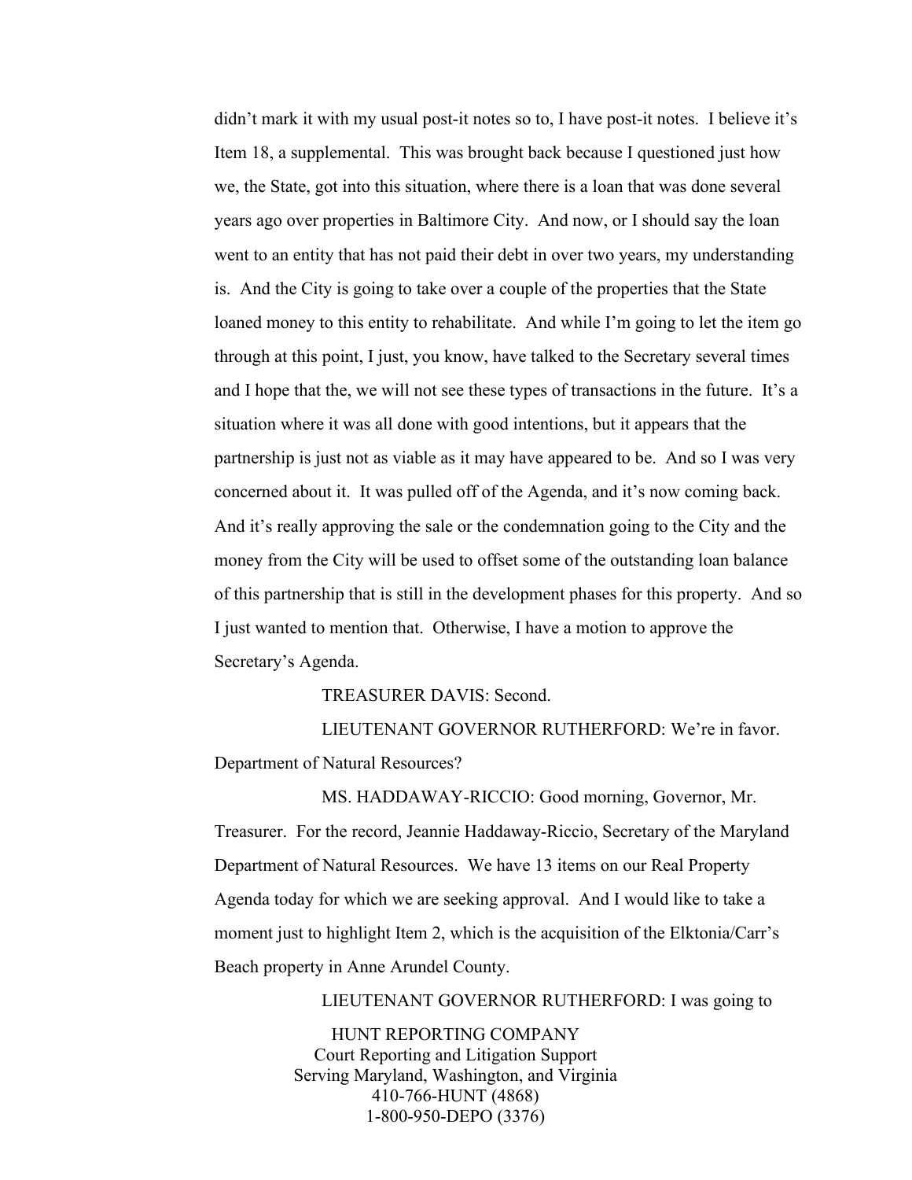didn’t mark it with my usual post-it notes so to, I have post-it notes. I believe it’s Item 18, a supplemental. This was brought back because I questioned just how we, the State, got into this situation, where there is a loan that was done several years ago over properties in Baltimore City. And now, or I should say the loan went to an entity that has not paid their debt in over two years, my understanding is. And the City is going to take over a couple of the properties that the State loaned money to this entity to rehabilitate. And while I’m going to let the item go through at this point, I just, you know, have talked to the Secretary several times and I hope that the, we will not see these types of transactions in the future. It’s a situation where it was all done with good intentions, but it appears that the partnership is just not as viable as it may have appeared to be. And so I was very concerned about it. It was pulled off of the Agenda, and it’s now coming back. And it’s really approving the sale or the condemnation going to the City and the money from the City will be used to offset some of the outstanding loan balance of this partnership that is still in the development phases for this property. And so I just wanted to mention that. Otherwise, I have a motion to approve the Secretary’s Agenda.

TREASURER DAVIS: Second.

LIEUTENANT GOVERNOR RUTHERFORD: We’re in favor. Department of Natural Resources?

MS. HADDAWAY-RICCIO: Good morning, Governor, Mr. Treasurer. For the record, Jeannie Haddaway-Riccio, Secretary of the Maryland Department of Natural Resources. We have 13 items on our Real Property Agenda today for which we are seeking approval. And I would like to take a moment just to highlight Item 2, which is the acquisition of the Elktonia/Carr’s Beach property in Anne Arundel County.

LIEUTENANT GOVERNOR RUTHERFORD: I was going to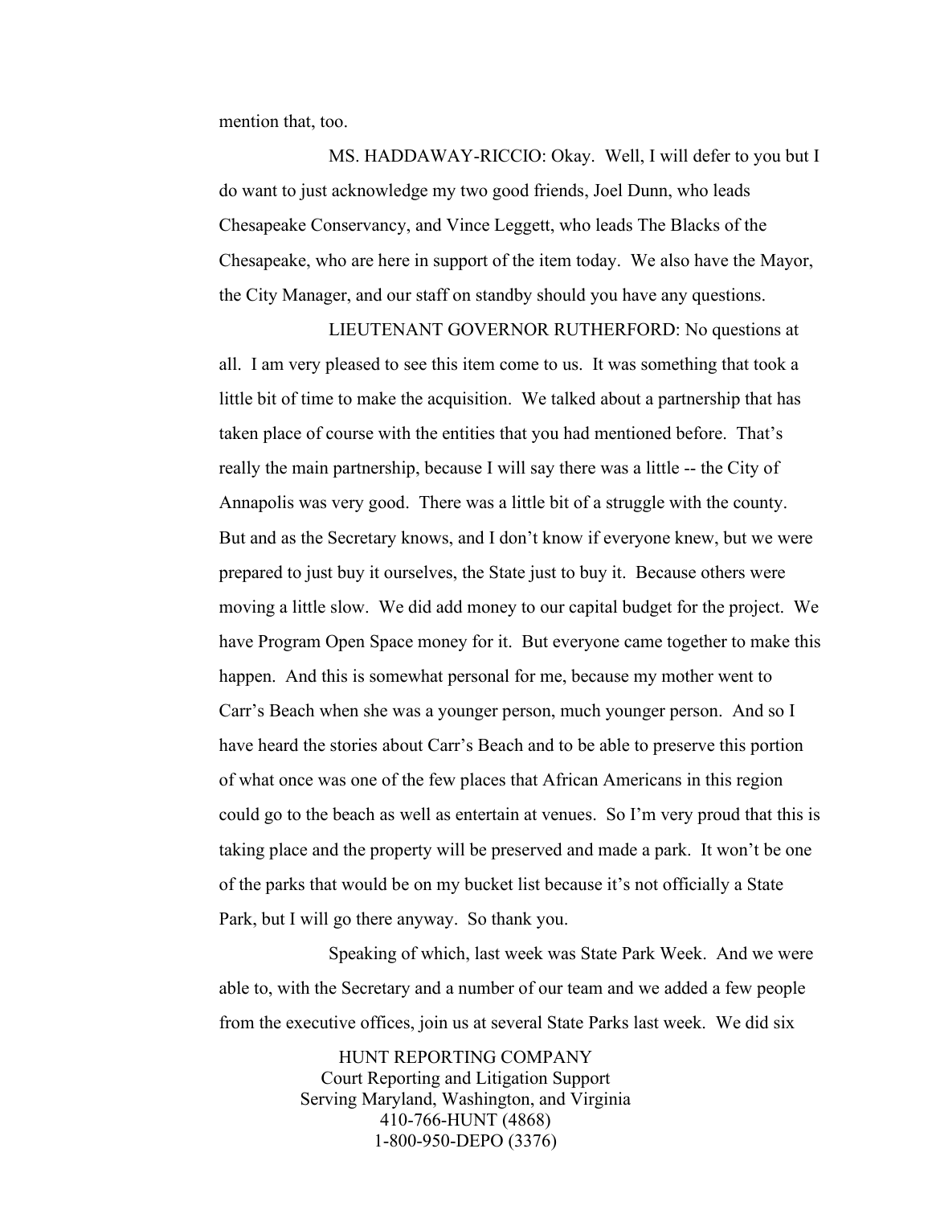mention that, too.

MS. HADDAWAY-RICCIO: Okay. Well, I will defer to you but I do want to just acknowledge my two good friends, Joel Dunn, who leads Chesapeake Conservancy, and Vince Leggett, who leads The Blacks of the Chesapeake, who are here in support of the item today. We also have the Mayor, the City Manager, and our staff on standby should you have any questions.

LIEUTENANT GOVERNOR RUTHERFORD: No questions at all. I am very pleased to see this item come to us. It was something that took a little bit of time to make the acquisition. We talked about a partnership that has taken place of course with the entities that you had mentioned before. That's really the main partnership, because I will say there was a little -- the City of Annapolis was very good. There was a little bit of a struggle with the county. But and as the Secretary knows, and I don't know if everyone knew, but we were prepared to just buy it ourselves, the State just to buy it. Because others were moving a little slow. We did add money to our capital budget for the project. We have Program Open Space money for it. But everyone came together to make this happen. And this is somewhat personal for me, because my mother went to Carr's Beach when she was a younger person, much younger person. And so I have heard the stories about Carr's Beach and to be able to preserve this portion of what once was one of the few places that African Americans in this region could go to the beach as well as entertain at venues. So I'm very proud that this is taking place and the property will be preserved and made a park. It won't be one of the parks that would be on my bucket list because it's not officially a State Park, but I will go there anyway. So thank you.

Speaking of which, last week was State Park Week. And we were able to, with the Secretary and a number of our team and we added a few people from the executive offices, join us at several State Parks last week. We did six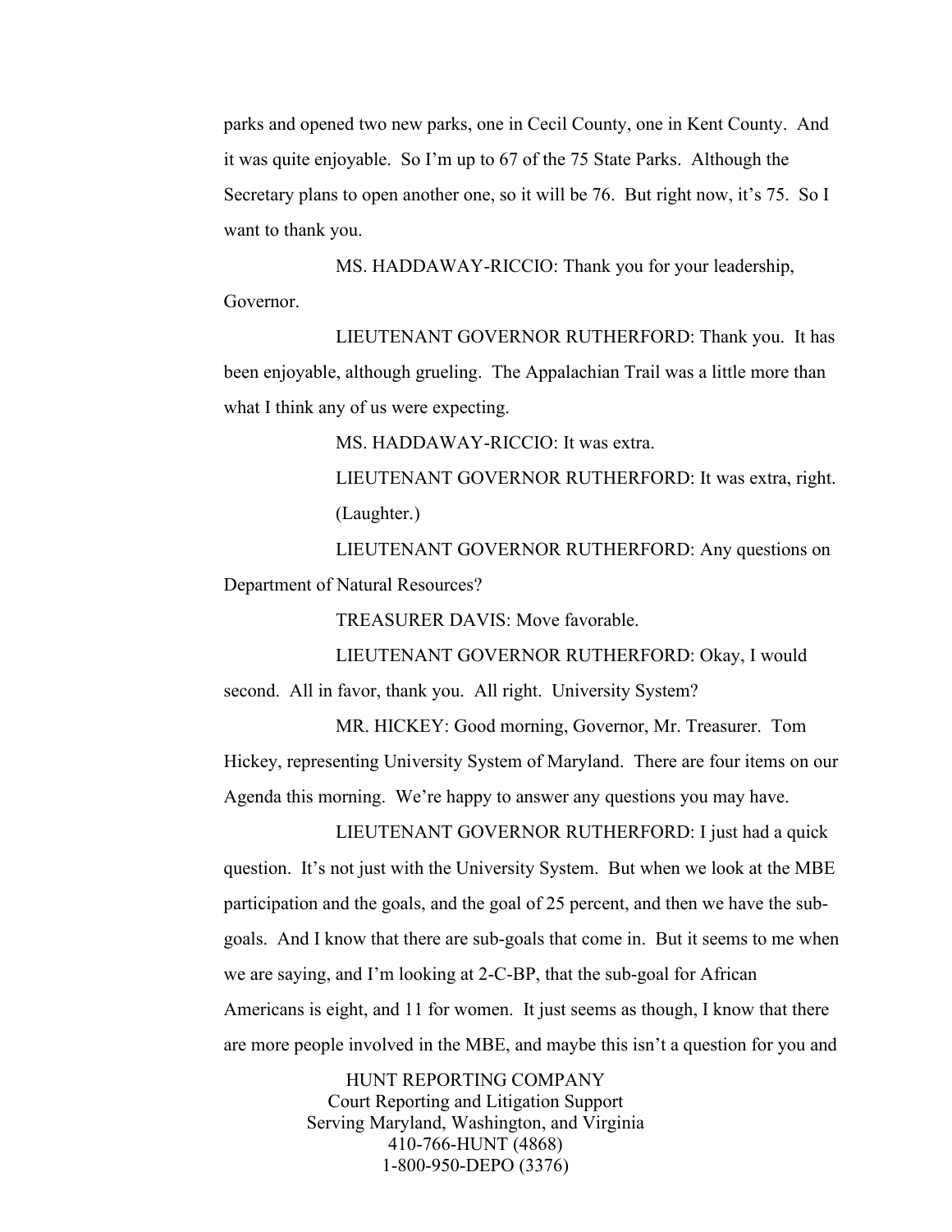parks and opened two new parks, one in Cecil County, one in Kent County. And it was quite enjoyable. So I'm up to 67 of the 75 State Parks. Although the Secretary plans to open another one, so it will be 76. But right now, it's 75. So I want to thank you.

MS. HADDAWAY-RICCIO: Thank you for your leadership, Governor.

LIEUTENANT GOVERNOR RUTHERFORD: Thank you. It has been enjoyable, although grueling. The Appalachian Trail was a little more than what I think any of us were expecting.

MS. HADDAWAY-RICCIO: It was extra.

LIEUTENANT GOVERNOR RUTHERFORD: It was extra, right.

(Laughter.)

LIEUTENANT GOVERNOR RUTHERFORD: Any questions on Department of Natural Resources?

TREASURER DAVIS: Move favorable.

LIEUTENANT GOVERNOR RUTHERFORD: Okay, I would second. All in favor, thank you. All right. University System?

MR. HICKEY: Good morning, Governor, Mr. Treasurer. Tom Hickey, representing University System of Maryland. There are four items on our Agenda this morning. We're happy to answer any questions you may have.

LIEUTENANT GOVERNOR RUTHERFORD: I just had a quick question. It's not just with the University System. But when we look at the MBE participation and the goals, and the goal of 25 percent, and then we have the sub-goals. And I know that there are sub-goals that come in. But it seems to me when we are saying, and I'm looking at 2-C-BP, that the sub-goal for African Americans is eight, and 11 for women. It just seems as though, I know that there are more people involved in the MBE, and maybe this isn't a question for you and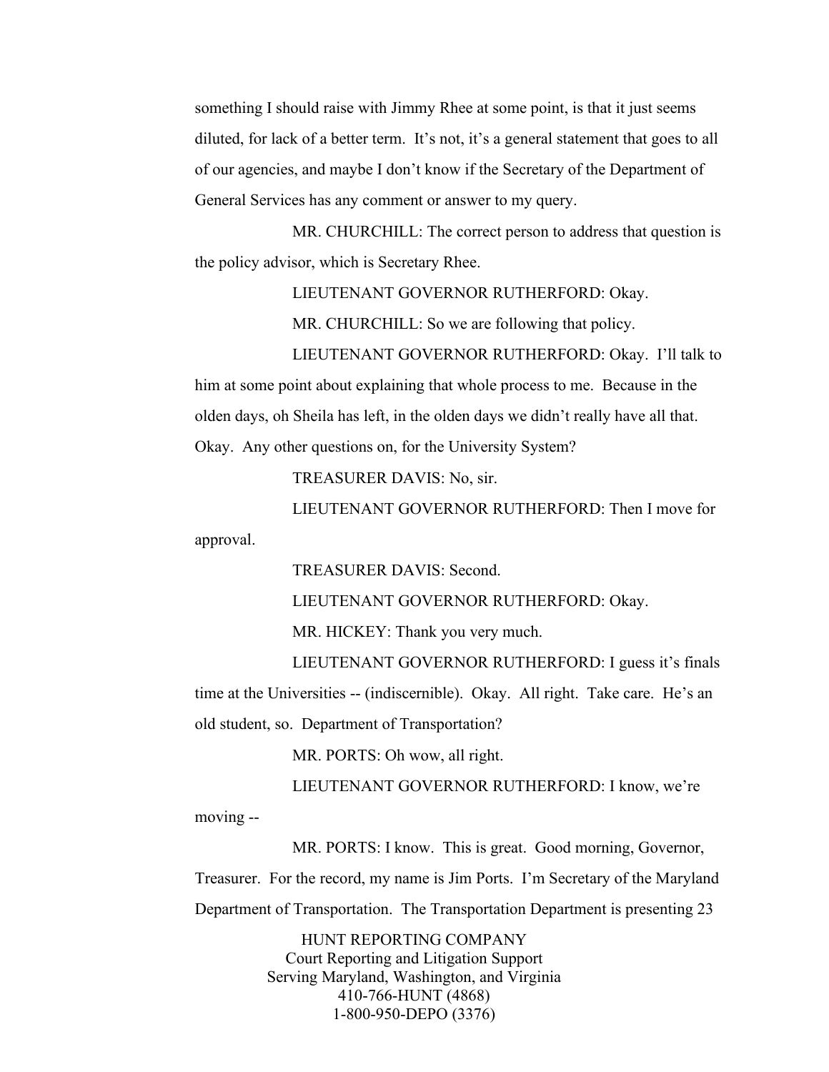something I should raise with Jimmy Rhee at some point, is that it just seems diluted, for lack of a better term. It's not, it's a general statement that goes to all of our agencies, and maybe I don't know if the Secretary of the Department of General Services has any comment or answer to my query.

MR. CHURCHILL: The correct person to address that question is the policy advisor, which is Secretary Rhee.

LIEUTENANT GOVERNOR RUTHERFORD: Okay.

MR. CHURCHILL: So we are following that policy.

LIEUTENANT GOVERNOR RUTHERFORD: Okay. I'll talk to him at some point about explaining that whole process to me. Because in the olden days, oh Sheila has left, in the olden days we didn't really have all that. Okay. Any other questions on, for the University System?

TREASURER DAVIS: No, sir.

LIEUTENANT GOVERNOR RUTHERFORD: Then I move for approval.

TREASURER DAVIS: Second.

LIEUTENANT GOVERNOR RUTHERFORD: Okay.

MR. HICKEY: Thank you very much.

LIEUTENANT GOVERNOR RUTHERFORD: I guess it's finals time at the Universities -- (indiscernible). Okay. All right. Take care. He's an old student, so. Department of Transportation?

MR. PORTS: Oh wow, all right.

LIEUTENANT GOVERNOR RUTHERFORD: I know, we're moving --

MR. PORTS: I know. This is great. Good morning, Governor, Treasurer. For the record, my name is Jim Ports. I'm Secretary of the Maryland Department of Transportation. The Transportation Department is presenting 23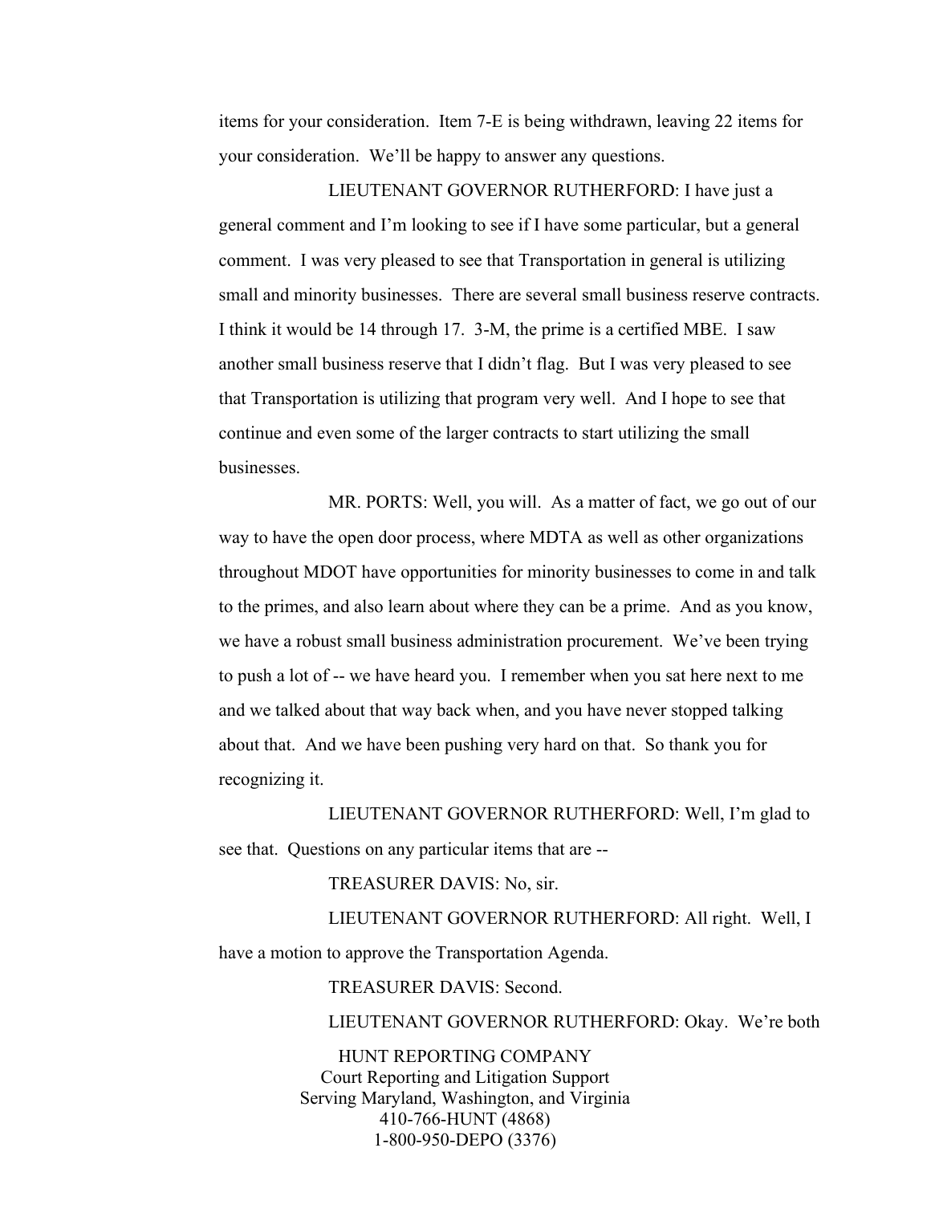items for your consideration. Item 7-E is being withdrawn, leaving 22 items for your consideration. We'll be happy to answer any questions.

LIEUTENANT GOVERNOR RUTHERFORD: I have just a general comment and I'm looking to see if I have some particular, but a general comment. I was very pleased to see that Transportation in general is utilizing small and minority businesses. There are several small business reserve contracts. I think it would be 14 through 17. 3-M, the prime is a certified MBE. I saw another small business reserve that I didn't flag. But I was very pleased to see that Transportation is utilizing that program very well. And I hope to see that continue and even some of the larger contracts to start utilizing the small businesses.

MR. PORTS: Well, you will. As a matter of fact, we go out of our way to have the open door process, where MDTA as well as other organizations throughout MDOT have opportunities for minority businesses to come in and talk to the primes, and also learn about where they can be a prime. And as you know, we have a robust small business administration procurement. We've been trying to push a lot of -- we have heard you. I remember when you sat here next to me and we talked about that way back when, and you have never stopped talking about that. And we have been pushing very hard on that. So thank you for recognizing it.

LIEUTENANT GOVERNOR RUTHERFORD: Well, I'm glad to see that. Questions on any particular items that are --

TREASURER DAVIS: No, sir.

LIEUTENANT GOVERNOR RUTHERFORD: All right. Well, I have a motion to approve the Transportation Agenda.

TREASURER DAVIS: Second.

LIEUTENANT GOVERNOR RUTHERFORD: Okay. We're both

HUNT REPORTING COMPANY
Court Reporting and Litigation Support
Serving Maryland, Washington, and Virginia
410-766-HUNT (4868)
1-800-950-DEPO (3376)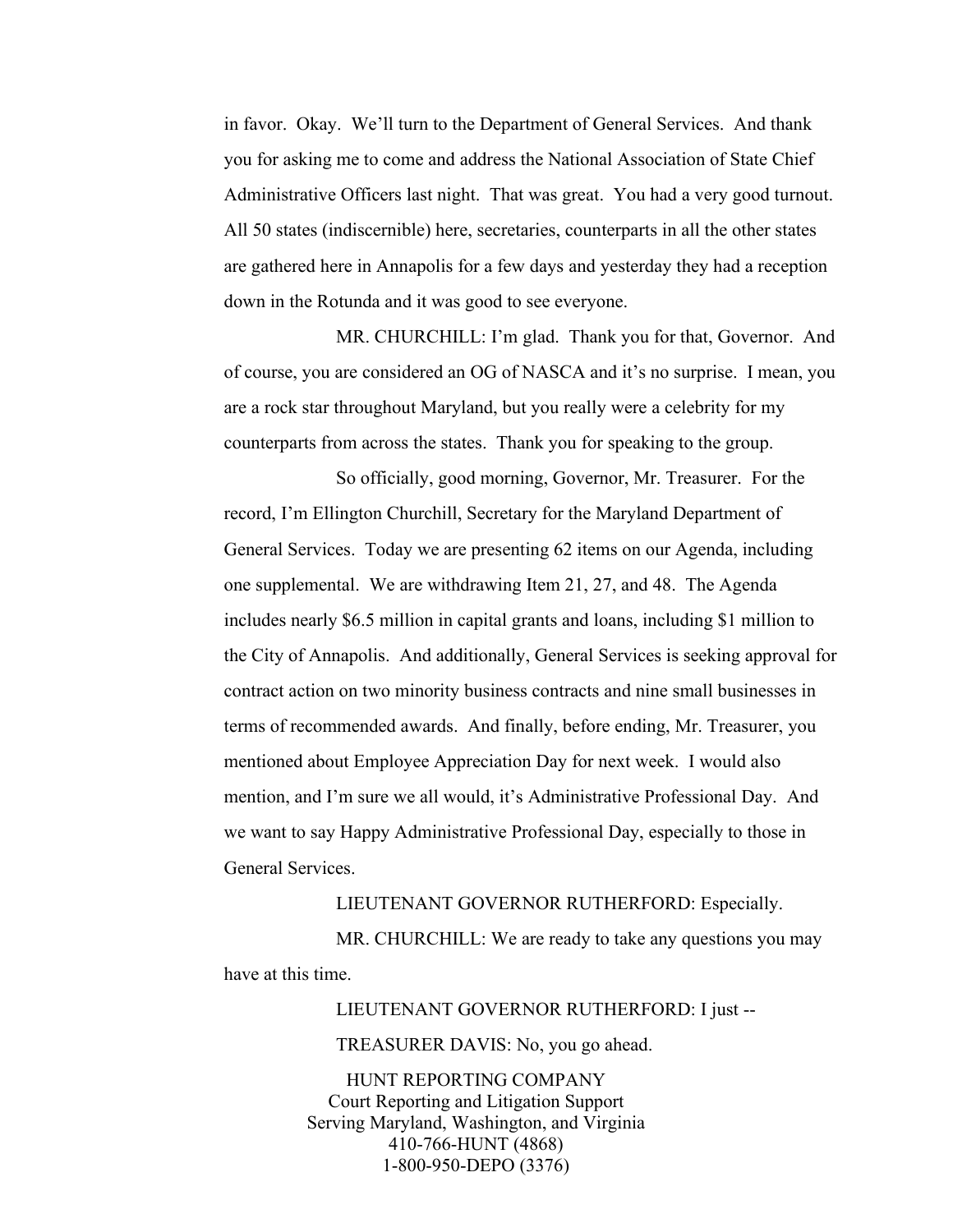in favor. Okay. We'll turn to the Department of General Services. And thank you for asking me to come and address the National Association of State Chief Administrative Officers last night. That was great. You had a very good turnout. All 50 states (indiscernible) here, secretaries, counterparts in all the other states are gathered here in Annapolis for a few days and yesterday they had a reception down in the Rotunda and it was good to see everyone.

MR. CHURCHILL: I'm glad. Thank you for that, Governor. And of course, you are considered an OG of NASCA and it's no surprise. I mean, you are a rock star throughout Maryland, but you really were a celebrity for my counterparts from across the states. Thank you for speaking to the group.

So officially, good morning, Governor, Mr. Treasurer. For the record, I'm Ellington Churchill, Secretary for the Maryland Department of General Services. Today we are presenting 62 items on our Agenda, including one supplemental. We are withdrawing Item 21, 27, and 48. The Agenda includes nearly $6.5 million in capital grants and loans, including $1 million to the City of Annapolis. And additionally, General Services is seeking approval for contract action on two minority business contracts and nine small businesses in terms of recommended awards. And finally, before ending, Mr. Treasurer, you mentioned about Employee Appreciation Day for next week. I would also mention, and I'm sure we all would, it's Administrative Professional Day. And we want to say Happy Administrative Professional Day, especially to those in General Services.

LIEUTENANT GOVERNOR RUTHERFORD: Especially.

MR. CHURCHILL: We are ready to take any questions you may have at this time.

LIEUTENANT GOVERNOR RUTHERFORD: I just --

TREASURER DAVIS: No, you go ahead.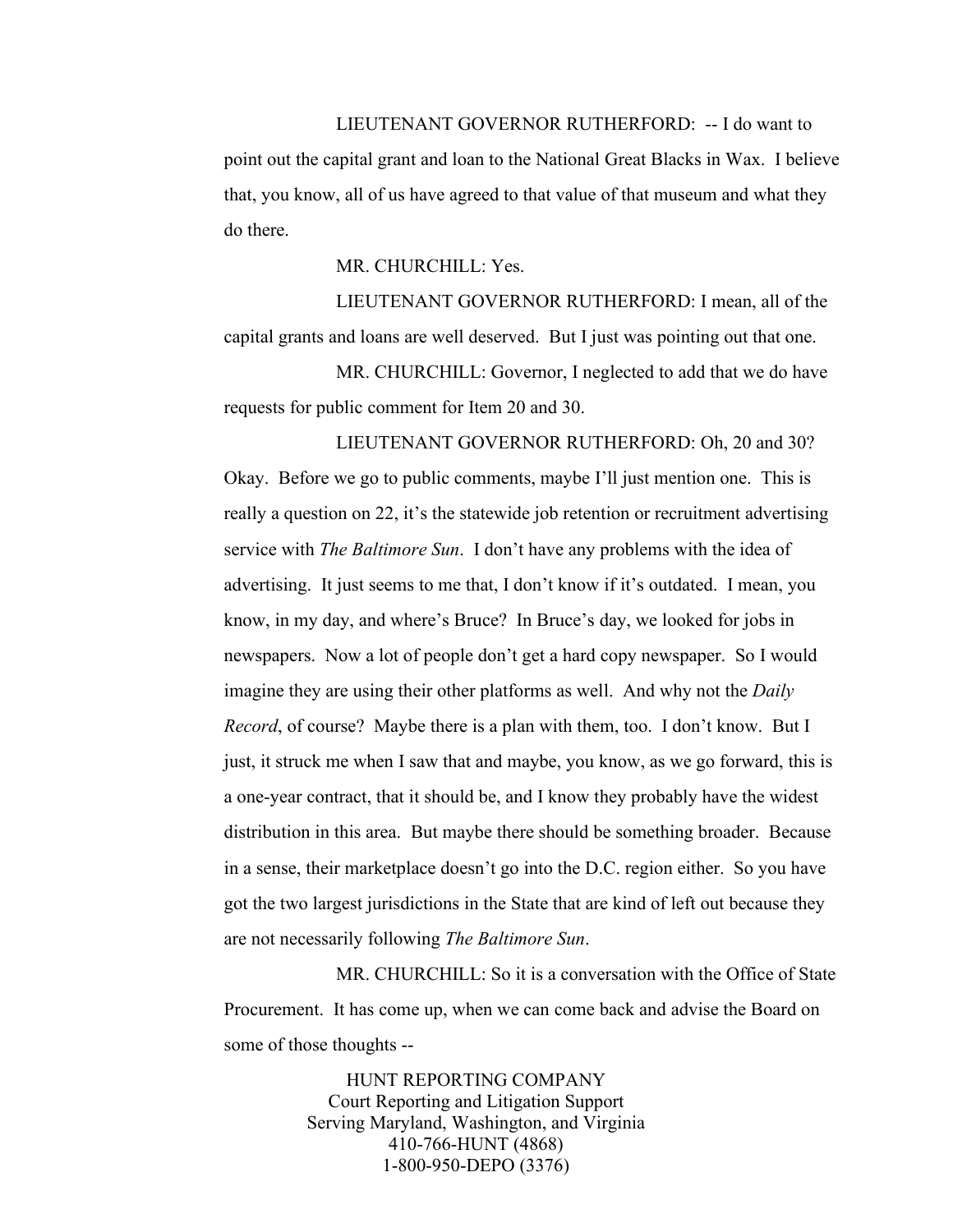LIEUTENANT GOVERNOR RUTHERFORD: -- I do want to point out the capital grant and loan to the National Great Blacks in Wax. I believe that, you know, all of us have agreed to that value of that museum and what they do there.

MR. CHURCHILL: Yes.

LIEUTENANT GOVERNOR RUTHERFORD: I mean, all of the capital grants and loans are well deserved. But I just was pointing out that one.

MR. CHURCHILL: Governor, I neglected to add that we do have requests for public comment for Item 20 and 30.

LIEUTENANT GOVERNOR RUTHERFORD: Oh, 20 and 30? Okay. Before we go to public comments, maybe I'll just mention one. This is really a question on 22, it's the statewide job retention or recruitment advertising service with *The Baltimore Sun*. I don't have any problems with the idea of advertising. It just seems to me that, I don't know if it's outdated. I mean, you know, in my day, and where's Bruce? In Bruce's day, we looked for jobs in newspapers. Now a lot of people don't get a hard copy newspaper. So I would imagine they are using their other platforms as well. And why not the *Daily Record*, of course? Maybe there is a plan with them, too. I don't know. But I just, it struck me when I saw that and maybe, you know, as we go forward, this is a one-year contract, that it should be, and I know they probably have the widest distribution in this area. But maybe there should be something broader. Because in a sense, their marketplace doesn't go into the D.C. region either. So you have got the two largest jurisdictions in the State that are kind of left out because they are not necessarily following *The Baltimore Sun*.

MR. CHURCHILL: So it is a conversation with the Office of State Procurement. It has come up, when we can come back and advise the Board on some of those thoughts --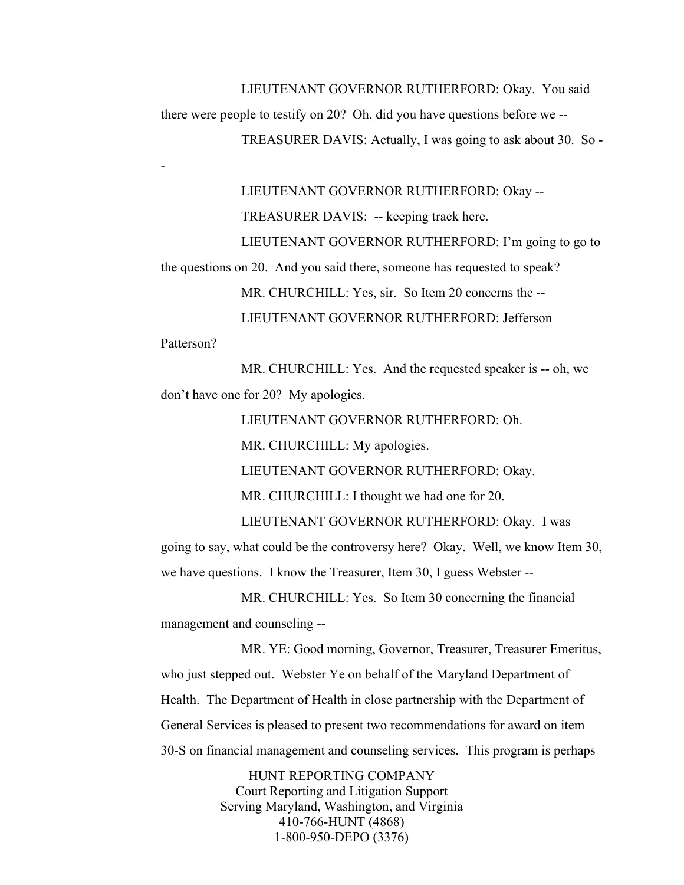LIEUTENANT GOVERNOR RUTHERFORD: Okay. You said there were people to testify on 20? Oh, did you have questions before we --

TREASURER DAVIS: Actually, I was going to ask about 30. So --

LIEUTENANT GOVERNOR RUTHERFORD: Okay --

TREASURER DAVIS: -- keeping track here.

LIEUTENANT GOVERNOR RUTHERFORD: I'm going to go to the questions on 20. And you said there, someone has requested to speak?

MR. CHURCHILL: Yes, sir. So Item 20 concerns the --

LIEUTENANT GOVERNOR RUTHERFORD: Jefferson Patterson?

MR. CHURCHILL: Yes. And the requested speaker is -- oh, we don't have one for 20? My apologies.

LIEUTENANT GOVERNOR RUTHERFORD: Oh.

MR. CHURCHILL: My apologies.

LIEUTENANT GOVERNOR RUTHERFORD: Okay.

MR. CHURCHILL: I thought we had one for 20.

LIEUTENANT GOVERNOR RUTHERFORD: Okay. I was going to say, what could be the controversy here? Okay. Well, we know Item 30, we have questions. I know the Treasurer, Item 30, I guess Webster --

MR. CHURCHILL: Yes. So Item 30 concerning the financial management and counseling --

MR. YE: Good morning, Governor, Treasurer, Treasurer Emeritus, who just stepped out. Webster Ye on behalf of the Maryland Department of Health. The Department of Health in close partnership with the Department of General Services is pleased to present two recommendations for award on item 30-S on financial management and counseling services. This program is perhaps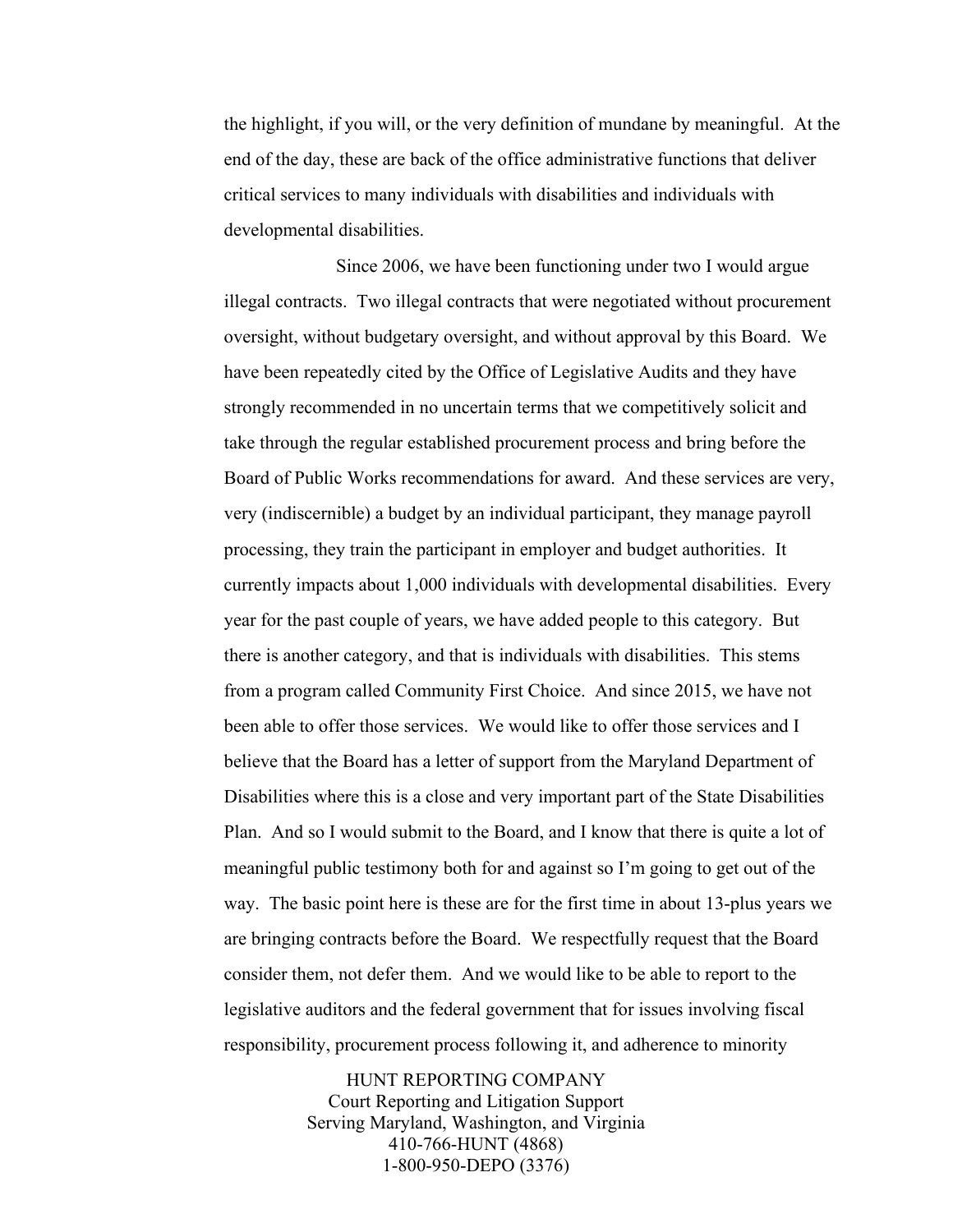the highlight, if you will, or the very definition of mundane by meaningful. At the end of the day, these are back of the office administrative functions that deliver critical services to many individuals with disabilities and individuals with developmental disabilities.

Since 2006, we have been functioning under two I would argue illegal contracts. Two illegal contracts that were negotiated without procurement oversight, without budgetary oversight, and without approval by this Board. We have been repeatedly cited by the Office of Legislative Audits and they have strongly recommended in no uncertain terms that we competitively solicit and take through the regular established procurement process and bring before the Board of Public Works recommendations for award. And these services are very, very (indiscernible) a budget by an individual participant, they manage payroll processing, they train the participant in employer and budget authorities. It currently impacts about 1,000 individuals with developmental disabilities. Every year for the past couple of years, we have added people to this category. But there is another category, and that is individuals with disabilities. This stems from a program called Community First Choice. And since 2015, we have not been able to offer those services. We would like to offer those services and I believe that the Board has a letter of support from the Maryland Department of Disabilities where this is a close and very important part of the State Disabilities Plan. And so I would submit to the Board, and I know that there is quite a lot of meaningful public testimony both for and against so I'm going to get out of the way. The basic point here is these are for the first time in about 13-plus years we are bringing contracts before the Board. We respectfully request that the Board consider them, not defer them. And we would like to be able to report to the legislative auditors and the federal government that for issues involving fiscal responsibility, procurement process following it, and adherence to minority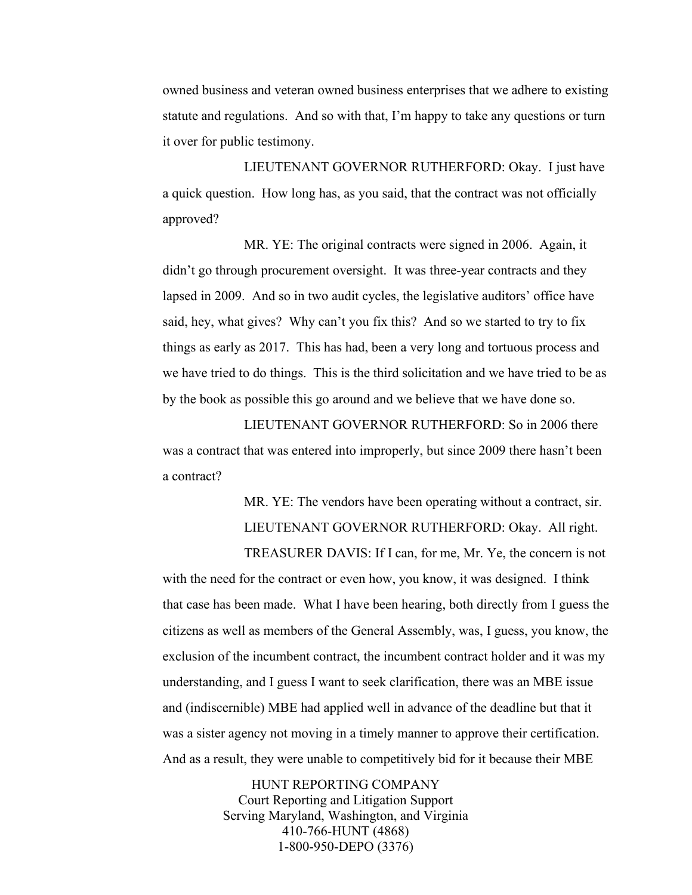owned business and veteran owned business enterprises that we adhere to existing statute and regulations. And so with that, I'm happy to take any questions or turn it over for public testimony.

LIEUTENANT GOVERNOR RUTHERFORD: Okay. I just have a quick question. How long has, as you said, that the contract was not officially approved?

MR. YE: The original contracts were signed in 2006. Again, it didn't go through procurement oversight. It was three-year contracts and they lapsed in 2009. And so in two audit cycles, the legislative auditors' office have said, hey, what gives? Why can't you fix this? And so we started to try to fix things as early as 2017. This has had, been a very long and tortuous process and we have tried to do things. This is the third solicitation and we have tried to be as by the book as possible this go around and we believe that we have done so.

LIEUTENANT GOVERNOR RUTHERFORD: So in 2006 there was a contract that was entered into improperly, but since 2009 there hasn't been a contract?

MR. YE: The vendors have been operating without a contract, sir.

LIEUTENANT GOVERNOR RUTHERFORD: Okay. All right.

TREASURER DAVIS: If I can, for me, Mr. Ye, the concern is not with the need for the contract or even how, you know, it was designed. I think that case has been made. What I have been hearing, both directly from I guess the citizens as well as members of the General Assembly, was, I guess, you know, the exclusion of the incumbent contract, the incumbent contract holder and it was my understanding, and I guess I want to seek clarification, there was an MBE issue and (indiscernible) MBE had applied well in advance of the deadline but that it was a sister agency not moving in a timely manner to approve their certification. And as a result, they were unable to competitively bid for it because their MBE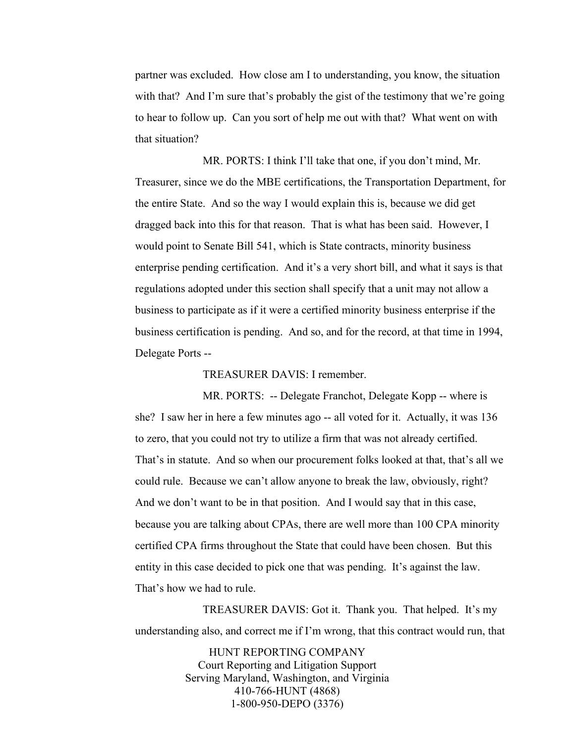partner was excluded. How close am I to understanding, you know, the situation with that? And I'm sure that's probably the gist of the testimony that we're going to hear to follow up. Can you sort of help me out with that? What went on with that situation?

MR. PORTS: I think I'll take that one, if you don't mind, Mr. Treasurer, since we do the MBE certifications, the Transportation Department, for the entire State. And so the way I would explain this is, because we did get dragged back into this for that reason. That is what has been said. However, I would point to Senate Bill 541, which is State contracts, minority business enterprise pending certification. And it's a very short bill, and what it says is that regulations adopted under this section shall specify that a unit may not allow a business to participate as if it were a certified minority business enterprise if the business certification is pending. And so, and for the record, at that time in 1994, Delegate Ports --

TREASURER DAVIS: I remember.

MR. PORTS: -- Delegate Franchot, Delegate Kopp -- where is she? I saw her in here a few minutes ago -- all voted for it. Actually, it was 136 to zero, that you could not try to utilize a firm that was not already certified. That's in statute. And so when our procurement folks looked at that, that's all we could rule. Because we can't allow anyone to break the law, obviously, right? And we don't want to be in that position. And I would say that in this case, because you are talking about CPAs, there are well more than 100 CPA minority certified CPA firms throughout the State that could have been chosen. But this entity in this case decided to pick one that was pending. It's against the law. That's how we had to rule.

TREASURER DAVIS: Got it. Thank you. That helped. It's my understanding also, and correct me if I'm wrong, that this contract would run, that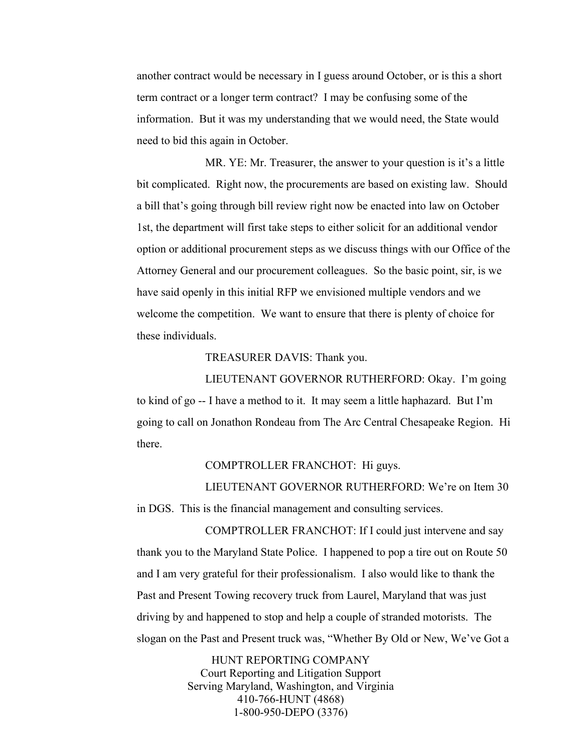another contract would be necessary in I guess around October, or is this a short term contract or a longer term contract? I may be confusing some of the information. But it was my understanding that we would need, the State would need to bid this again in October.

MR. YE: Mr. Treasurer, the answer to your question is it's a little bit complicated. Right now, the procurements are based on existing law. Should a bill that's going through bill review right now be enacted into law on October 1st, the department will first take steps to either solicit for an additional vendor option or additional procurement steps as we discuss things with our Office of the Attorney General and our procurement colleagues. So the basic point, sir, is we have said openly in this initial RFP we envisioned multiple vendors and we welcome the competition. We want to ensure that there is plenty of choice for these individuals.

TREASURER DAVIS: Thank you.

LIEUTENANT GOVERNOR RUTHERFORD: Okay. I'm going to kind of go -- I have a method to it. It may seem a little haphazard. But I'm going to call on Jonathon Rondeau from The Arc Central Chesapeake Region. Hi there.

COMPTROLLER FRANCHOT: Hi guys.

LIEUTENANT GOVERNOR RUTHERFORD: We're on Item 30 in DGS. This is the financial management and consulting services.

COMPTROLLER FRANCHOT: If I could just intervene and say thank you to the Maryland State Police. I happened to pop a tire out on Route 50 and I am very grateful for their professionalism. I also would like to thank the Past and Present Towing recovery truck from Laurel, Maryland that was just driving by and happened to stop and help a couple of stranded motorists. The slogan on the Past and Present truck was, "Whether By Old or New, We've Got a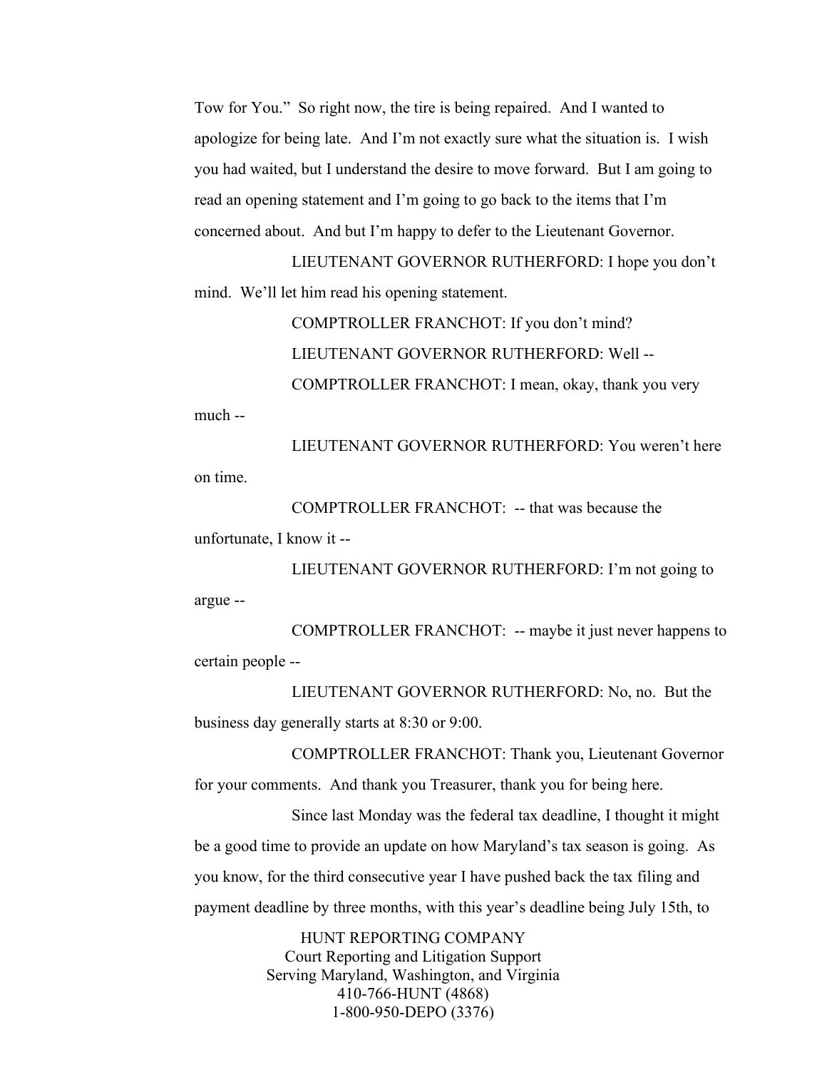Tow for You." So right now, the tire is being repaired. And I wanted to apologize for being late. And I'm not exactly sure what the situation is. I wish you had waited, but I understand the desire to move forward. But I am going to read an opening statement and I'm going to go back to the items that I'm concerned about. And but I'm happy to defer to the Lieutenant Governor.

LIEUTENANT GOVERNOR RUTHERFORD: I hope you don't mind. We'll let him read his opening statement.

COMPTROLLER FRANCHOT: If you don't mind?

LIEUTENANT GOVERNOR RUTHERFORD: Well --

COMPTROLLER FRANCHOT: I mean, okay, thank you very much --

LIEUTENANT GOVERNOR RUTHERFORD: You weren't here on time.

COMPTROLLER FRANCHOT: -- that was because the unfortunate, I know it --

LIEUTENANT GOVERNOR RUTHERFORD: I'm not going to argue --

COMPTROLLER FRANCHOT: -- maybe it just never happens to certain people --

LIEUTENANT GOVERNOR RUTHERFORD: No, no. But the business day generally starts at 8:30 or 9:00.

COMPTROLLER FRANCHOT: Thank you, Lieutenant Governor for your comments. And thank you Treasurer, thank you for being here.

Since last Monday was the federal tax deadline, I thought it might be a good time to provide an update on how Maryland's tax season is going. As you know, for the third consecutive year I have pushed back the tax filing and payment deadline by three months, with this year's deadline being July 15th, to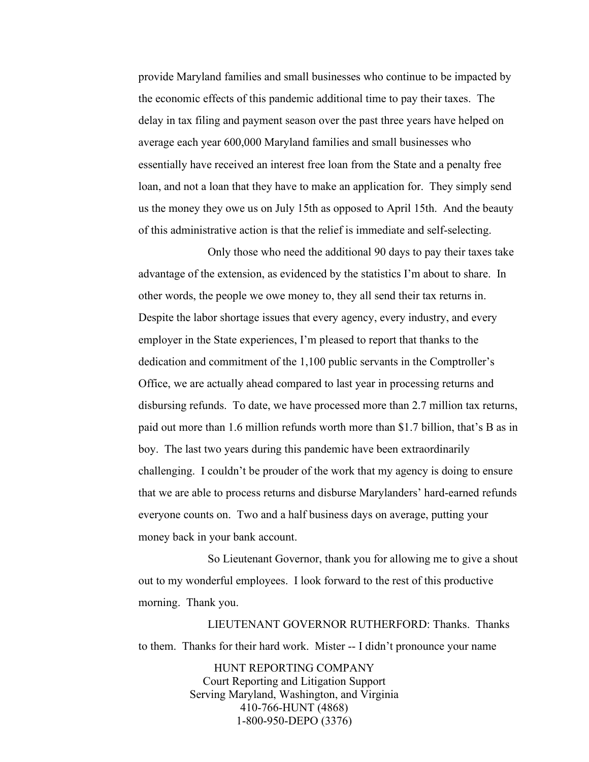provide Maryland families and small businesses who continue to be impacted by the economic effects of this pandemic additional time to pay their taxes. The delay in tax filing and payment season over the past three years have helped on average each year 600,000 Maryland families and small businesses who essentially have received an interest free loan from the State and a penalty free loan, and not a loan that they have to make an application for. They simply send us the money they owe us on July 15th as opposed to April 15th. And the beauty of this administrative action is that the relief is immediate and self-selecting.

Only those who need the additional 90 days to pay their taxes take advantage of the extension, as evidenced by the statistics I'm about to share. In other words, the people we owe money to, they all send their tax returns in. Despite the labor shortage issues that every agency, every industry, and every employer in the State experiences, I'm pleased to report that thanks to the dedication and commitment of the 1,100 public servants in the Comptroller's Office, we are actually ahead compared to last year in processing returns and disbursing refunds. To date, we have processed more than 2.7 million tax returns, paid out more than 1.6 million refunds worth more than $1.7 billion, that's B as in boy. The last two years during this pandemic have been extraordinarily challenging. I couldn't be prouder of the work that my agency is doing to ensure that we are able to process returns and disburse Marylanders' hard-earned refunds everyone counts on. Two and a half business days on average, putting your money back in your bank account.

So Lieutenant Governor, thank you for allowing me to give a shout out to my wonderful employees. I look forward to the rest of this productive morning. Thank you.

LIEUTENANT GOVERNOR RUTHERFORD: Thanks. Thanks to them. Thanks for their hard work. Mister -- I didn't pronounce your name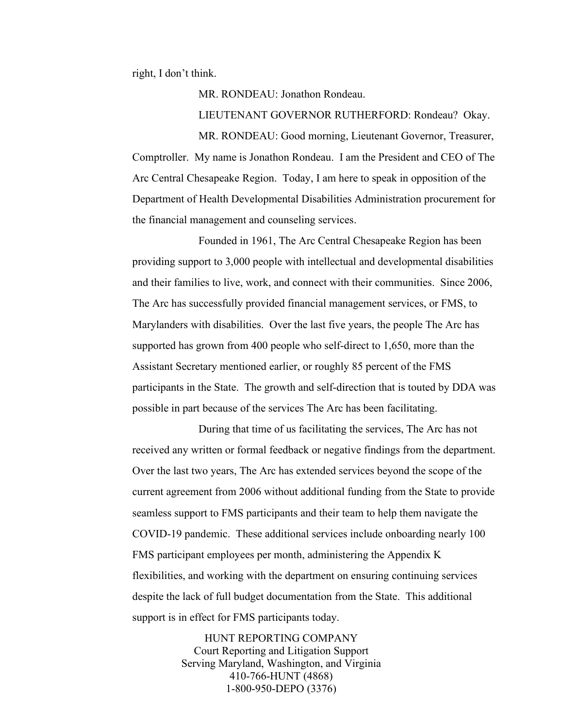right, I don't think.

MR. RONDEAU: Jonathon Rondeau.

LIEUTENANT GOVERNOR RUTHERFORD: Rondeau? Okay.

MR. RONDEAU: Good morning, Lieutenant Governor, Treasurer, Comptroller. My name is Jonathon Rondeau. I am the President and CEO of The Arc Central Chesapeake Region. Today, I am here to speak in opposition of the Department of Health Developmental Disabilities Administration procurement for the financial management and counseling services.

Founded in 1961, The Arc Central Chesapeake Region has been providing support to 3,000 people with intellectual and developmental disabilities and their families to live, work, and connect with their communities. Since 2006, The Arc has successfully provided financial management services, or FMS, to Marylanders with disabilities. Over the last five years, the people The Arc has supported has grown from 400 people who self-direct to 1,650, more than the Assistant Secretary mentioned earlier, or roughly 85 percent of the FMS participants in the State. The growth and self-direction that is touted by DDA was possible in part because of the services The Arc has been facilitating.

During that time of us facilitating the services, The Arc has not received any written or formal feedback or negative findings from the department. Over the last two years, The Arc has extended services beyond the scope of the current agreement from 2006 without additional funding from the State to provide seamless support to FMS participants and their team to help them navigate the COVID-19 pandemic. These additional services include onboarding nearly 100 FMS participant employees per month, administering the Appendix K flexibilities, and working with the department on ensuring continuing services despite the lack of full budget documentation from the State. This additional support is in effect for FMS participants today.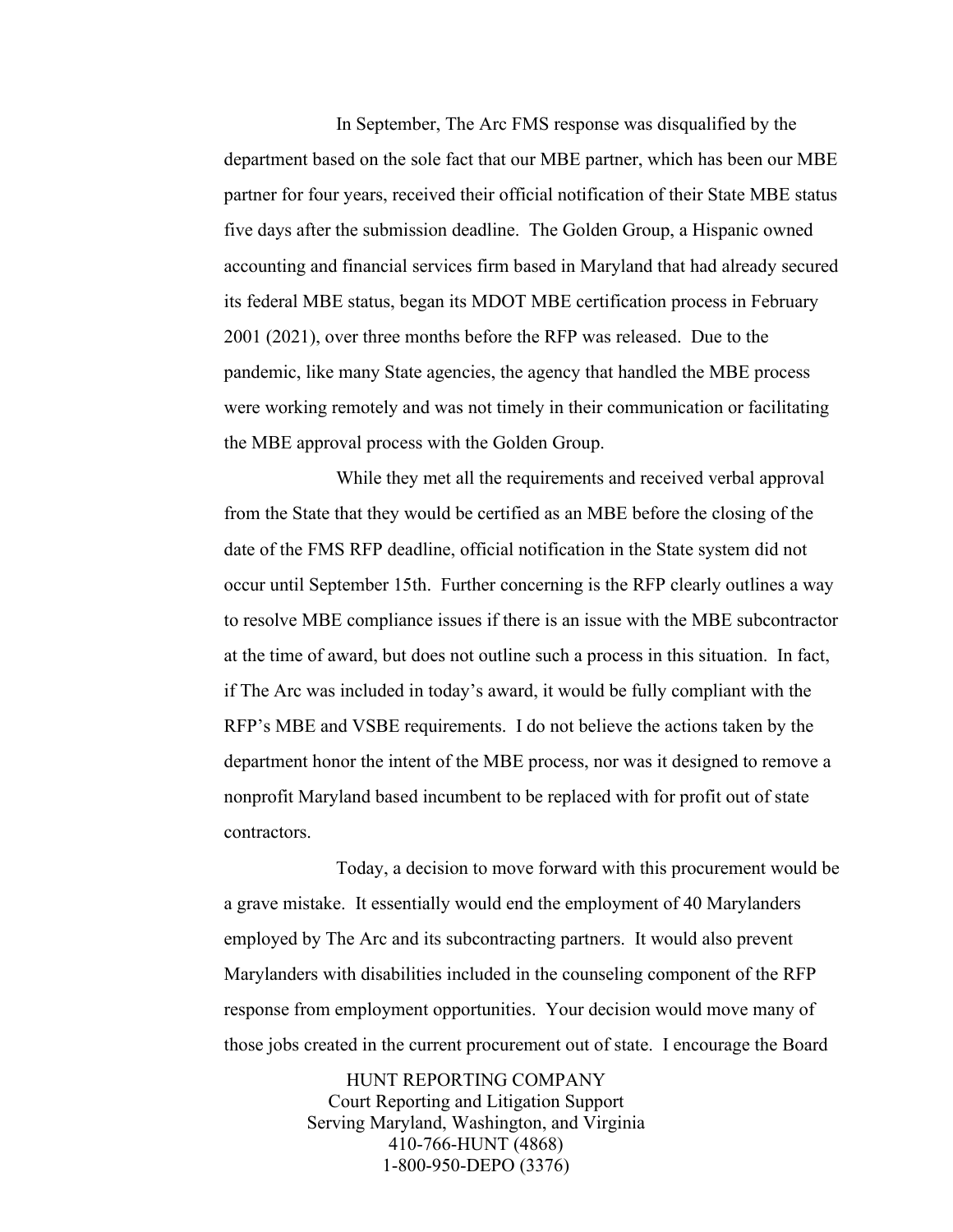In September, The Arc FMS response was disqualified by the department based on the sole fact that our MBE partner, which has been our MBE partner for four years, received their official notification of their State MBE status five days after the submission deadline. The Golden Group, a Hispanic owned accounting and financial services firm based in Maryland that had already secured its federal MBE status, began its MDOT MBE certification process in February 2001 (2021), over three months before the RFP was released. Due to the pandemic, like many State agencies, the agency that handled the MBE process were working remotely and was not timely in their communication or facilitating the MBE approval process with the Golden Group.

While they met all the requirements and received verbal approval from the State that they would be certified as an MBE before the closing of the date of the FMS RFP deadline, official notification in the State system did not occur until September 15th. Further concerning is the RFP clearly outlines a way to resolve MBE compliance issues if there is an issue with the MBE subcontractor at the time of award, but does not outline such a process in this situation. In fact, if The Arc was included in today's award, it would be fully compliant with the RFP's MBE and VSBE requirements. I do not believe the actions taken by the department honor the intent of the MBE process, nor was it designed to remove a nonprofit Maryland based incumbent to be replaced with for profit out of state contractors.

Today, a decision to move forward with this procurement would be a grave mistake. It essentially would end the employment of 40 Marylanders employed by The Arc and its subcontracting partners. It would also prevent Marylanders with disabilities included in the counseling component of the RFP response from employment opportunities. Your decision would move many of those jobs created in the current procurement out of state. I encourage the Board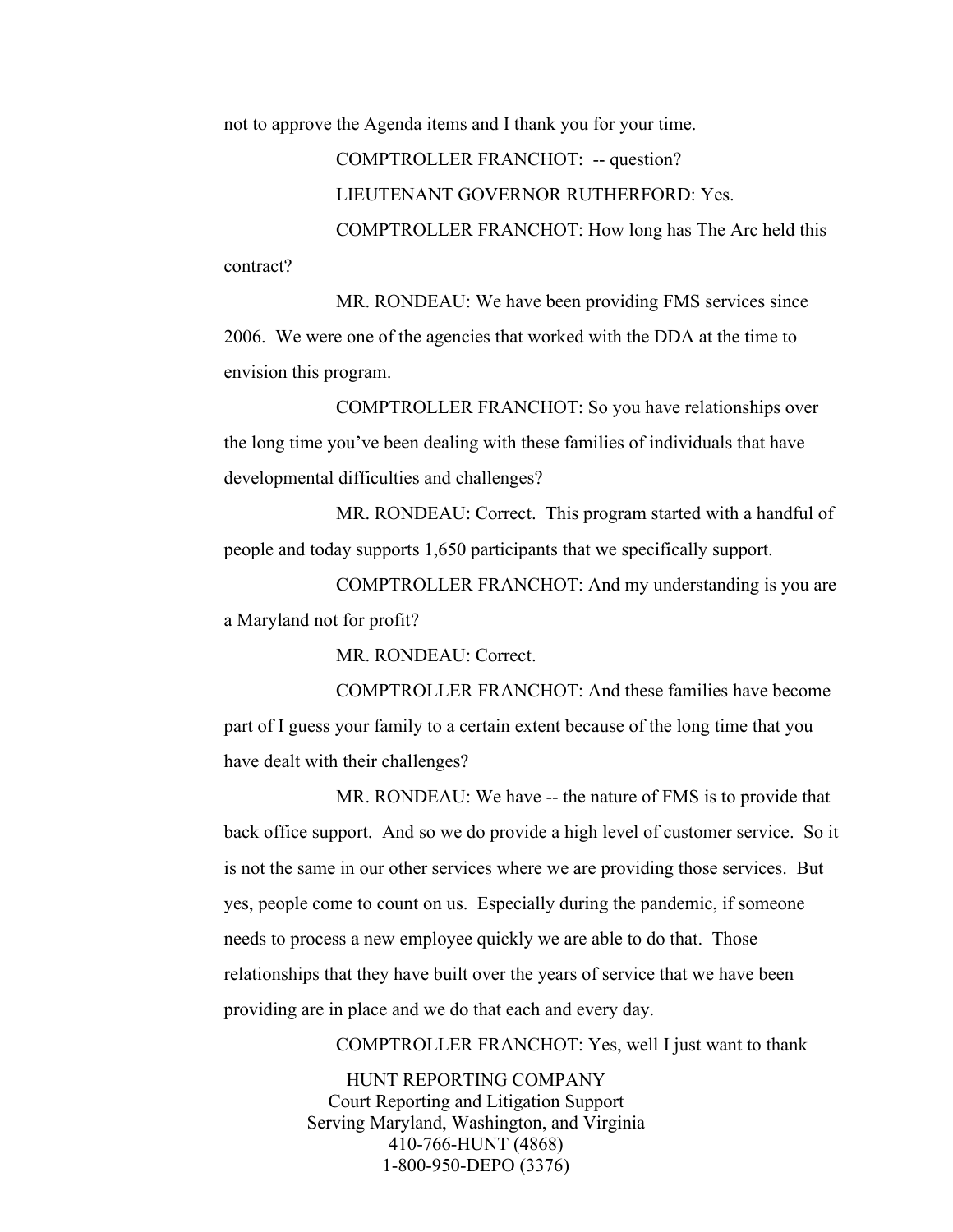not to approve the Agenda items and I thank you for your time.

COMPTROLLER FRANCHOT: -- question?

LIEUTENANT GOVERNOR RUTHERFORD: Yes.

COMPTROLLER FRANCHOT: How long has The Arc held this contract?

MR. RONDEAU: We have been providing FMS services since 2006. We were one of the agencies that worked with the DDA at the time to envision this program.

COMPTROLLER FRANCHOT: So you have relationships over the long time you've been dealing with these families of individuals that have developmental difficulties and challenges?

MR. RONDEAU: Correct. This program started with a handful of people and today supports 1,650 participants that we specifically support.

COMPTROLLER FRANCHOT: And my understanding is you are a Maryland not for profit?

MR. RONDEAU: Correct.

COMPTROLLER FRANCHOT: And these families have become part of I guess your family to a certain extent because of the long time that you have dealt with their challenges?

MR. RONDEAU: We have -- the nature of FMS is to provide that back office support. And so we do provide a high level of customer service. So it is not the same in our other services where we are providing those services. But yes, people come to count on us. Especially during the pandemic, if someone needs to process a new employee quickly we are able to do that. Those relationships that they have built over the years of service that we have been providing are in place and we do that each and every day.

COMPTROLLER FRANCHOT: Yes, well I just want to thank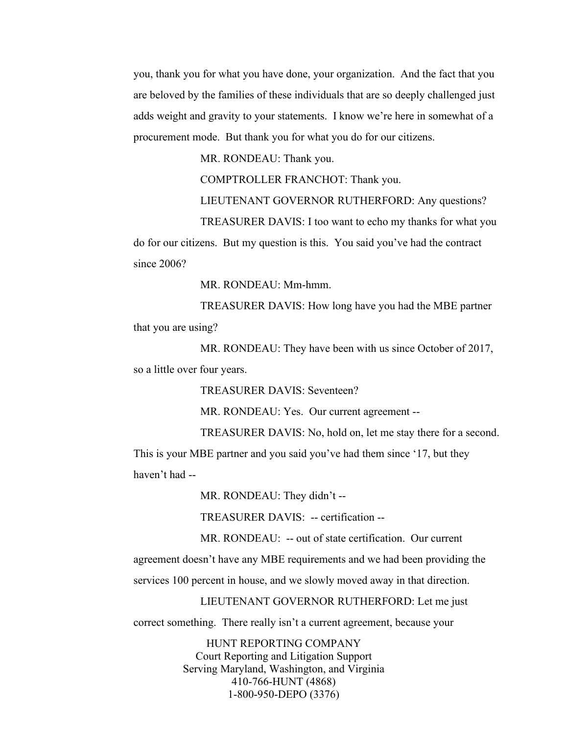you, thank you for what you have done, your organization. And the fact that you are beloved by the families of these individuals that are so deeply challenged just adds weight and gravity to your statements. I know we're here in somewhat of a procurement mode. But thank you for what you do for our citizens.

MR. RONDEAU: Thank you.

COMPTROLLER FRANCHOT: Thank you.

LIEUTENANT GOVERNOR RUTHERFORD: Any questions?

TREASURER DAVIS: I too want to echo my thanks for what you do for our citizens. But my question is this. You said you've had the contract since 2006?

MR. RONDEAU: Mm-hmm.

TREASURER DAVIS: How long have you had the MBE partner that you are using?

MR. RONDEAU: They have been with us since October of 2017, so a little over four years.

TREASURER DAVIS: Seventeen?

MR. RONDEAU: Yes. Our current agreement --

TREASURER DAVIS: No, hold on, let me stay there for a second. This is your MBE partner and you said you've had them since '17, but they haven't had --

MR. RONDEAU: They didn't --

TREASURER DAVIS: -- certification --

MR. RONDEAU: -- out of state certification. Our current agreement doesn't have any MBE requirements and we had been providing the services 100 percent in house, and we slowly moved away in that direction.

LIEUTENANT GOVERNOR RUTHERFORD: Let me just correct something. There really isn't a current agreement, because your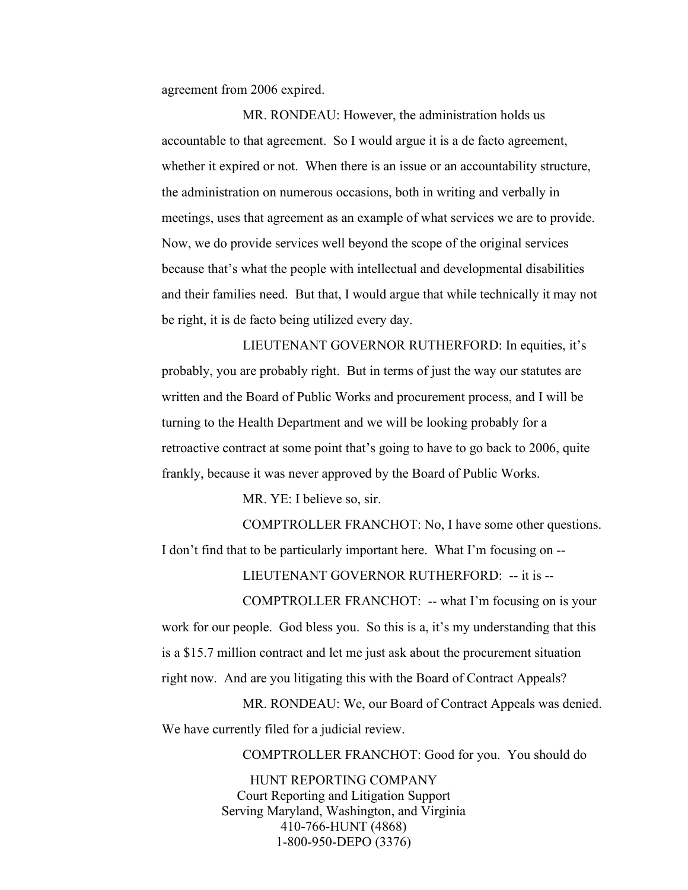agreement from 2006 expired.

MR. RONDEAU: However, the administration holds us accountable to that agreement. So I would argue it is a de facto agreement, whether it expired or not. When there is an issue or an accountability structure, the administration on numerous occasions, both in writing and verbally in meetings, uses that agreement as an example of what services we are to provide. Now, we do provide services well beyond the scope of the original services because that's what the people with intellectual and developmental disabilities and their families need. But that, I would argue that while technically it may not be right, it is de facto being utilized every day.

LIEUTENANT GOVERNOR RUTHERFORD: In equities, it's probably, you are probably right. But in terms of just the way our statutes are written and the Board of Public Works and procurement process, and I will be turning to the Health Department and we will be looking probably for a retroactive contract at some point that's going to have to go back to 2006, quite frankly, because it was never approved by the Board of Public Works.

MR. YE: I believe so, sir.

COMPTROLLER FRANCHOT: No, I have some other questions. I don't find that to be particularly important here. What I'm focusing on --

LIEUTENANT GOVERNOR RUTHERFORD: -- it is --

COMPTROLLER FRANCHOT: -- what I'm focusing on is your work for our people. God bless you. So this is a, it's my understanding that this is a $15.7 million contract and let me just ask about the procurement situation right now. And are you litigating this with the Board of Contract Appeals?

MR. RONDEAU: We, our Board of Contract Appeals was denied. We have currently filed for a judicial review.

COMPTROLLER FRANCHOT: Good for you. You should do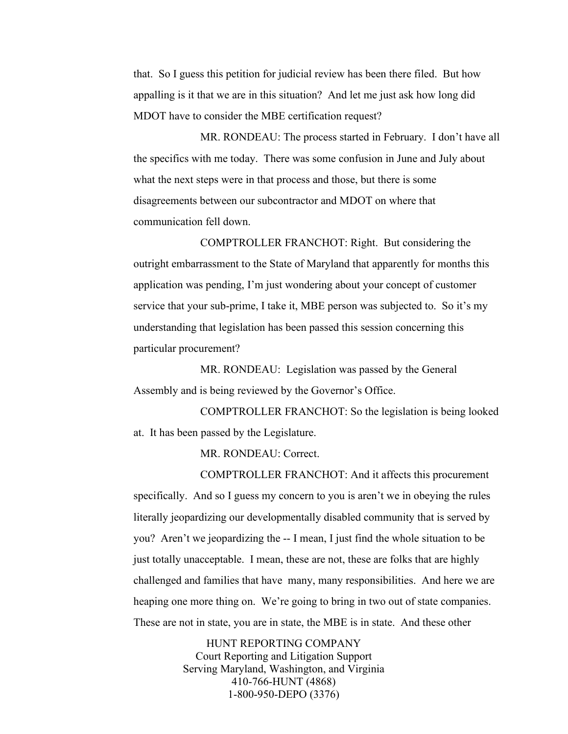that. So I guess this petition for judicial review has been there filed. But how appalling is it that we are in this situation? And let me just ask how long did MDOT have to consider the MBE certification request?

MR. RONDEAU: The process started in February. I don't have all the specifics with me today. There was some confusion in June and July about what the next steps were in that process and those, but there is some disagreements between our subcontractor and MDOT on where that communication fell down.

COMPTROLLER FRANCHOT: Right. But considering the outright embarrassment to the State of Maryland that apparently for months this application was pending, I'm just wondering about your concept of customer service that your sub-prime, I take it, MBE person was subjected to. So it's my understanding that legislation has been passed this session concerning this particular procurement?

MR. RONDEAU: Legislation was passed by the General Assembly and is being reviewed by the Governor's Office.

COMPTROLLER FRANCHOT: So the legislation is being looked at. It has been passed by the Legislature.

MR. RONDEAU: Correct.

COMPTROLLER FRANCHOT: And it affects this procurement specifically. And so I guess my concern to you is aren't we in obeying the rules literally jeopardizing our developmentally disabled community that is served by you? Aren't we jeopardizing the -- I mean, I just find the whole situation to be just totally unacceptable. I mean, these are not, these are folks that are highly challenged and families that have many, many responsibilities. And here we are heaping one more thing on. We're going to bring in two out of state companies. These are not in state, you are in state, the MBE is in state. And these other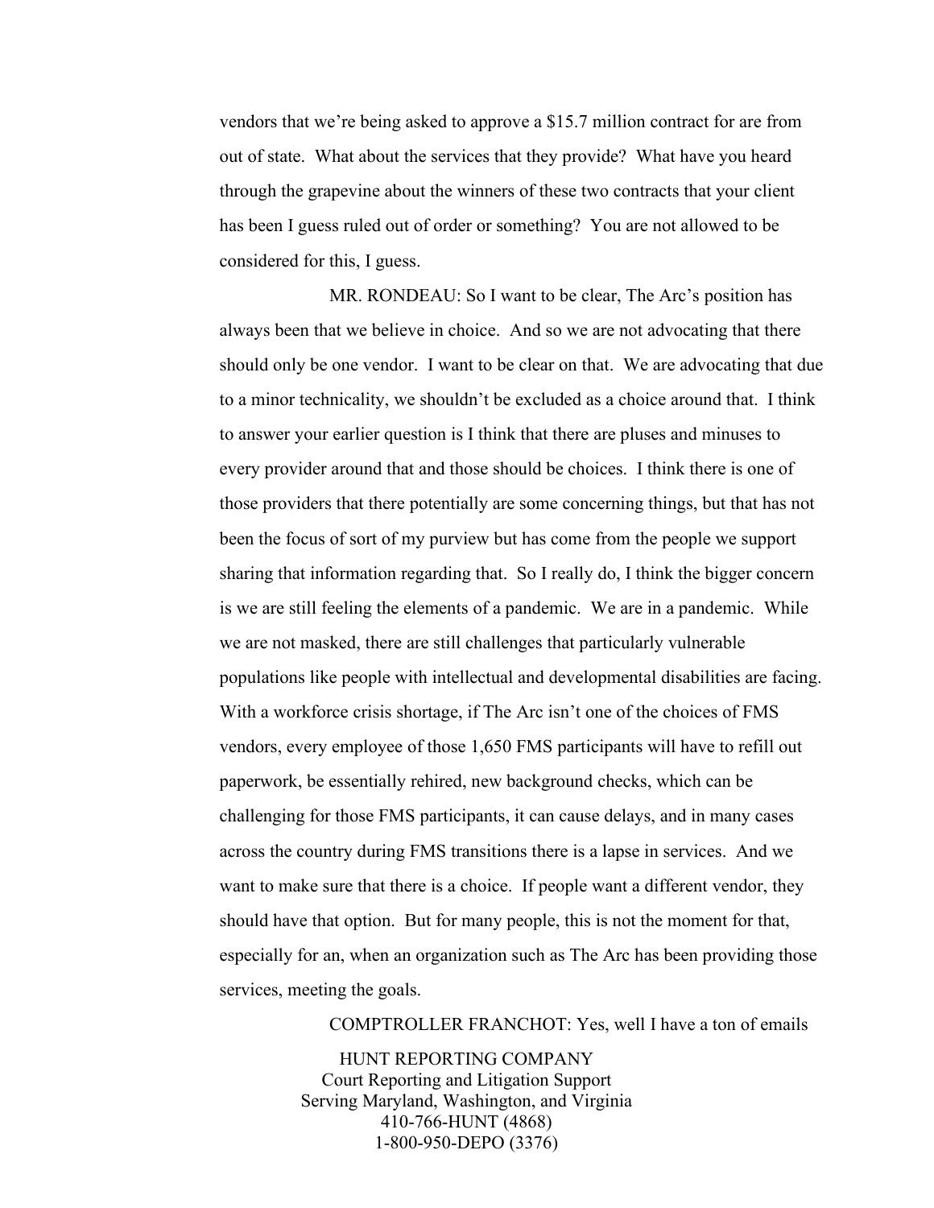vendors that we're being asked to approve a $15.7 million contract for are from out of state. What about the services that they provide? What have you heard through the grapevine about the winners of these two contracts that your client has been I guess ruled out of order or something? You are not allowed to be considered for this, I guess.

MR. RONDEAU: So I want to be clear, The Arc's position has always been that we believe in choice. And so we are not advocating that there should only be one vendor. I want to be clear on that. We are advocating that due to a minor technicality, we shouldn't be excluded as a choice around that. I think to answer your earlier question is I think that there are pluses and minuses to every provider around that and those should be choices. I think there is one of those providers that there potentially are some concerning things, but that has not been the focus of sort of my purview but has come from the people we support sharing that information regarding that. So I really do, I think the bigger concern is we are still feeling the elements of a pandemic. We are in a pandemic. While we are not masked, there are still challenges that particularly vulnerable populations like people with intellectual and developmental disabilities are facing. With a workforce crisis shortage, if The Arc isn't one of the choices of FMS vendors, every employee of those 1,650 FMS participants will have to refill out paperwork, be essentially rehired, new background checks, which can be challenging for those FMS participants, it can cause delays, and in many cases across the country during FMS transitions there is a lapse in services. And we want to make sure that there is a choice. If people want a different vendor, they should have that option. But for many people, this is not the moment for that, especially for an, when an organization such as The Arc has been providing those services, meeting the goals.

COMPTROLLER FRANCHOT: Yes, well I have a ton of emails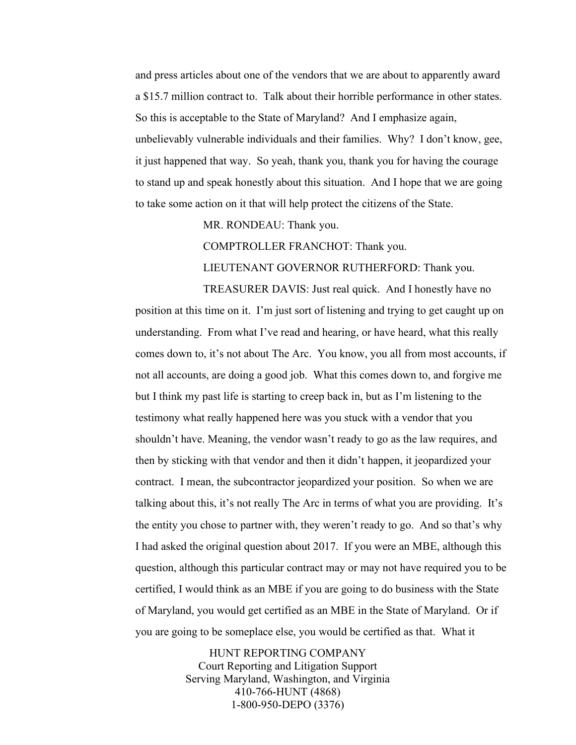and press articles about one of the vendors that we are about to apparently award a $15.7 million contract to. Talk about their horrible performance in other states. So this is acceptable to the State of Maryland? And I emphasize again, unbelievably vulnerable individuals and their families. Why? I don't know, gee, it just happened that way. So yeah, thank you, thank you for having the courage to stand up and speak honestly about this situation. And I hope that we are going to take some action on it that will help protect the citizens of the State.

MR. RONDEAU: Thank you.

COMPTROLLER FRANCHOT: Thank you.

LIEUTENANT GOVERNOR RUTHERFORD: Thank you.

TREASURER DAVIS: Just real quick. And I honestly have no position at this time on it. I'm just sort of listening and trying to get caught up on understanding. From what I've read and hearing, or have heard, what this really comes down to, it's not about The Arc. You know, you all from most accounts, if not all accounts, are doing a good job. What this comes down to, and forgive me but I think my past life is starting to creep back in, but as I'm listening to the testimony what really happened here was you stuck with a vendor that you shouldn't have. Meaning, the vendor wasn't ready to go as the law requires, and then by sticking with that vendor and then it didn't happen, it jeopardized your contract. I mean, the subcontractor jeopardized your position. So when we are talking about this, it's not really The Arc in terms of what you are providing. It's the entity you chose to partner with, they weren't ready to go. And so that's why I had asked the original question about 2017. If you were an MBE, although this question, although this particular contract may or may not have required you to be certified, I would think as an MBE if you are going to do business with the State of Maryland, you would get certified as an MBE in the State of Maryland. Or if you are going to be someplace else, you would be certified as that. What it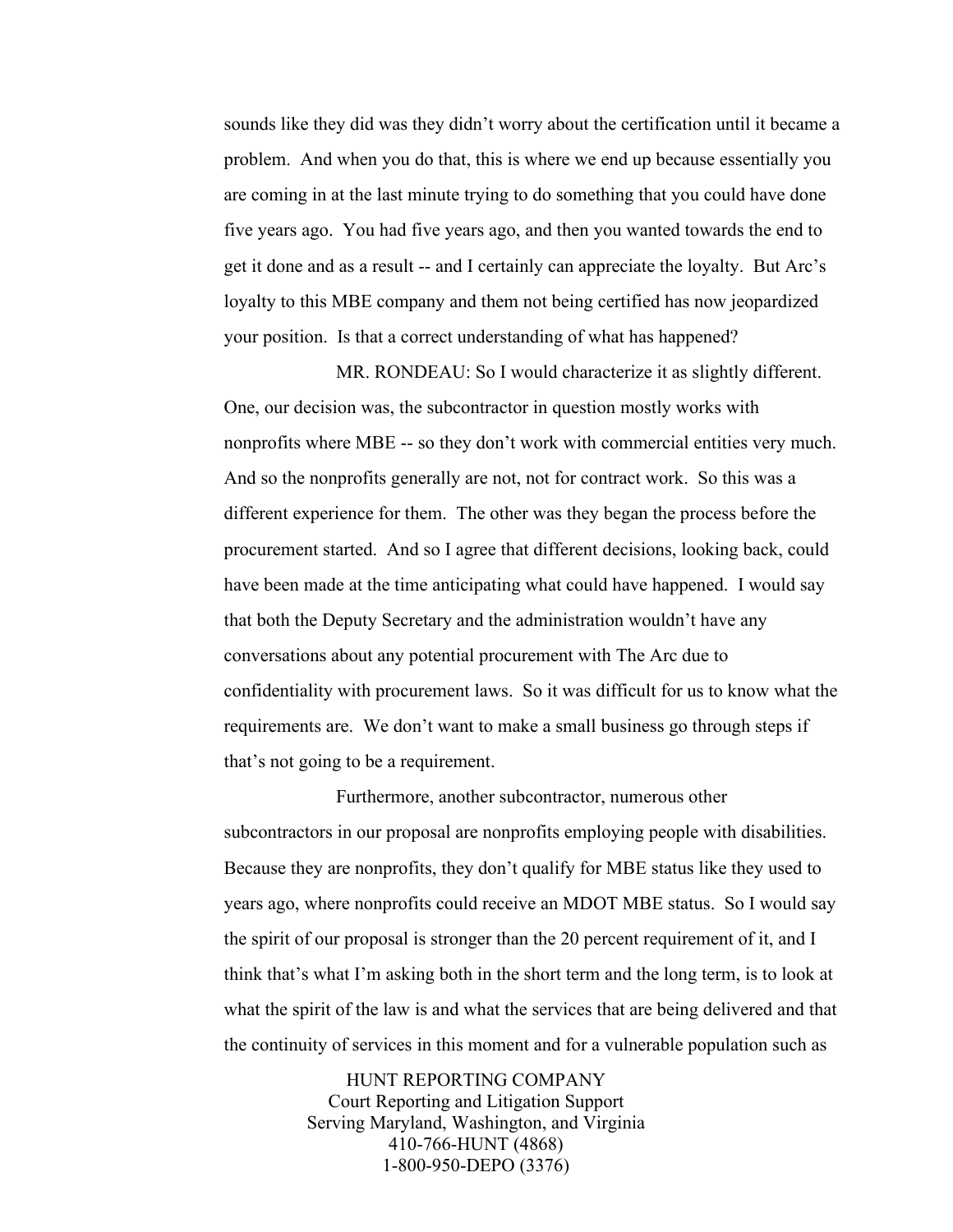sounds like they did was they didn't worry about the certification until it became a problem. And when you do that, this is where we end up because essentially you are coming in at the last minute trying to do something that you could have done five years ago. You had five years ago, and then you wanted towards the end to get it done and as a result -- and I certainly can appreciate the loyalty. But Arc's loyalty to this MBE company and them not being certified has now jeopardized your position. Is that a correct understanding of what has happened?

MR. RONDEAU: So I would characterize it as slightly different. One, our decision was, the subcontractor in question mostly works with nonprofits where MBE -- so they don't work with commercial entities very much. And so the nonprofits generally are not, not for contract work. So this was a different experience for them. The other was they began the process before the procurement started. And so I agree that different decisions, looking back, could have been made at the time anticipating what could have happened. I would say that both the Deputy Secretary and the administration wouldn't have any conversations about any potential procurement with The Arc due to confidentiality with procurement laws. So it was difficult for us to know what the requirements are. We don't want to make a small business go through steps if that's not going to be a requirement.

Furthermore, another subcontractor, numerous other subcontractors in our proposal are nonprofits employing people with disabilities. Because they are nonprofits, they don't qualify for MBE status like they used to years ago, where nonprofits could receive an MDOT MBE status. So I would say the spirit of our proposal is stronger than the 20 percent requirement of it, and I think that's what I'm asking both in the short term and the long term, is to look at what the spirit of the law is and what the services that are being delivered and that the continuity of services in this moment and for a vulnerable population such as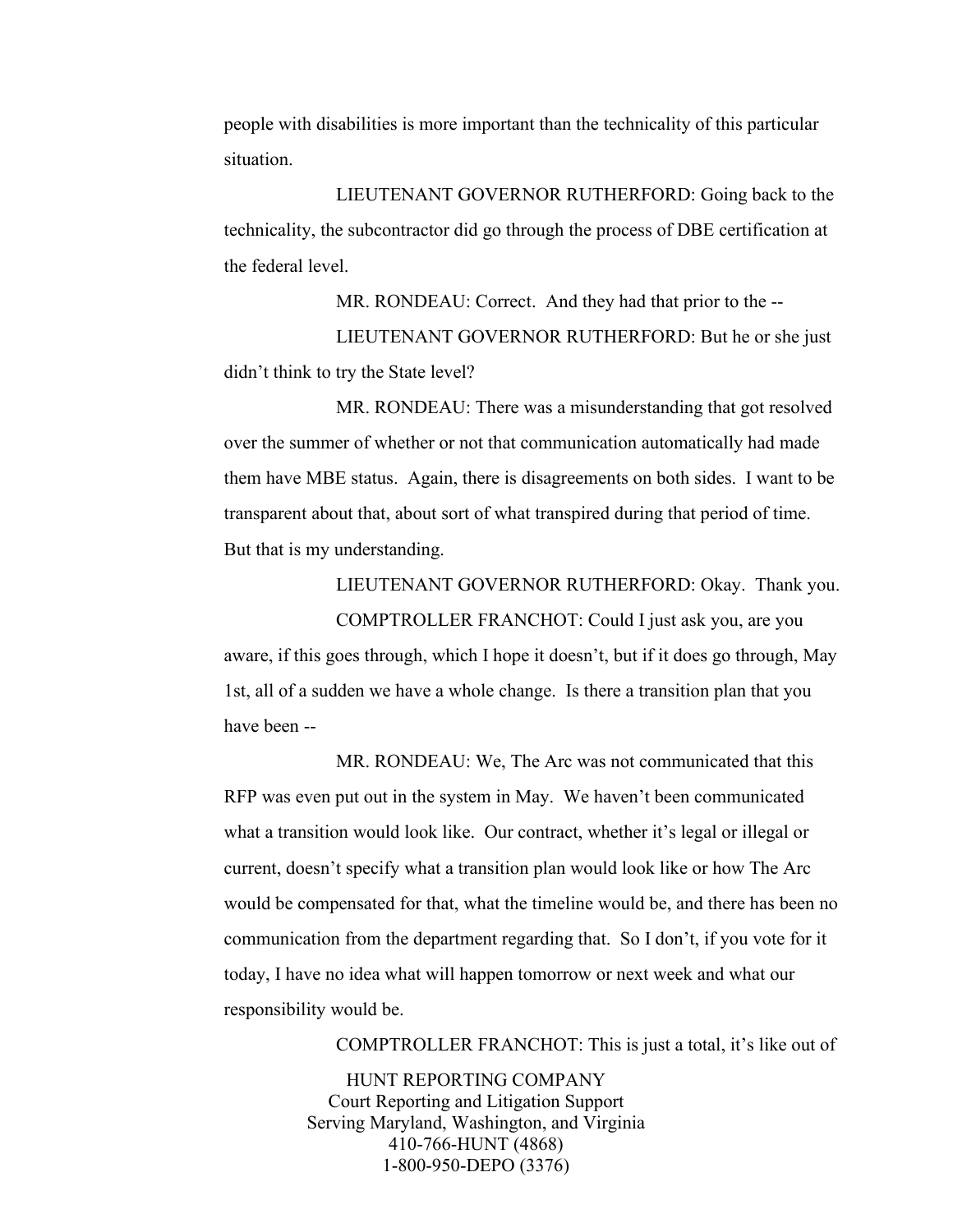people with disabilities is more important than the technicality of this particular situation.

LIEUTENANT GOVERNOR RUTHERFORD: Going back to the technicality, the subcontractor did go through the process of DBE certification at the federal level.

MR. RONDEAU: Correct. And they had that prior to the --

LIEUTENANT GOVERNOR RUTHERFORD: But he or she just didn't think to try the State level?

MR. RONDEAU: There was a misunderstanding that got resolved over the summer of whether or not that communication automatically had made them have MBE status. Again, there is disagreements on both sides. I want to be transparent about that, about sort of what transpired during that period of time. But that is my understanding.

LIEUTENANT GOVERNOR RUTHERFORD: Okay. Thank you.

COMPTROLLER FRANCHOT: Could I just ask you, are you aware, if this goes through, which I hope it doesn't, but if it does go through, May 1st, all of a sudden we have a whole change. Is there a transition plan that you have been --

MR. RONDEAU: We, The Arc was not communicated that this RFP was even put out in the system in May. We haven't been communicated what a transition would look like. Our contract, whether it's legal or illegal or current, doesn't specify what a transition plan would look like or how The Arc would be compensated for that, what the timeline would be, and there has been no communication from the department regarding that. So I don't, if you vote for it today, I have no idea what will happen tomorrow or next week and what our responsibility would be.

COMPTROLLER FRANCHOT: This is just a total, it's like out of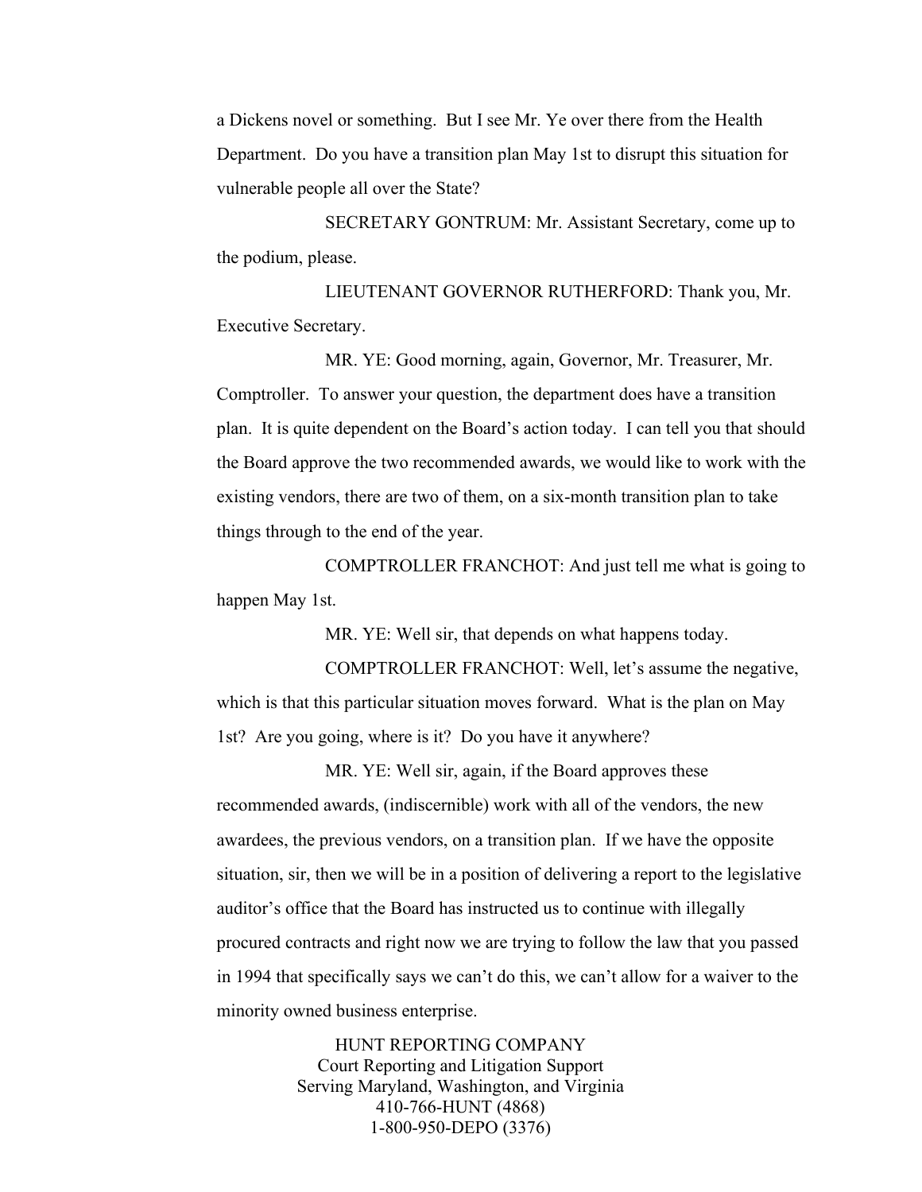a Dickens novel or something. But I see Mr. Ye over there from the Health Department. Do you have a transition plan May 1st to disrupt this situation for vulnerable people all over the State?

SECRETARY GONTRUM: Mr. Assistant Secretary, come up to the podium, please.

LIEUTENANT GOVERNOR RUTHERFORD: Thank you, Mr. Executive Secretary.

MR. YE: Good morning, again, Governor, Mr. Treasurer, Mr. Comptroller. To answer your question, the department does have a transition plan. It is quite dependent on the Board's action today. I can tell you that should the Board approve the two recommended awards, we would like to work with the existing vendors, there are two of them, on a six-month transition plan to take things through to the end of the year.

COMPTROLLER FRANCHOT: And just tell me what is going to happen May 1st.

MR. YE: Well sir, that depends on what happens today.

COMPTROLLER FRANCHOT: Well, let's assume the negative, which is that this particular situation moves forward. What is the plan on May 1st? Are you going, where is it? Do you have it anywhere?

MR. YE: Well sir, again, if the Board approves these recommended awards, (indiscernible) work with all of the vendors, the new awardees, the previous vendors, on a transition plan. If we have the opposite situation, sir, then we will be in a position of delivering a report to the legislative auditor's office that the Board has instructed us to continue with illegally procured contracts and right now we are trying to follow the law that you passed in 1994 that specifically says we can't do this, we can't allow for a waiver to the minority owned business enterprise.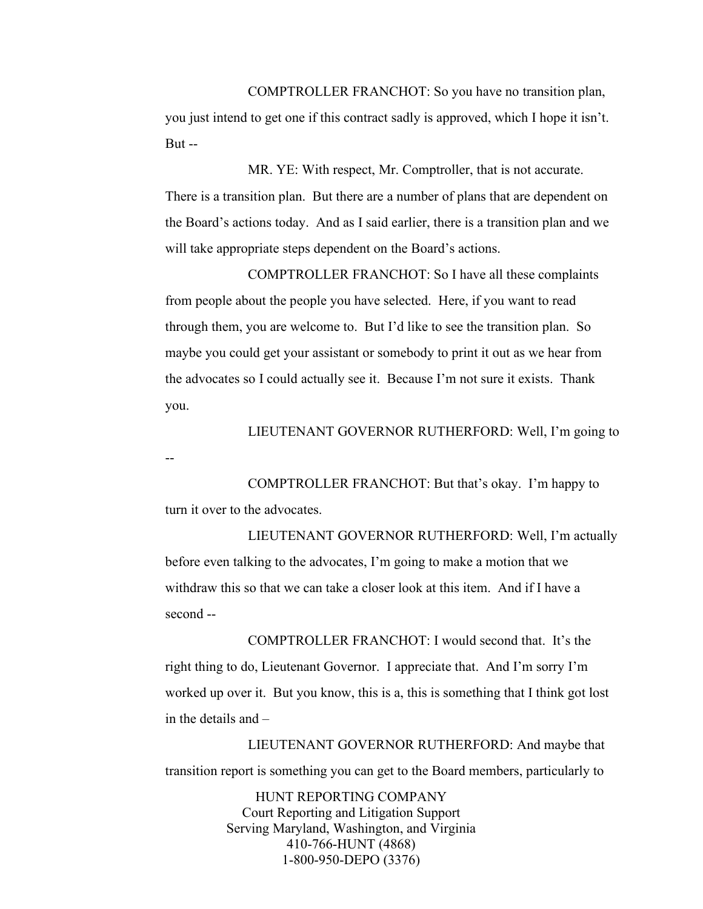COMPTROLLER FRANCHOT: So you have no transition plan, you just intend to get one if this contract sadly is approved, which I hope it isn't. But --

MR. YE: With respect, Mr. Comptroller, that is not accurate. There is a transition plan. But there are a number of plans that are dependent on the Board's actions today. And as I said earlier, there is a transition plan and we will take appropriate steps dependent on the Board's actions.

COMPTROLLER FRANCHOT: So I have all these complaints from people about the people you have selected. Here, if you want to read through them, you are welcome to. But I'd like to see the transition plan. So maybe you could get your assistant or somebody to print it out as we hear from the advocates so I could actually see it. Because I'm not sure it exists. Thank you.

LIEUTENANT GOVERNOR RUTHERFORD: Well, I'm going to --

COMPTROLLER FRANCHOT: But that's okay. I'm happy to turn it over to the advocates.

LIEUTENANT GOVERNOR RUTHERFORD: Well, I'm actually before even talking to the advocates, I'm going to make a motion that we withdraw this so that we can take a closer look at this item. And if I have a second --

COMPTROLLER FRANCHOT: I would second that. It's the right thing to do, Lieutenant Governor. I appreciate that. And I'm sorry I'm worked up over it. But you know, this is a, this is something that I think got lost in the details and –

LIEUTENANT GOVERNOR RUTHERFORD: And maybe that transition report is something you can get to the Board members, particularly to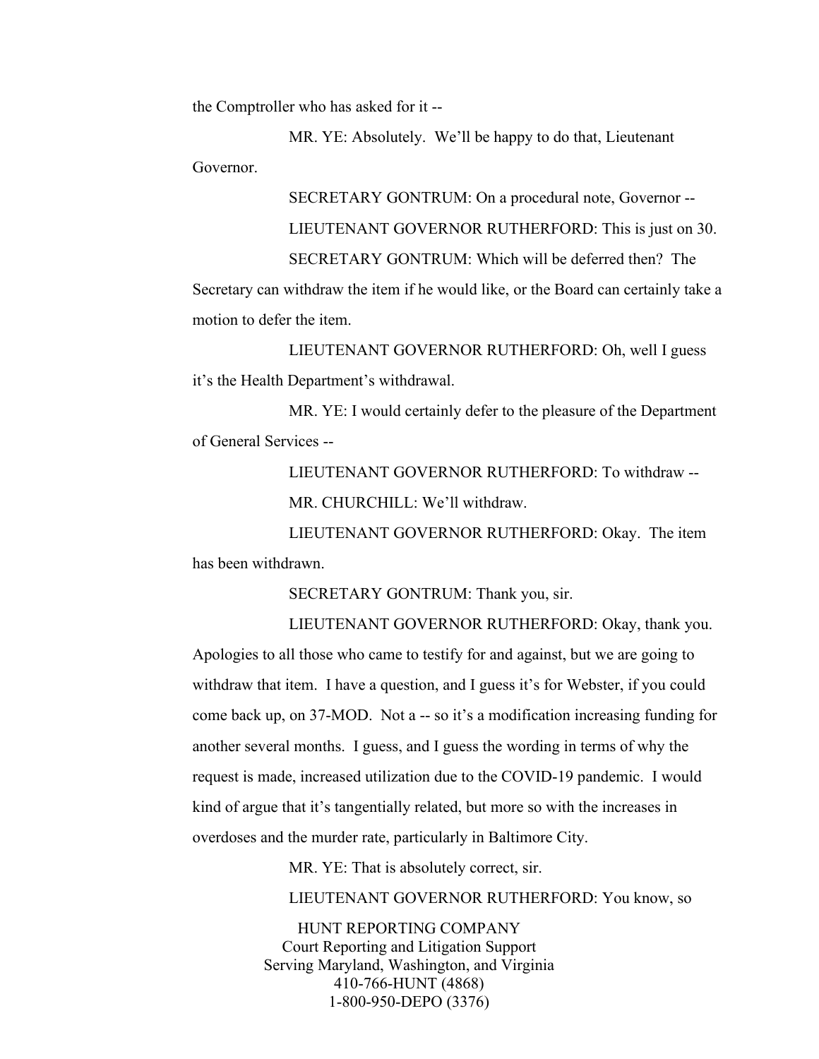the Comptroller who has asked for it --

MR. YE: Absolutely. We'll be happy to do that, Lieutenant Governor.

SECRETARY GONTRUM: On a procedural note, Governor --

LIEUTENANT GOVERNOR RUTHERFORD: This is just on 30.

SECRETARY GONTRUM: Which will be deferred then? The Secretary can withdraw the item if he would like, or the Board can certainly take a motion to defer the item.

LIEUTENANT GOVERNOR RUTHERFORD: Oh, well I guess it's the Health Department's withdrawal.

MR. YE: I would certainly defer to the pleasure of the Department of General Services --

LIEUTENANT GOVERNOR RUTHERFORD: To withdraw --

MR. CHURCHILL: We'll withdraw.

LIEUTENANT GOVERNOR RUTHERFORD: Okay. The item has been withdrawn.

SECRETARY GONTRUM: Thank you, sir.

LIEUTENANT GOVERNOR RUTHERFORD: Okay, thank you. Apologies to all those who came to testify for and against, but we are going to withdraw that item. I have a question, and I guess it's for Webster, if you could come back up, on 37-MOD. Not a -- so it's a modification increasing funding for another several months. I guess, and I guess the wording in terms of why the request is made, increased utilization due to the COVID-19 pandemic. I would kind of argue that it's tangentially related, but more so with the increases in overdoses and the murder rate, particularly in Baltimore City.

MR. YE: That is absolutely correct, sir.

LIEUTENANT GOVERNOR RUTHERFORD: You know, so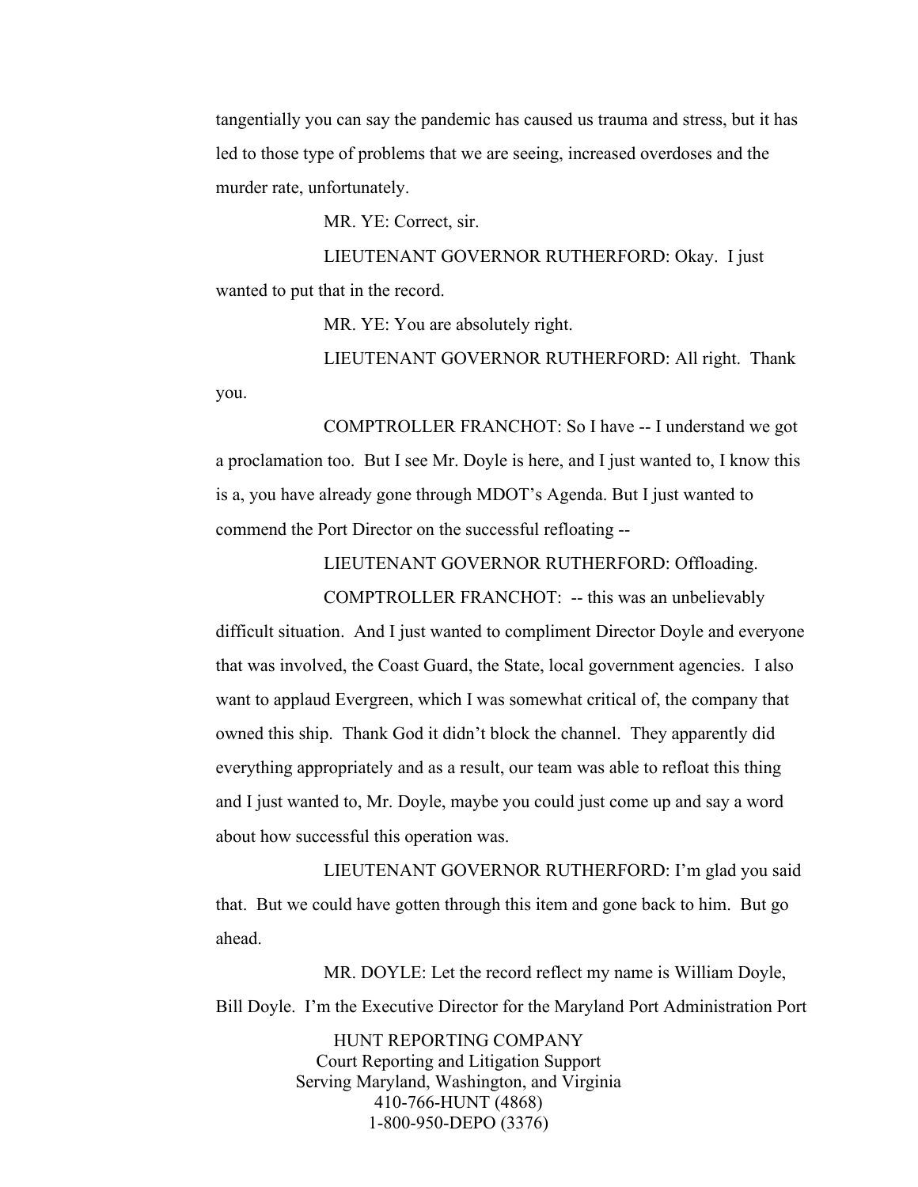tangentially you can say the pandemic has caused us trauma and stress, but it has led to those type of problems that we are seeing, increased overdoses and the murder rate, unfortunately.

MR. YE: Correct, sir.

LIEUTENANT GOVERNOR RUTHERFORD: Okay. I just wanted to put that in the record.

MR. YE: You are absolutely right.

LIEUTENANT GOVERNOR RUTHERFORD: All right. Thank you.

COMPTROLLER FRANCHOT: So I have -- I understand we got a proclamation too. But I see Mr. Doyle is here, and I just wanted to, I know this is a, you have already gone through MDOT's Agenda. But I just wanted to commend the Port Director on the successful refloating --

LIEUTENANT GOVERNOR RUTHERFORD: Offloading.

COMPTROLLER FRANCHOT: -- this was an unbelievably difficult situation. And I just wanted to compliment Director Doyle and everyone that was involved, the Coast Guard, the State, local government agencies. I also want to applaud Evergreen, which I was somewhat critical of, the company that owned this ship. Thank God it didn't block the channel. They apparently did everything appropriately and as a result, our team was able to refloat this thing and I just wanted to, Mr. Doyle, maybe you could just come up and say a word about how successful this operation was.

LIEUTENANT GOVERNOR RUTHERFORD: I'm glad you said that. But we could have gotten through this item and gone back to him. But go ahead.

MR. DOYLE: Let the record reflect my name is William Doyle, Bill Doyle. I'm the Executive Director for the Maryland Port Administration Port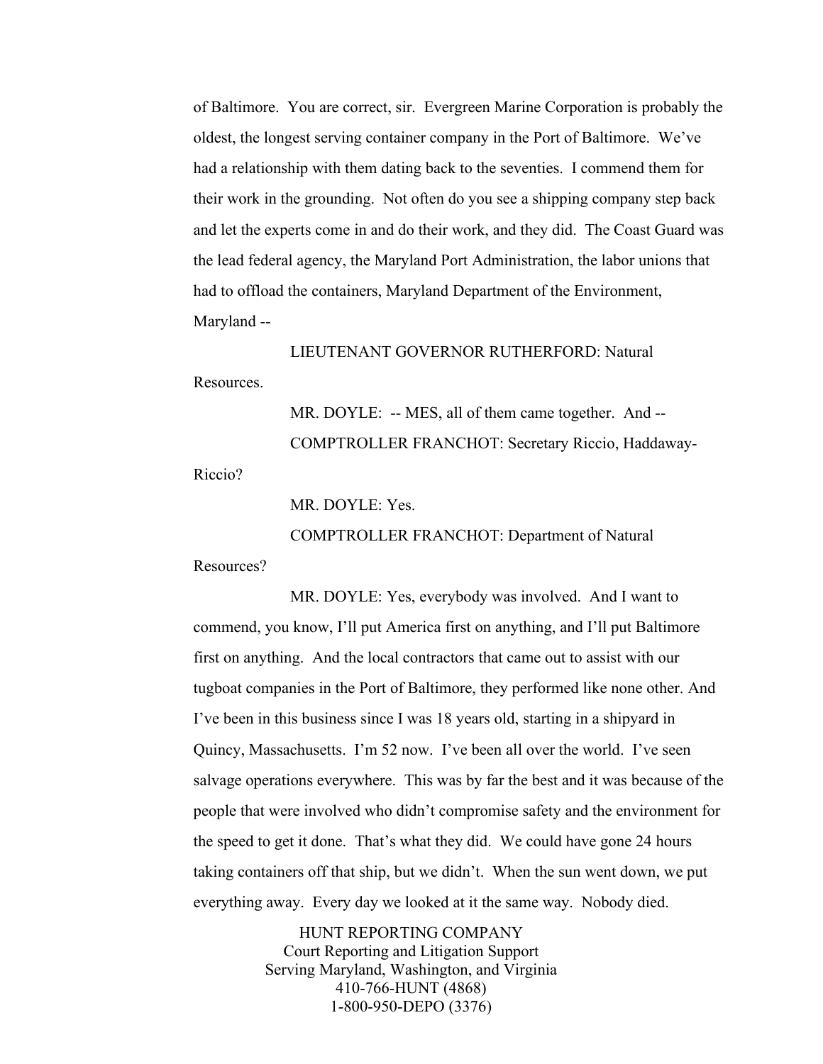of Baltimore. You are correct, sir. Evergreen Marine Corporation is probably the oldest, the longest serving container company in the Port of Baltimore. We've had a relationship with them dating back to the seventies. I commend them for their work in the grounding. Not often do you see a shipping company step back and let the experts come in and do their work, and they did. The Coast Guard was the lead federal agency, the Maryland Port Administration, the labor unions that had to offload the containers, Maryland Department of the Environment, Maryland --

LIEUTENANT GOVERNOR RUTHERFORD: Natural Resources.

MR. DOYLE: -- MES, all of them came together. And --

COMPTROLLER FRANCHOT: Secretary Riccio, Haddaway-Riccio?

MR. DOYLE: Yes.

COMPTROLLER FRANCHOT: Department of Natural Resources?

MR. DOYLE: Yes, everybody was involved. And I want to commend, you know, I'll put America first on anything, and I'll put Baltimore first on anything. And the local contractors that came out to assist with our tugboat companies in the Port of Baltimore, they performed like none other. And I've been in this business since I was 18 years old, starting in a shipyard in Quincy, Massachusetts. I'm 52 now. I've been all over the world. I've seen salvage operations everywhere. This was by far the best and it was because of the people that were involved who didn't compromise safety and the environment for the speed to get it done. That's what they did. We could have gone 24 hours taking containers off that ship, but we didn't. When the sun went down, we put everything away. Every day we looked at it the same way. Nobody died.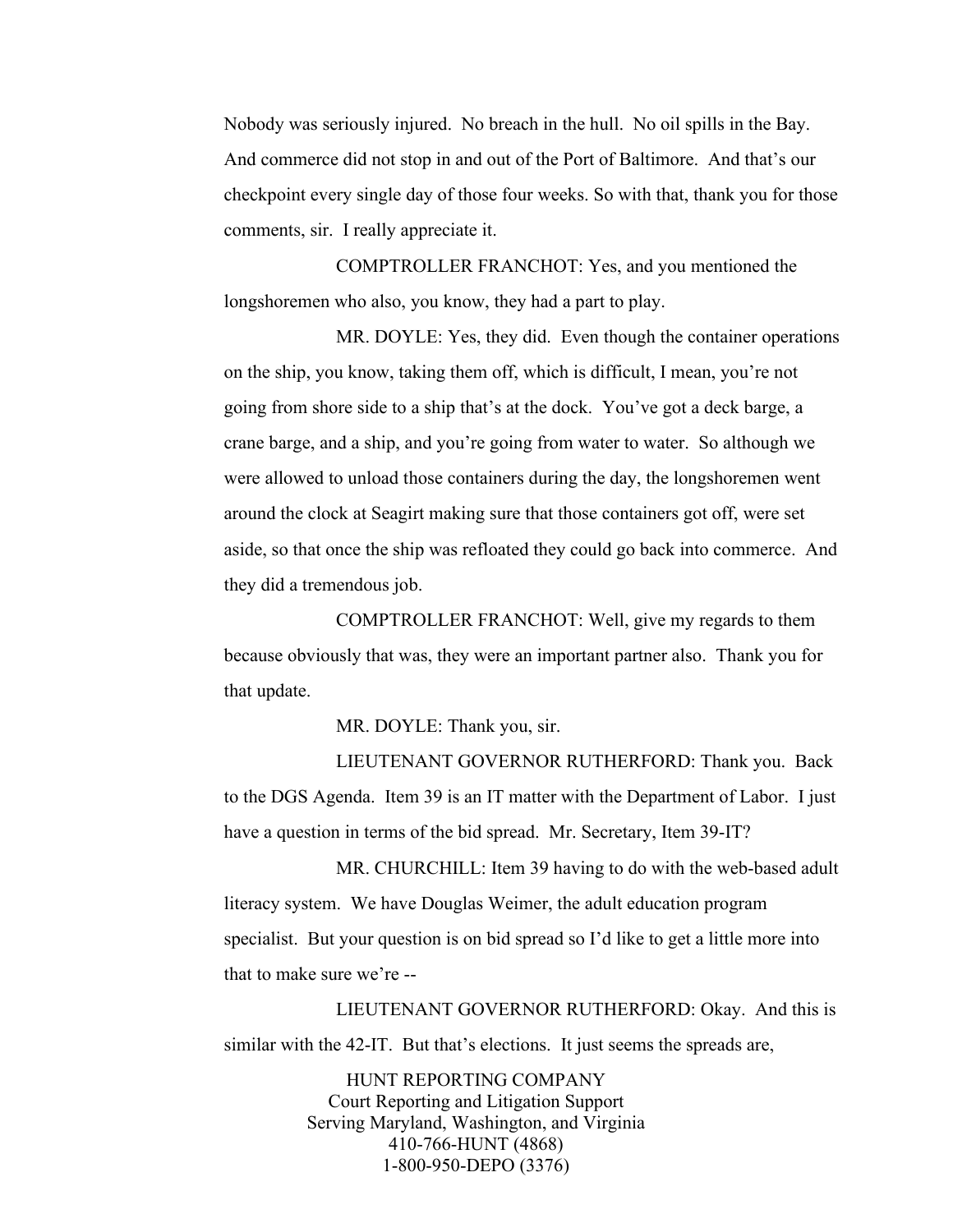Nobody was seriously injured. No breach in the hull. No oil spills in the Bay. And commerce did not stop in and out of the Port of Baltimore. And that's our checkpoint every single day of those four weeks. So with that, thank you for those comments, sir. I really appreciate it.

COMPTROLLER FRANCHOT: Yes, and you mentioned the longshoremen who also, you know, they had a part to play.

MR. DOYLE: Yes, they did. Even though the container operations on the ship, you know, taking them off, which is difficult, I mean, you're not going from shore side to a ship that's at the dock. You've got a deck barge, a crane barge, and a ship, and you're going from water to water. So although we were allowed to unload those containers during the day, the longshoremen went around the clock at Seagirt making sure that those containers got off, were set aside, so that once the ship was refloated they could go back into commerce. And they did a tremendous job.

COMPTROLLER FRANCHOT: Well, give my regards to them because obviously that was, they were an important partner also. Thank you for that update.

MR. DOYLE: Thank you, sir.

LIEUTENANT GOVERNOR RUTHERFORD: Thank you. Back to the DGS Agenda. Item 39 is an IT matter with the Department of Labor. I just have a question in terms of the bid spread. Mr. Secretary, Item 39-IT?

MR. CHURCHILL: Item 39 having to do with the web-based adult literacy system. We have Douglas Weimer, the adult education program specialist. But your question is on bid spread so I'd like to get a little more into that to make sure we're --

LIEUTENANT GOVERNOR RUTHERFORD: Okay. And this is similar with the 42-IT. But that's elections. It just seems the spreads are,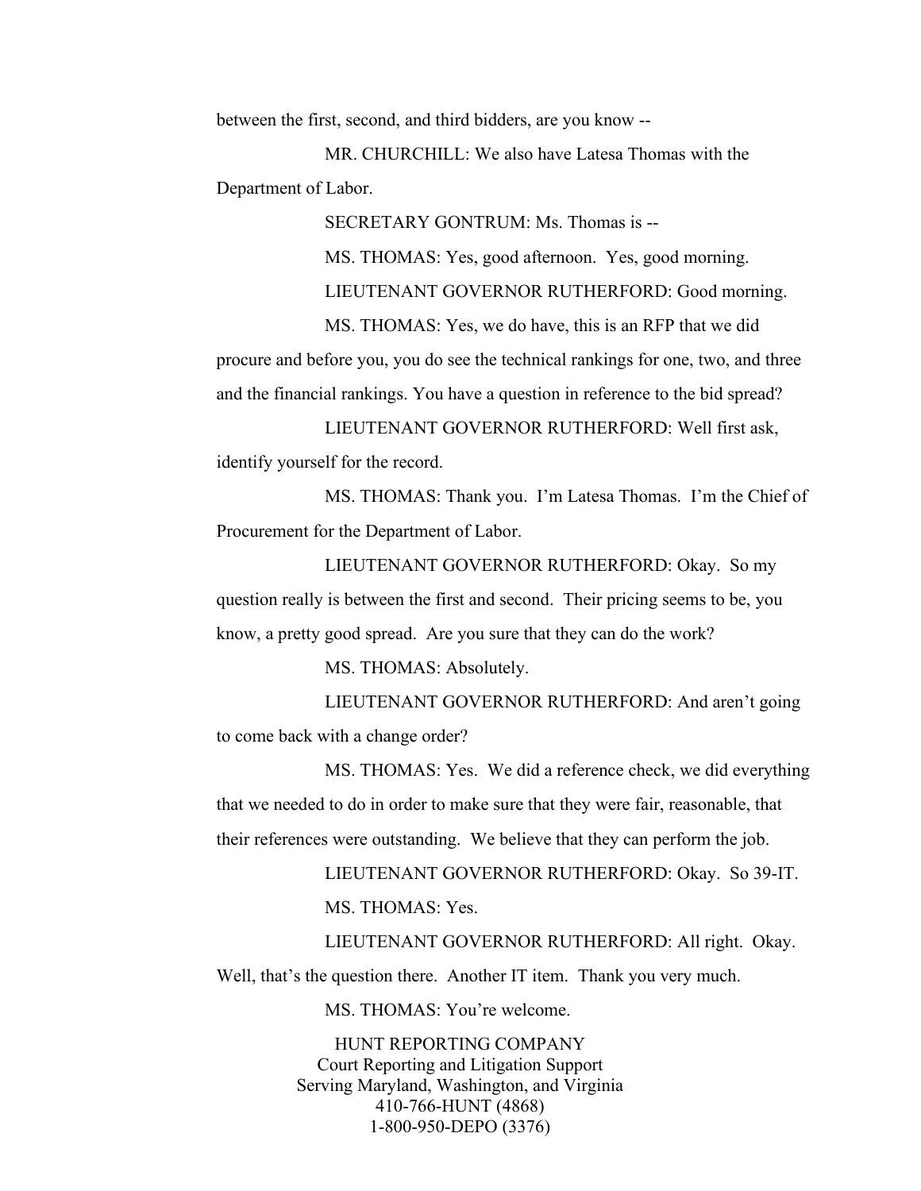between the first, second, and third bidders, are you know --

MR. CHURCHILL: We also have Latesa Thomas with the Department of Labor.

SECRETARY GONTRUM: Ms. Thomas is --

MS. THOMAS: Yes, good afternoon. Yes, good morning.

LIEUTENANT GOVERNOR RUTHERFORD: Good morning.

MS. THOMAS: Yes, we do have, this is an RFP that we did procure and before you, you do see the technical rankings for one, two, and three and the financial rankings. You have a question in reference to the bid spread?

LIEUTENANT GOVERNOR RUTHERFORD: Well first ask, identify yourself for the record.

MS. THOMAS: Thank you. I'm Latesa Thomas. I'm the Chief of Procurement for the Department of Labor.

LIEUTENANT GOVERNOR RUTHERFORD: Okay. So my question really is between the first and second. Their pricing seems to be, you know, a pretty good spread. Are you sure that they can do the work?

MS. THOMAS: Absolutely.

LIEUTENANT GOVERNOR RUTHERFORD: And aren't going to come back with a change order?

MS. THOMAS: Yes. We did a reference check, we did everything that we needed to do in order to make sure that they were fair, reasonable, that their references were outstanding. We believe that they can perform the job.

LIEUTENANT GOVERNOR RUTHERFORD: Okay. So 39-IT.

MS. THOMAS: Yes.

LIEUTENANT GOVERNOR RUTHERFORD: All right. Okay. Well, that's the question there. Another IT item. Thank you very much.

MS. THOMAS: You're welcome.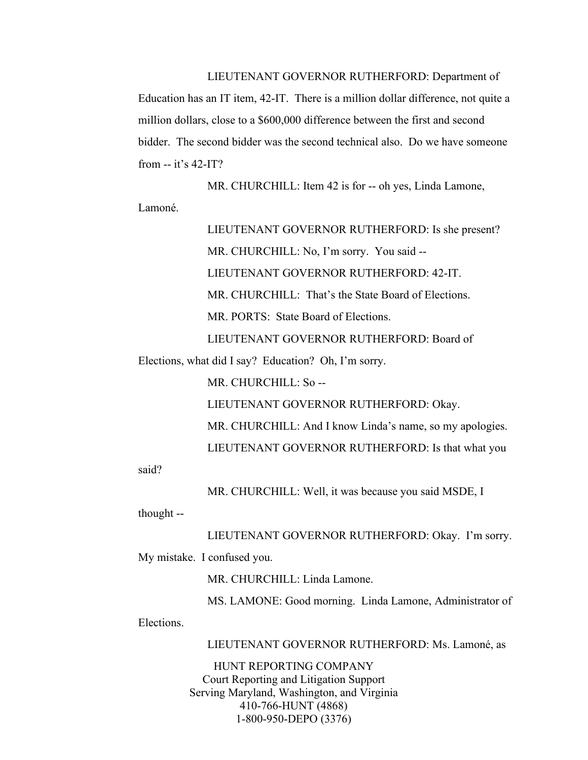LIEUTENANT GOVERNOR RUTHERFORD: Department of Education has an IT item, 42-IT. There is a million dollar difference, not quite a million dollars, close to a $600,000 difference between the first and second bidder. The second bidder was the second technical also. Do we have someone from -- it's 42-IT?

MR. CHURCHILL: Item 42 is for -- oh yes, Linda Lamone, Lamoné.

LIEUTENANT GOVERNOR RUTHERFORD: Is she present?

MR. CHURCHILL: No, I'm sorry. You said --

LIEUTENANT GOVERNOR RUTHERFORD: 42-IT.

MR. CHURCHILL: That's the State Board of Elections.

MR. PORTS: State Board of Elections.

LIEUTENANT GOVERNOR RUTHERFORD: Board of Elections, what did I say? Education? Oh, I'm sorry.

MR. CHURCHILL: So --

LIEUTENANT GOVERNOR RUTHERFORD: Okay.

MR. CHURCHILL: And I know Linda's name, so my apologies.

LIEUTENANT GOVERNOR RUTHERFORD: Is that what you said?

MR. CHURCHILL: Well, it was because you said MSDE, I thought --

LIEUTENANT GOVERNOR RUTHERFORD: Okay. I'm sorry. My mistake. I confused you.

MR. CHURCHILL: Linda Lamone.

MS. LAMONE: Good morning. Linda Lamone, Administrator of Elections.

LIEUTENANT GOVERNOR RUTHERFORD: Ms. Lamoné, as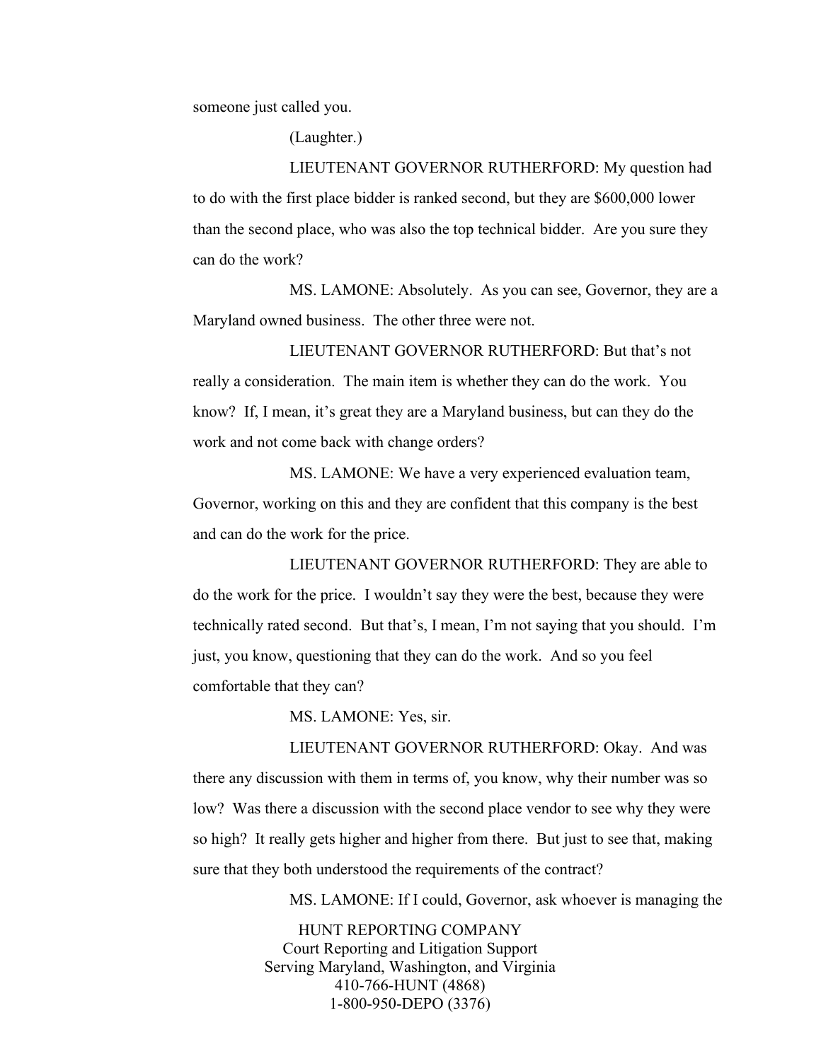someone just called you.

(Laughter.)

LIEUTENANT GOVERNOR RUTHERFORD: My question had to do with the first place bidder is ranked second, but they are $600,000 lower than the second place, who was also the top technical bidder. Are you sure they can do the work?

MS. LAMONE: Absolutely. As you can see, Governor, they are a Maryland owned business. The other three were not.

LIEUTENANT GOVERNOR RUTHERFORD: But that's not really a consideration. The main item is whether they can do the work. You know? If, I mean, it's great they are a Maryland business, but can they do the work and not come back with change orders?

MS. LAMONE: We have a very experienced evaluation team, Governor, working on this and they are confident that this company is the best and can do the work for the price.

LIEUTENANT GOVERNOR RUTHERFORD: They are able to do the work for the price. I wouldn't say they were the best, because they were technically rated second. But that's, I mean, I'm not saying that you should. I'm just, you know, questioning that they can do the work. And so you feel comfortable that they can?

MS. LAMONE: Yes, sir.

LIEUTENANT GOVERNOR RUTHERFORD: Okay. And was there any discussion with them in terms of, you know, why their number was so low? Was there a discussion with the second place vendor to see why they were so high? It really gets higher and higher from there. But just to see that, making sure that they both understood the requirements of the contract?

MS. LAMONE: If I could, Governor, ask whoever is managing the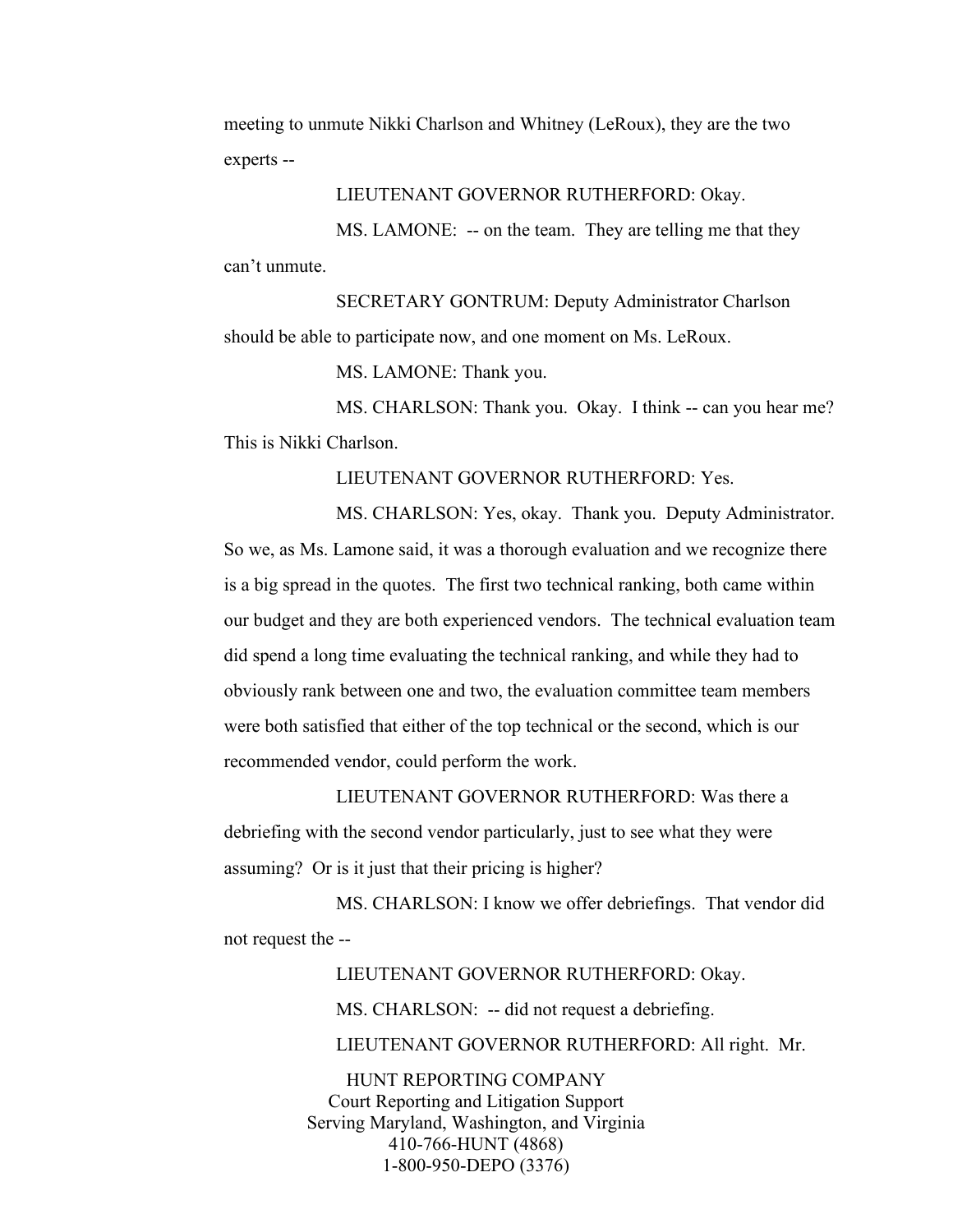meeting to unmute Nikki Charlson and Whitney (LeRoux), they are the two experts --

LIEUTENANT GOVERNOR RUTHERFORD: Okay.

MS. LAMONE: -- on the team. They are telling me that they can't unmute.

SECRETARY GONTRUM: Deputy Administrator Charlson should be able to participate now, and one moment on Ms. LeRoux.

MS. LAMONE: Thank you.

MS. CHARLSON: Thank you. Okay. I think -- can you hear me? This is Nikki Charlson.

LIEUTENANT GOVERNOR RUTHERFORD: Yes.

MS. CHARLSON: Yes, okay. Thank you. Deputy Administrator. So we, as Ms. Lamone said, it was a thorough evaluation and we recognize there is a big spread in the quotes. The first two technical ranking, both came within our budget and they are both experienced vendors. The technical evaluation team did spend a long time evaluating the technical ranking, and while they had to obviously rank between one and two, the evaluation committee team members were both satisfied that either of the top technical or the second, which is our recommended vendor, could perform the work.

LIEUTENANT GOVERNOR RUTHERFORD: Was there a debriefing with the second vendor particularly, just to see what they were assuming? Or is it just that their pricing is higher?

MS. CHARLSON: I know we offer debriefings. That vendor did not request the --

LIEUTENANT GOVERNOR RUTHERFORD: Okay.

MS. CHARLSON: -- did not request a debriefing.

LIEUTENANT GOVERNOR RUTHERFORD: All right. Mr.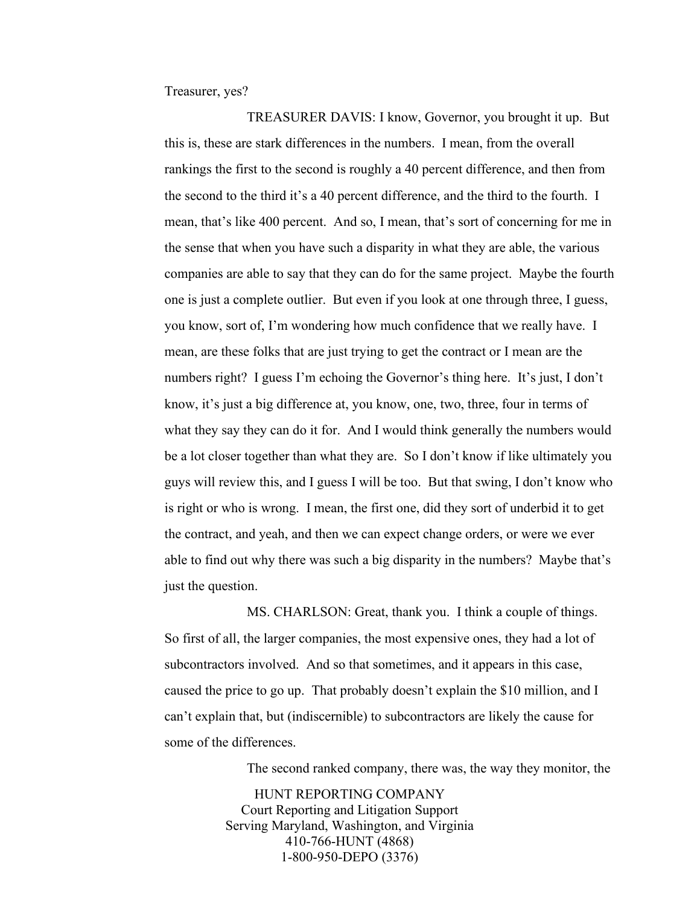Treasurer, yes?

TREASURER DAVIS: I know, Governor, you brought it up. But this is, these are stark differences in the numbers. I mean, from the overall rankings the first to the second is roughly a 40 percent difference, and then from the second to the third it's a 40 percent difference, and the third to the fourth. I mean, that's like 400 percent. And so, I mean, that's sort of concerning for me in the sense that when you have such a disparity in what they are able, the various companies are able to say that they can do for the same project. Maybe the fourth one is just a complete outlier. But even if you look at one through three, I guess, you know, sort of, I'm wondering how much confidence that we really have. I mean, are these folks that are just trying to get the contract or I mean are the numbers right? I guess I'm echoing the Governor's thing here. It's just, I don't know, it's just a big difference at, you know, one, two, three, four in terms of what they say they can do it for. And I would think generally the numbers would be a lot closer together than what they are. So I don't know if like ultimately you guys will review this, and I guess I will be too. But that swing, I don't know who is right or who is wrong. I mean, the first one, did they sort of underbid it to get the contract, and yeah, and then we can expect change orders, or were we ever able to find out why there was such a big disparity in the numbers? Maybe that's just the question.

MS. CHARLSON: Great, thank you. I think a couple of things. So first of all, the larger companies, the most expensive ones, they had a lot of subcontractors involved. And so that sometimes, and it appears in this case, caused the price to go up. That probably doesn't explain the $10 million, and I can't explain that, but (indiscernible) to subcontractors are likely the cause for some of the differences.

The second ranked company, there was, the way they monitor, the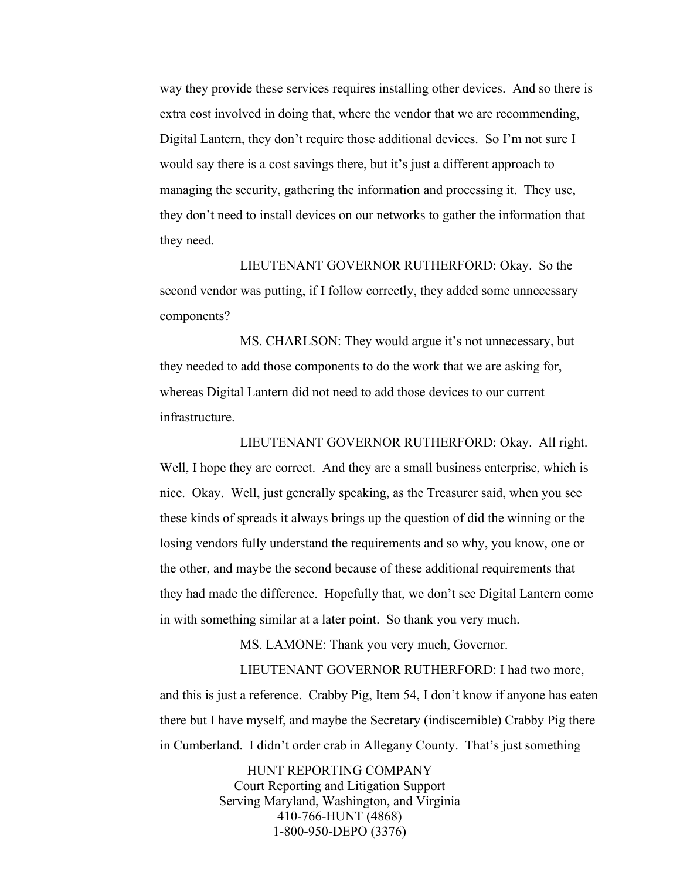way they provide these services requires installing other devices. And so there is extra cost involved in doing that, where the vendor that we are recommending, Digital Lantern, they don't require those additional devices. So I'm not sure I would say there is a cost savings there, but it's just a different approach to managing the security, gathering the information and processing it. They use, they don't need to install devices on our networks to gather the information that they need.

LIEUTENANT GOVERNOR RUTHERFORD: Okay. So the second vendor was putting, if I follow correctly, they added some unnecessary components?

MS. CHARLSON: They would argue it's not unnecessary, but they needed to add those components to do the work that we are asking for, whereas Digital Lantern did not need to add those devices to our current infrastructure.

LIEUTENANT GOVERNOR RUTHERFORD: Okay. All right. Well, I hope they are correct. And they are a small business enterprise, which is nice. Okay. Well, just generally speaking, as the Treasurer said, when you see these kinds of spreads it always brings up the question of did the winning or the losing vendors fully understand the requirements and so why, you know, one or the other, and maybe the second because of these additional requirements that they had made the difference. Hopefully that, we don't see Digital Lantern come in with something similar at a later point. So thank you very much.

MS. LAMONE: Thank you very much, Governor.

LIEUTENANT GOVERNOR RUTHERFORD: I had two more, and this is just a reference. Crabby Pig, Item 54, I don't know if anyone has eaten there but I have myself, and maybe the Secretary (indiscernible) Crabby Pig there in Cumberland. I didn't order crab in Allegany County. That's just something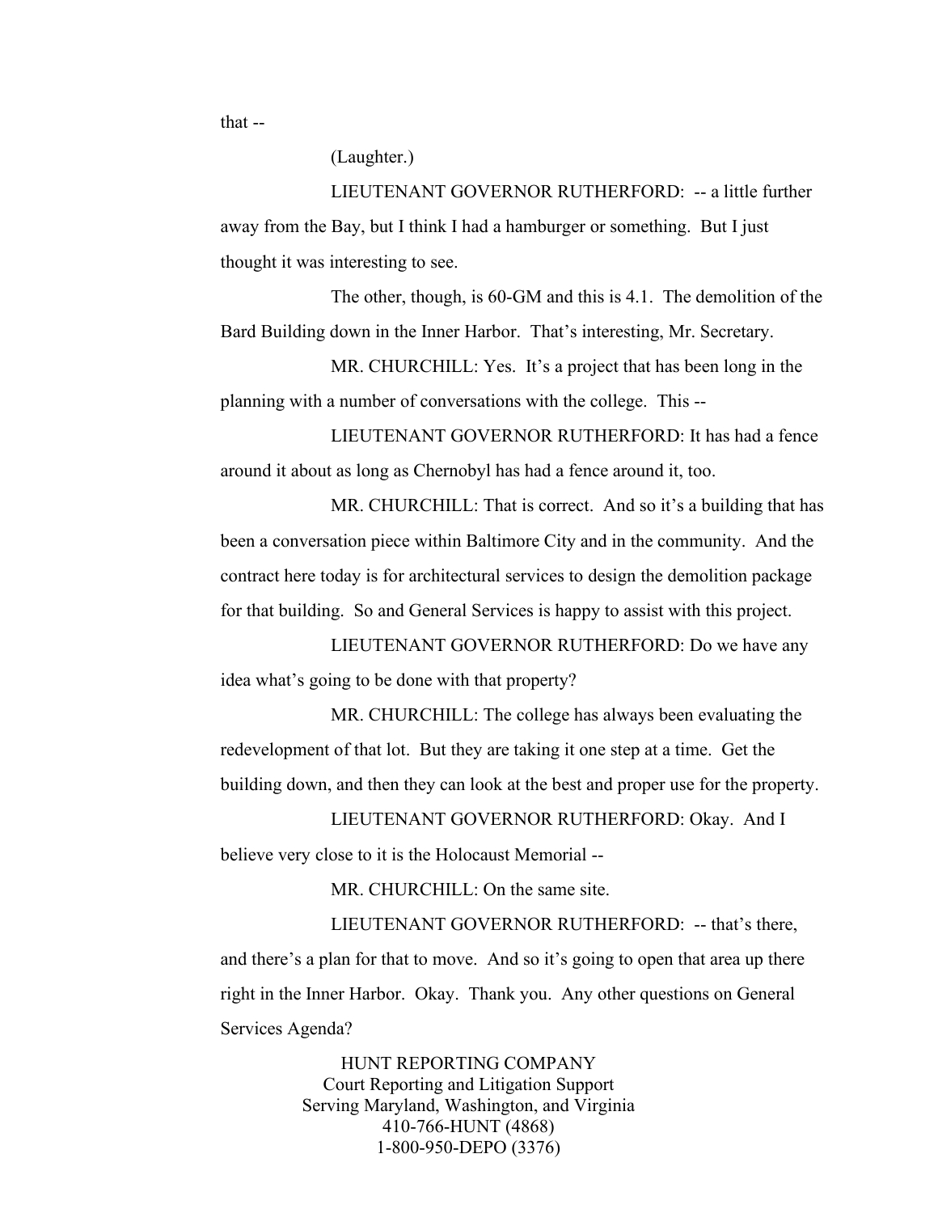that --

(Laughter.)

LIEUTENANT GOVERNOR RUTHERFORD: -- a little further away from the Bay, but I think I had a hamburger or something. But I just thought it was interesting to see.

The other, though, is 60-GM and this is 4.1. The demolition of the Bard Building down in the Inner Harbor. That's interesting, Mr. Secretary.

MR. CHURCHILL: Yes. It's a project that has been long in the planning with a number of conversations with the college. This --

LIEUTENANT GOVERNOR RUTHERFORD: It has had a fence around it about as long as Chernobyl has had a fence around it, too.

MR. CHURCHILL: That is correct. And so it's a building that has been a conversation piece within Baltimore City and in the community. And the contract here today is for architectural services to design the demolition package for that building. So and General Services is happy to assist with this project.

LIEUTENANT GOVERNOR RUTHERFORD: Do we have any idea what's going to be done with that property?

MR. CHURCHILL: The college has always been evaluating the redevelopment of that lot. But they are taking it one step at a time. Get the building down, and then they can look at the best and proper use for the property.

LIEUTENANT GOVERNOR RUTHERFORD: Okay. And I believe very close to it is the Holocaust Memorial --

MR. CHURCHILL: On the same site.

LIEUTENANT GOVERNOR RUTHERFORD: -- that's there, and there's a plan for that to move. And so it's going to open that area up there right in the Inner Harbor. Okay. Thank you. Any other questions on General Services Agenda?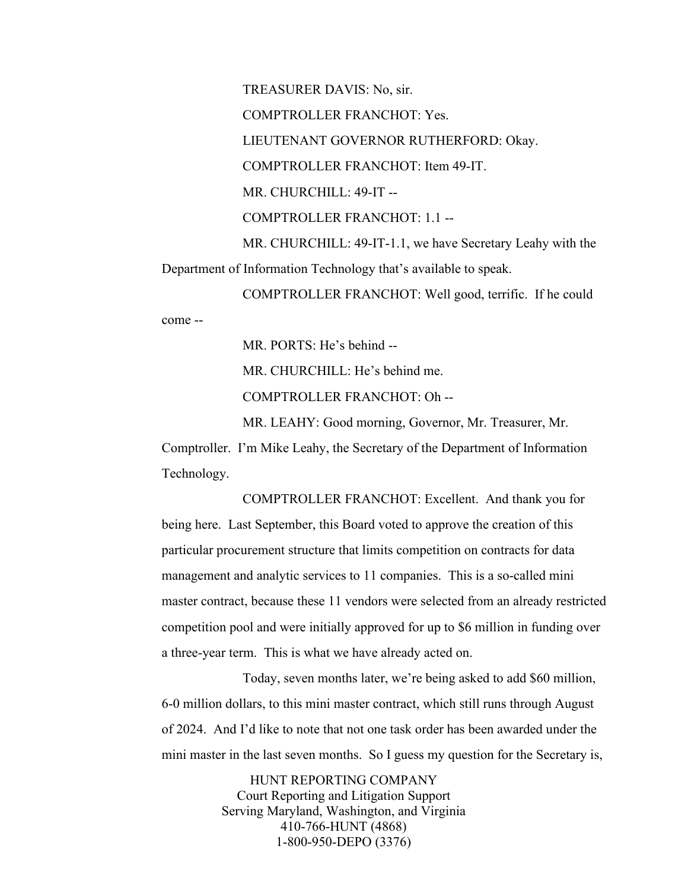TREASURER DAVIS: No, sir.

COMPTROLLER FRANCHOT: Yes.

LIEUTENANT GOVERNOR RUTHERFORD: Okay.

COMPTROLLER FRANCHOT: Item 49-IT.

MR. CHURCHILL: 49-IT --

COMPTROLLER FRANCHOT: 1.1 --

MR. CHURCHILL: 49-IT-1.1, we have Secretary Leahy with the Department of Information Technology that's available to speak.

COMPTROLLER FRANCHOT: Well good, terrific. If he could come --

MR. PORTS: He's behind --

MR. CHURCHILL: He's behind me.

COMPTROLLER FRANCHOT: Oh --

MR. LEAHY: Good morning, Governor, Mr. Treasurer, Mr. Comptroller. I'm Mike Leahy, the Secretary of the Department of Information Technology.

COMPTROLLER FRANCHOT: Excellent. And thank you for being here. Last September, this Board voted to approve the creation of this particular procurement structure that limits competition on contracts for data management and analytic services to 11 companies. This is a so-called mini master contract, because these 11 vendors were selected from an already restricted competition pool and were initially approved for up to $6 million in funding over a three-year term. This is what we have already acted on.

Today, seven months later, we're being asked to add $60 million, 6-0 million dollars, to this mini master contract, which still runs through August of 2024. And I'd like to note that not one task order has been awarded under the mini master in the last seven months. So I guess my question for the Secretary is,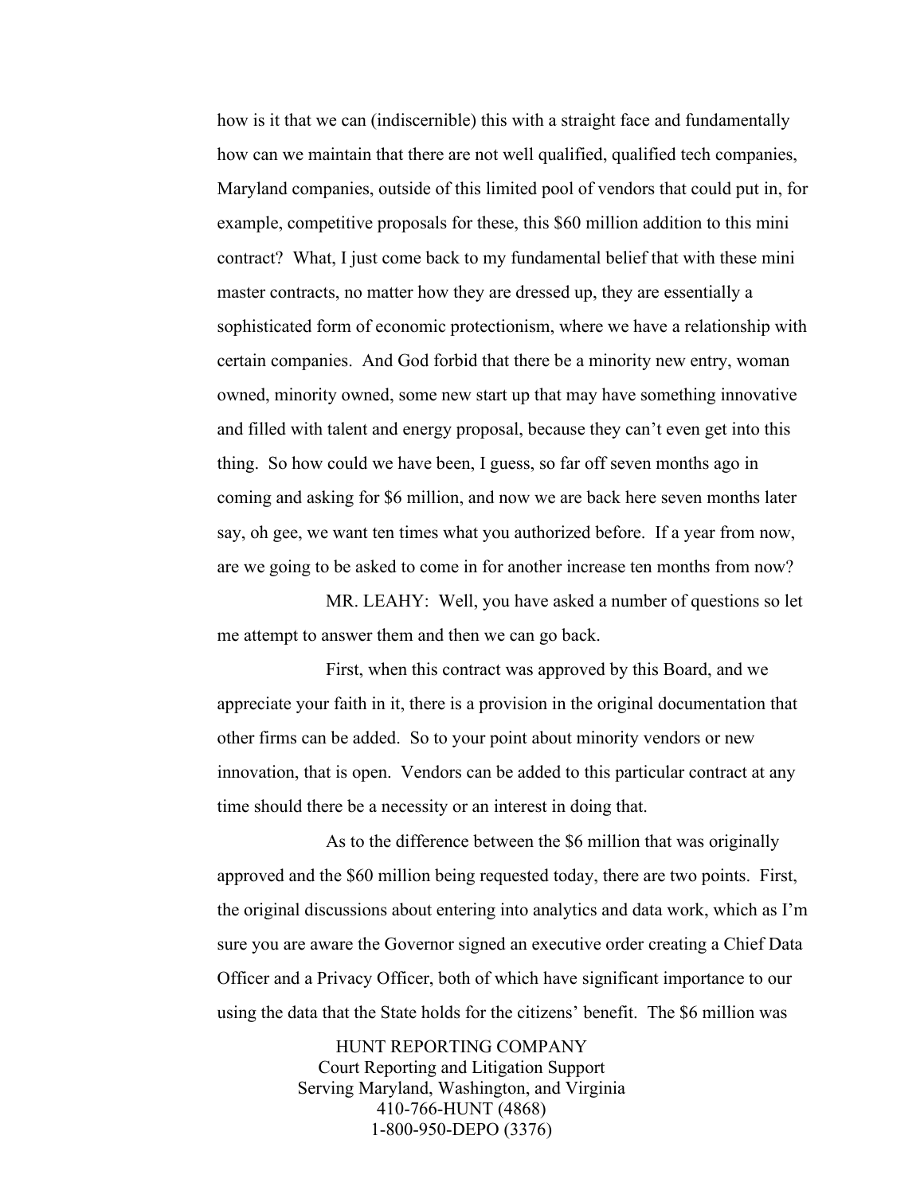how is it that we can (indiscernible) this with a straight face and fundamentally how can we maintain that there are not well qualified, qualified tech companies, Maryland companies, outside of this limited pool of vendors that could put in, for example, competitive proposals for these, this $60 million addition to this mini contract? What, I just come back to my fundamental belief that with these mini master contracts, no matter how they are dressed up, they are essentially a sophisticated form of economic protectionism, where we have a relationship with certain companies. And God forbid that there be a minority new entry, woman owned, minority owned, some new start up that may have something innovative and filled with talent and energy proposal, because they can't even get into this thing. So how could we have been, I guess, so far off seven months ago in coming and asking for $6 million, and now we are back here seven months later say, oh gee, we want ten times what you authorized before. If a year from now, are we going to be asked to come in for another increase ten months from now?

MR. LEAHY: Well, you have asked a number of questions so let me attempt to answer them and then we can go back.

First, when this contract was approved by this Board, and we appreciate your faith in it, there is a provision in the original documentation that other firms can be added. So to your point about minority vendors or new innovation, that is open. Vendors can be added to this particular contract at any time should there be a necessity or an interest in doing that.

As to the difference between the $6 million that was originally approved and the $60 million being requested today, there are two points. First, the original discussions about entering into analytics and data work, which as I'm sure you are aware the Governor signed an executive order creating a Chief Data Officer and a Privacy Officer, both of which have significant importance to our using the data that the State holds for the citizens' benefit. The $6 million was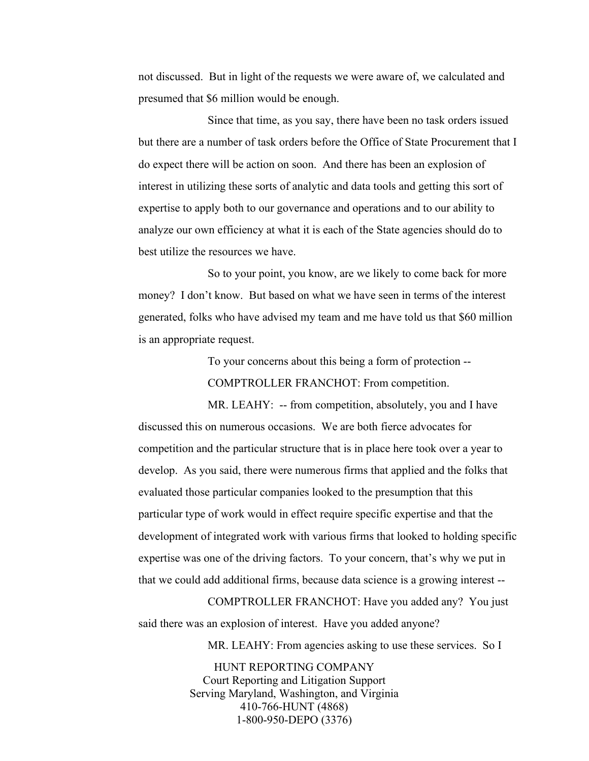not discussed. But in light of the requests we were aware of, we calculated and presumed that $6 million would be enough.

Since that time, as you say, there have been no task orders issued but there are a number of task orders before the Office of State Procurement that I do expect there will be action on soon. And there has been an explosion of interest in utilizing these sorts of analytic and data tools and getting this sort of expertise to apply both to our governance and operations and to our ability to analyze our own efficiency at what it is each of the State agencies should do to best utilize the resources we have.

So to your point, you know, are we likely to come back for more money? I don't know. But based on what we have seen in terms of the interest generated, folks who have advised my team and me have told us that $60 million is an appropriate request.

To your concerns about this being a form of protection --

COMPTROLLER FRANCHOT: From competition.

MR. LEAHY: -- from competition, absolutely, you and I have discussed this on numerous occasions. We are both fierce advocates for competition and the particular structure that is in place here took over a year to develop. As you said, there were numerous firms that applied and the folks that evaluated those particular companies looked to the presumption that this particular type of work would in effect require specific expertise and that the development of integrated work with various firms that looked to holding specific expertise was one of the driving factors. To your concern, that's why we put in that we could add additional firms, because data science is a growing interest --

COMPTROLLER FRANCHOT: Have you added any? You just said there was an explosion of interest. Have you added anyone?

MR. LEAHY: From agencies asking to use these services. So I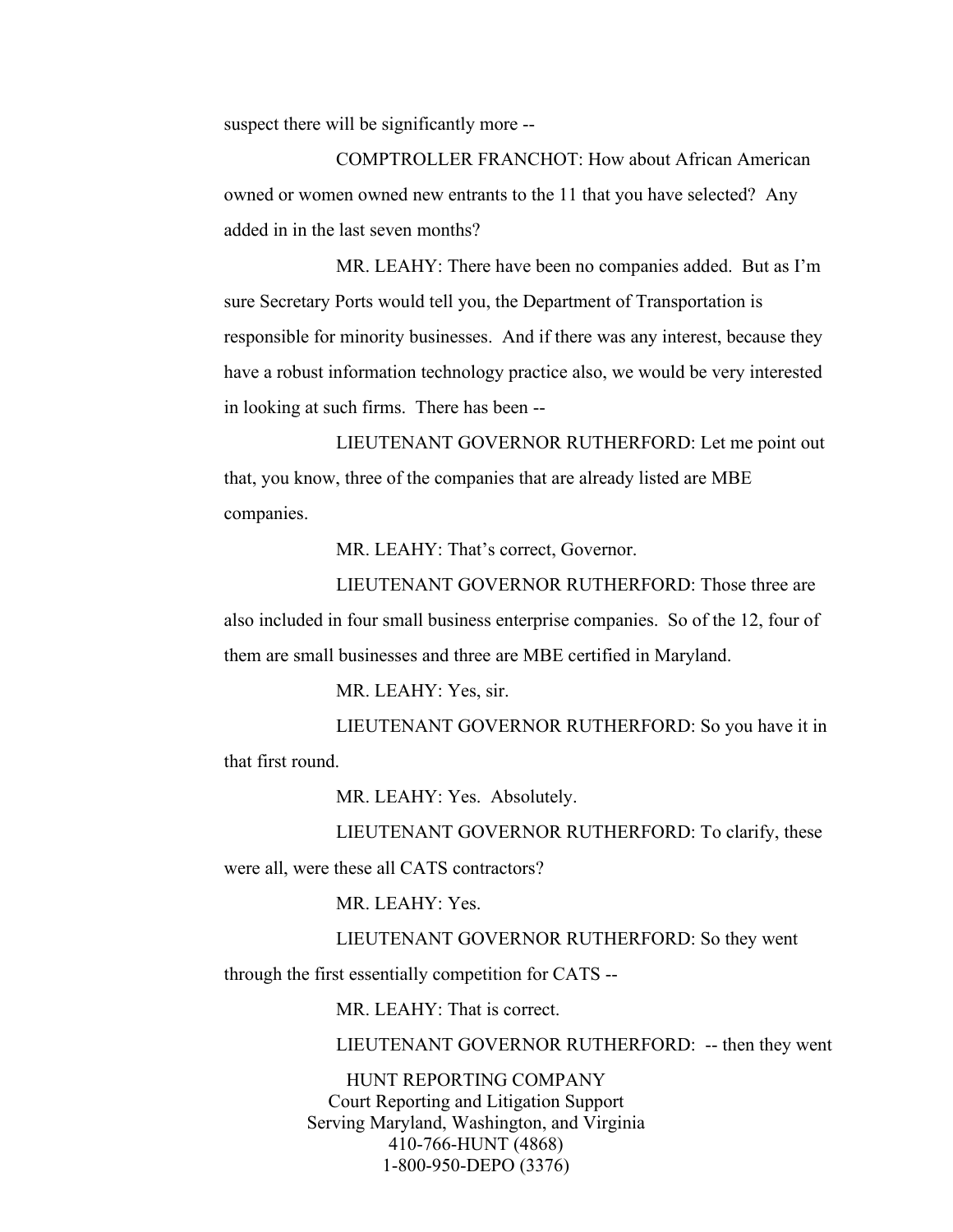suspect there will be significantly more --

COMPTROLLER FRANCHOT: How about African American owned or women owned new entrants to the 11 that you have selected? Any added in in the last seven months?

MR. LEAHY: There have been no companies added. But as I'm sure Secretary Ports would tell you, the Department of Transportation is responsible for minority businesses. And if there was any interest, because they have a robust information technology practice also, we would be very interested in looking at such firms. There has been --

LIEUTENANT GOVERNOR RUTHERFORD: Let me point out that, you know, three of the companies that are already listed are MBE companies.

MR. LEAHY: That's correct, Governor.

LIEUTENANT GOVERNOR RUTHERFORD: Those three are also included in four small business enterprise companies. So of the 12, four of them are small businesses and three are MBE certified in Maryland.

MR. LEAHY: Yes, sir.

LIEUTENANT GOVERNOR RUTHERFORD: So you have it in that first round.

MR. LEAHY: Yes. Absolutely.

LIEUTENANT GOVERNOR RUTHERFORD: To clarify, these were all, were these all CATS contractors?

MR. LEAHY: Yes.

LIEUTENANT GOVERNOR RUTHERFORD: So they went through the first essentially competition for CATS --

MR. LEAHY: That is correct.

LIEUTENANT GOVERNOR RUTHERFORD: -- then they went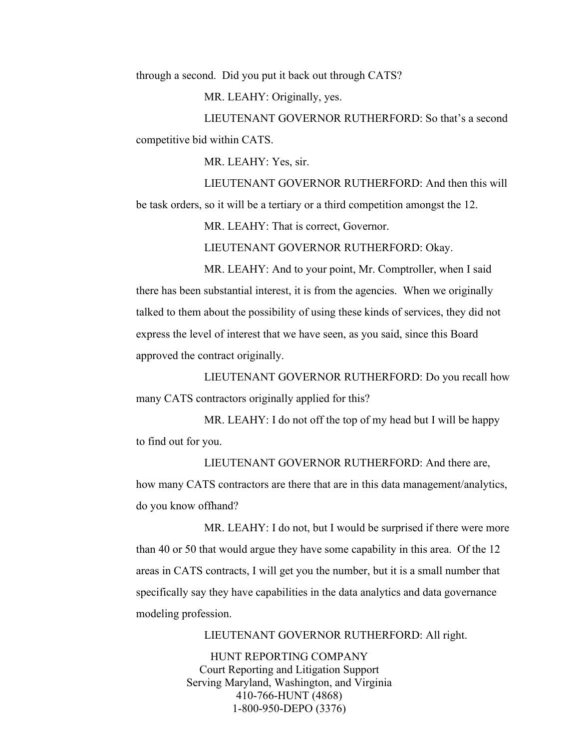through a second. Did you put it back out through CATS?

MR. LEAHY: Originally, yes.

LIEUTENANT GOVERNOR RUTHERFORD: So that's a second competitive bid within CATS.

MR. LEAHY: Yes, sir.

LIEUTENANT GOVERNOR RUTHERFORD: And then this will be task orders, so it will be a tertiary or a third competition amongst the 12.

MR. LEAHY: That is correct, Governor.

LIEUTENANT GOVERNOR RUTHERFORD: Okay.

MR. LEAHY: And to your point, Mr. Comptroller, when I said there has been substantial interest, it is from the agencies. When we originally talked to them about the possibility of using these kinds of services, they did not express the level of interest that we have seen, as you said, since this Board approved the contract originally.

LIEUTENANT GOVERNOR RUTHERFORD: Do you recall how many CATS contractors originally applied for this?

MR. LEAHY: I do not off the top of my head but I will be happy to find out for you.

LIEUTENANT GOVERNOR RUTHERFORD: And there are, how many CATS contractors are there that are in this data management/analytics, do you know offhand?

MR. LEAHY: I do not, but I would be surprised if there were more than 40 or 50 that would argue they have some capability in this area. Of the 12 areas in CATS contracts, I will get you the number, but it is a small number that specifically say they have capabilities in the data analytics and data governance modeling profession.

LIEUTENANT GOVERNOR RUTHERFORD: All right.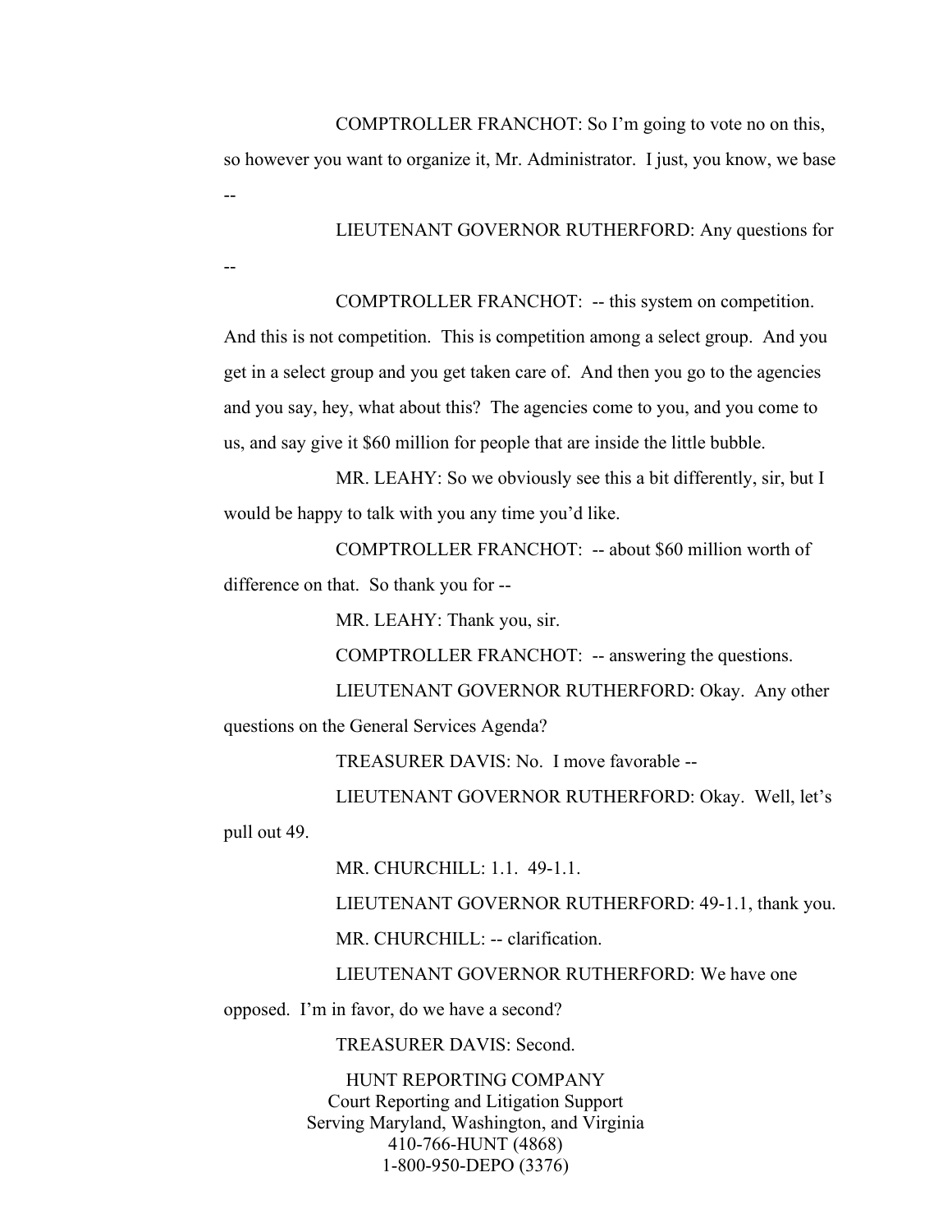COMPTROLLER FRANCHOT: So I'm going to vote no on this, so however you want to organize it, Mr. Administrator. I just, you know, we base --

LIEUTENANT GOVERNOR RUTHERFORD: Any questions for --

COMPTROLLER FRANCHOT: -- this system on competition. And this is not competition. This is competition among a select group. And you get in a select group and you get taken care of. And then you go to the agencies and you say, hey, what about this? The agencies come to you, and you come to us, and say give it $60 million for people that are inside the little bubble.

MR. LEAHY: So we obviously see this a bit differently, sir, but I would be happy to talk with you any time you'd like.

COMPTROLLER FRANCHOT: -- about $60 million worth of difference on that. So thank you for --

MR. LEAHY: Thank you, sir.

COMPTROLLER FRANCHOT: -- answering the questions.

LIEUTENANT GOVERNOR RUTHERFORD: Okay. Any other questions on the General Services Agenda?

TREASURER DAVIS: No. I move favorable --

LIEUTENANT GOVERNOR RUTHERFORD: Okay. Well, let's pull out 49.

MR. CHURCHILL: 1.1. 49-1.1.

LIEUTENANT GOVERNOR RUTHERFORD: 49-1.1, thank you.

MR. CHURCHILL: -- clarification.

LIEUTENANT GOVERNOR RUTHERFORD: We have one opposed. I'm in favor, do we have a second?

TREASURER DAVIS: Second.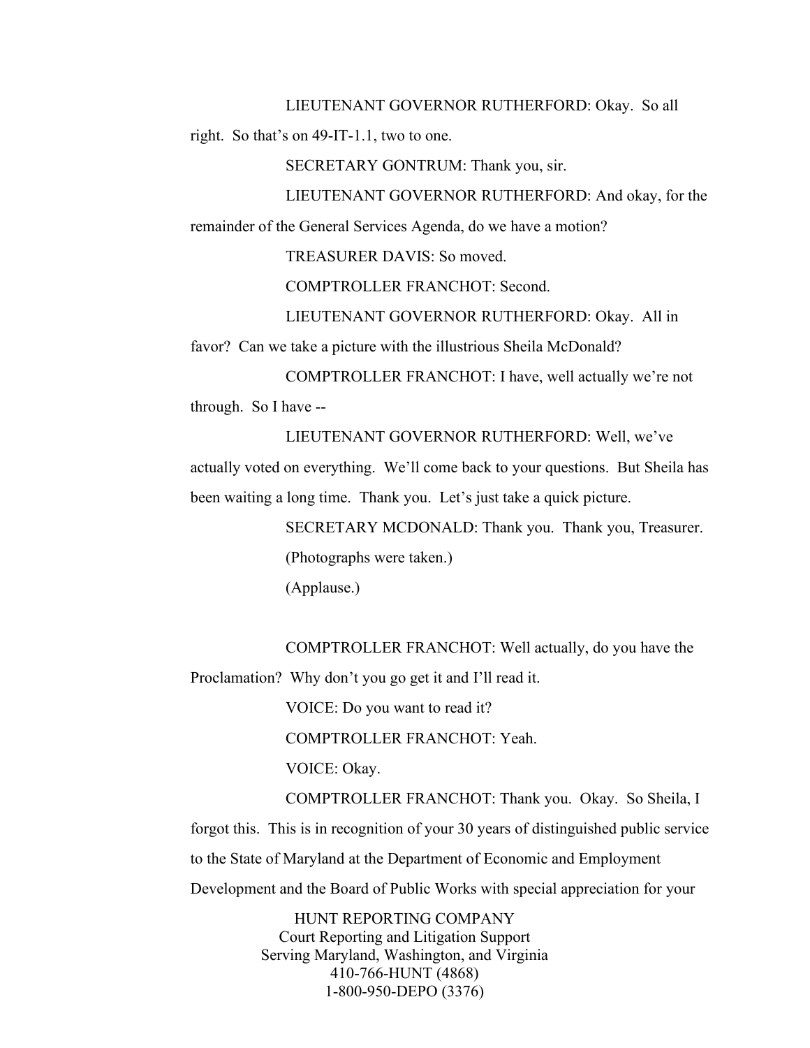LIEUTENANT GOVERNOR RUTHERFORD: Okay. So all right. So that's on 49-IT-1.1, two to one.

SECRETARY GONTRUM: Thank you, sir.

LIEUTENANT GOVERNOR RUTHERFORD: And okay, for the remainder of the General Services Agenda, do we have a motion?

TREASURER DAVIS: So moved.

COMPTROLLER FRANCHOT: Second.

LIEUTENANT GOVERNOR RUTHERFORD: Okay. All in favor? Can we take a picture with the illustrious Sheila McDonald?

COMPTROLLER FRANCHOT: I have, well actually we're not through. So I have --

LIEUTENANT GOVERNOR RUTHERFORD: Well, we've actually voted on everything. We'll come back to your questions. But Sheila has been waiting a long time. Thank you. Let's just take a quick picture.

SECRETARY MCDONALD: Thank you. Thank you, Treasurer.

(Photographs were taken.)

(Applause.)

COMPTROLLER FRANCHOT: Well actually, do you have the Proclamation? Why don't you go get it and I'll read it.

VOICE: Do you want to read it?

COMPTROLLER FRANCHOT: Yeah.

VOICE: Okay.

COMPTROLLER FRANCHOT: Thank you. Okay. So Sheila, I forgot this. This is in recognition of your 30 years of distinguished public service to the State of Maryland at the Department of Economic and Employment Development and the Board of Public Works with special appreciation for your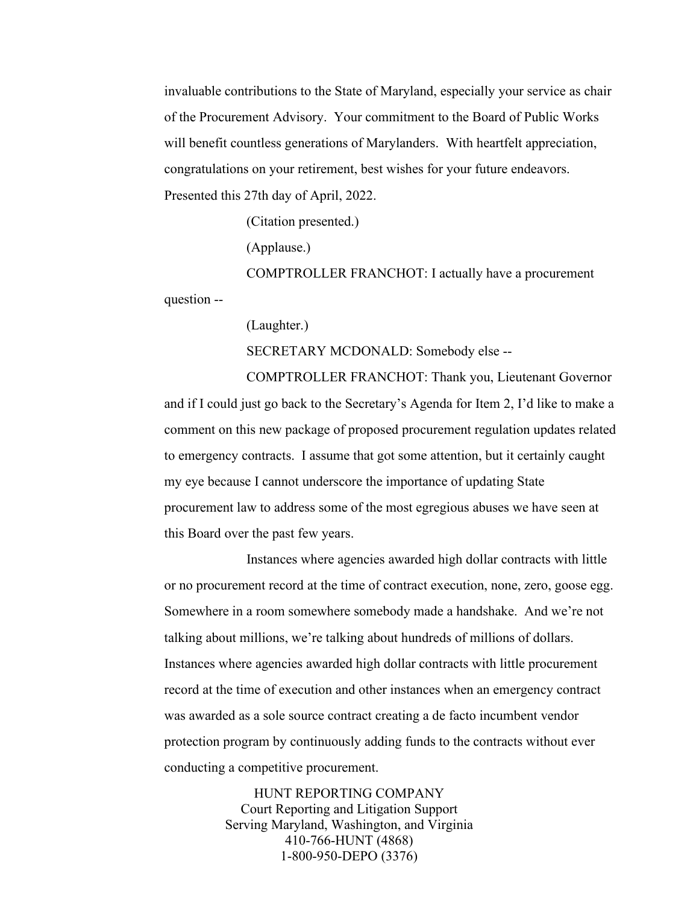invaluable contributions to the State of Maryland, especially your service as chair of the Procurement Advisory. Your commitment to the Board of Public Works will benefit countless generations of Marylanders. With heartfelt appreciation, congratulations on your retirement, best wishes for your future endeavors. Presented this 27th day of April, 2022.

(Citation presented.)

(Applause.)

COMPTROLLER FRANCHOT: I actually have a procurement question --

(Laughter.)

SECRETARY MCDONALD: Somebody else --

COMPTROLLER FRANCHOT: Thank you, Lieutenant Governor and if I could just go back to the Secretary's Agenda for Item 2, I'd like to make a comment on this new package of proposed procurement regulation updates related to emergency contracts. I assume that got some attention, but it certainly caught my eye because I cannot underscore the importance of updating State procurement law to address some of the most egregious abuses we have seen at this Board over the past few years.

Instances where agencies awarded high dollar contracts with little or no procurement record at the time of contract execution, none, zero, goose egg. Somewhere in a room somewhere somebody made a handshake. And we're not talking about millions, we're talking about hundreds of millions of dollars. Instances where agencies awarded high dollar contracts with little procurement record at the time of execution and other instances when an emergency contract was awarded as a sole source contract creating a de facto incumbent vendor protection program by continuously adding funds to the contracts without ever conducting a competitive procurement.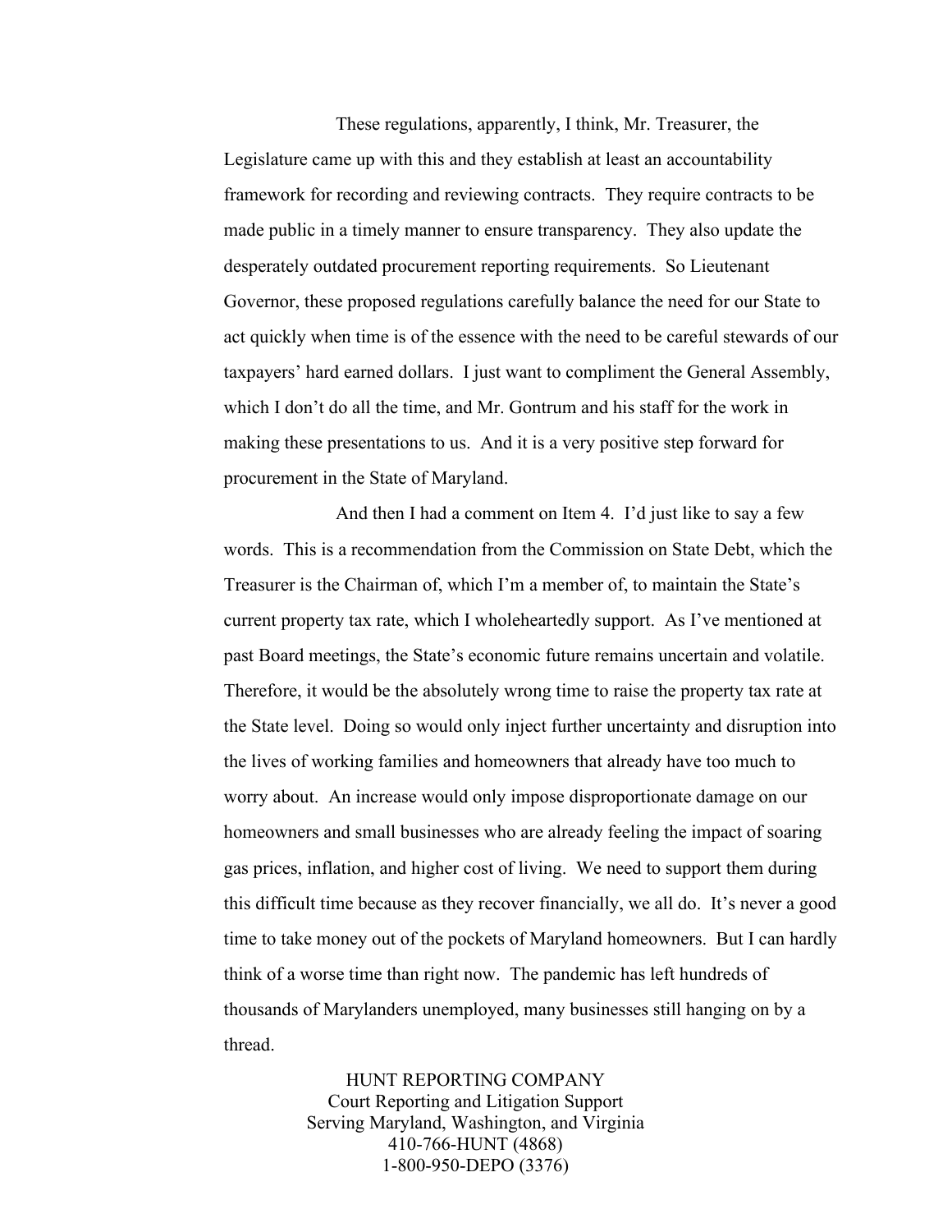These regulations, apparently, I think, Mr. Treasurer, the Legislature came up with this and they establish at least an accountability framework for recording and reviewing contracts. They require contracts to be made public in a timely manner to ensure transparency. They also update the desperately outdated procurement reporting requirements. So Lieutenant Governor, these proposed regulations carefully balance the need for our State to act quickly when time is of the essence with the need to be careful stewards of our taxpayers' hard earned dollars. I just want to compliment the General Assembly, which I don't do all the time, and Mr. Gontrum and his staff for the work in making these presentations to us. And it is a very positive step forward for procurement in the State of Maryland.

And then I had a comment on Item 4. I'd just like to say a few words. This is a recommendation from the Commission on State Debt, which the Treasurer is the Chairman of, which I'm a member of, to maintain the State's current property tax rate, which I wholeheartedly support. As I've mentioned at past Board meetings, the State's economic future remains uncertain and volatile. Therefore, it would be the absolutely wrong time to raise the property tax rate at the State level. Doing so would only inject further uncertainty and disruption into the lives of working families and homeowners that already have too much to worry about. An increase would only impose disproportionate damage on our homeowners and small businesses who are already feeling the impact of soaring gas prices, inflation, and higher cost of living. We need to support them during this difficult time because as they recover financially, we all do. It's never a good time to take money out of the pockets of Maryland homeowners. But I can hardly think of a worse time than right now. The pandemic has left hundreds of thousands of Marylanders unemployed, many businesses still hanging on by a thread.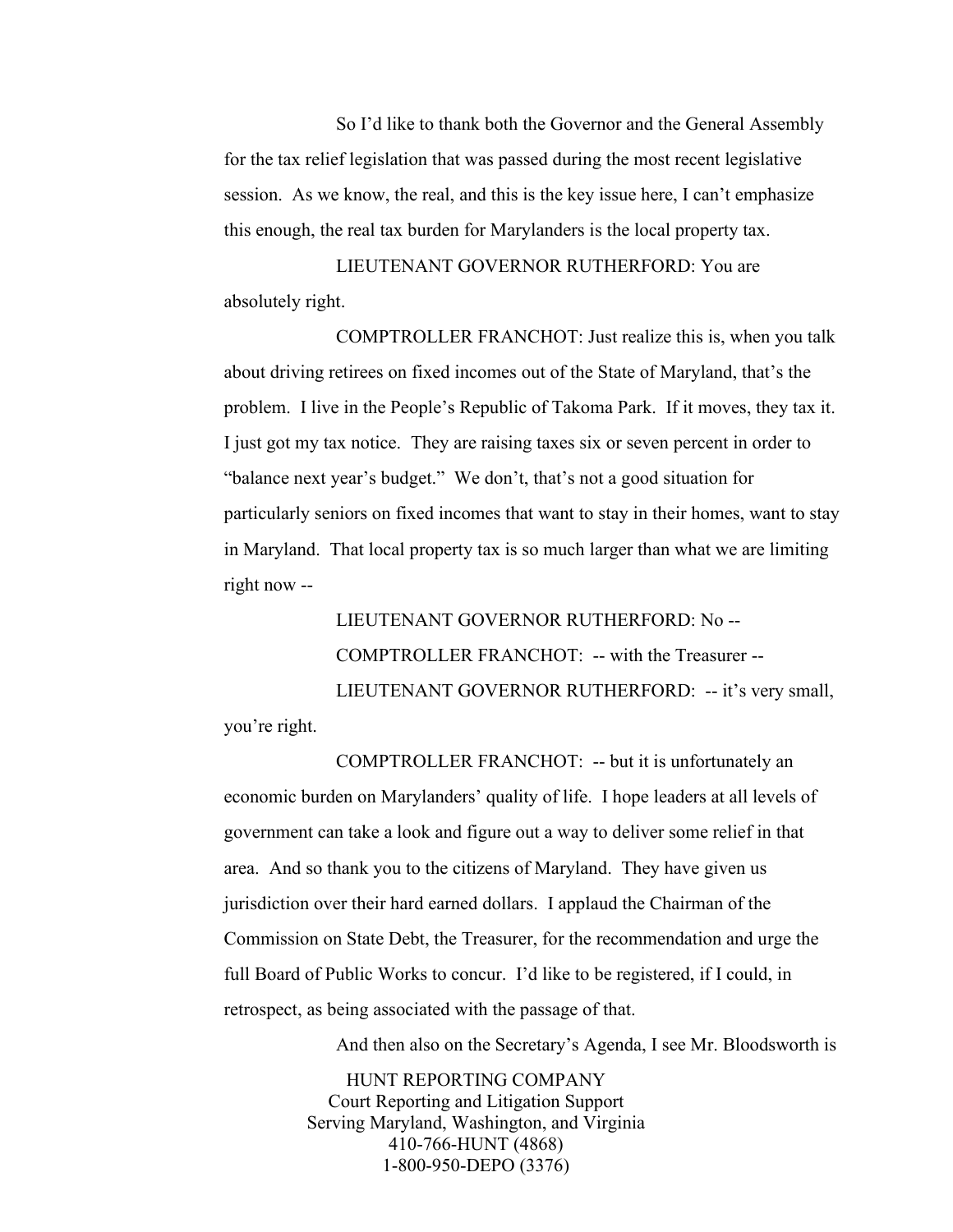So I'd like to thank both the Governor and the General Assembly for the tax relief legislation that was passed during the most recent legislative session. As we know, the real, and this is the key issue here, I can't emphasize this enough, the real tax burden for Marylanders is the local property tax.

LIEUTENANT GOVERNOR RUTHERFORD: You are absolutely right.

COMPTROLLER FRANCHOT: Just realize this is, when you talk about driving retirees on fixed incomes out of the State of Maryland, that's the problem. I live in the People's Republic of Takoma Park. If it moves, they tax it. I just got my tax notice. They are raising taxes six or seven percent in order to "balance next year's budget." We don't, that's not a good situation for particularly seniors on fixed incomes that want to stay in their homes, want to stay in Maryland. That local property tax is so much larger than what we are limiting right now --

LIEUTENANT GOVERNOR RUTHERFORD: No --

COMPTROLLER FRANCHOT: -- with the Treasurer --

LIEUTENANT GOVERNOR RUTHERFORD: -- it's very small, you're right.

COMPTROLLER FRANCHOT: -- but it is unfortunately an economic burden on Marylanders' quality of life. I hope leaders at all levels of government can take a look and figure out a way to deliver some relief in that area. And so thank you to the citizens of Maryland. They have given us jurisdiction over their hard earned dollars. I applaud the Chairman of the Commission on State Debt, the Treasurer, for the recommendation and urge the full Board of Public Works to concur. I'd like to be registered, if I could, in retrospect, as being associated with the passage of that.

And then also on the Secretary's Agenda, I see Mr. Bloodsworth is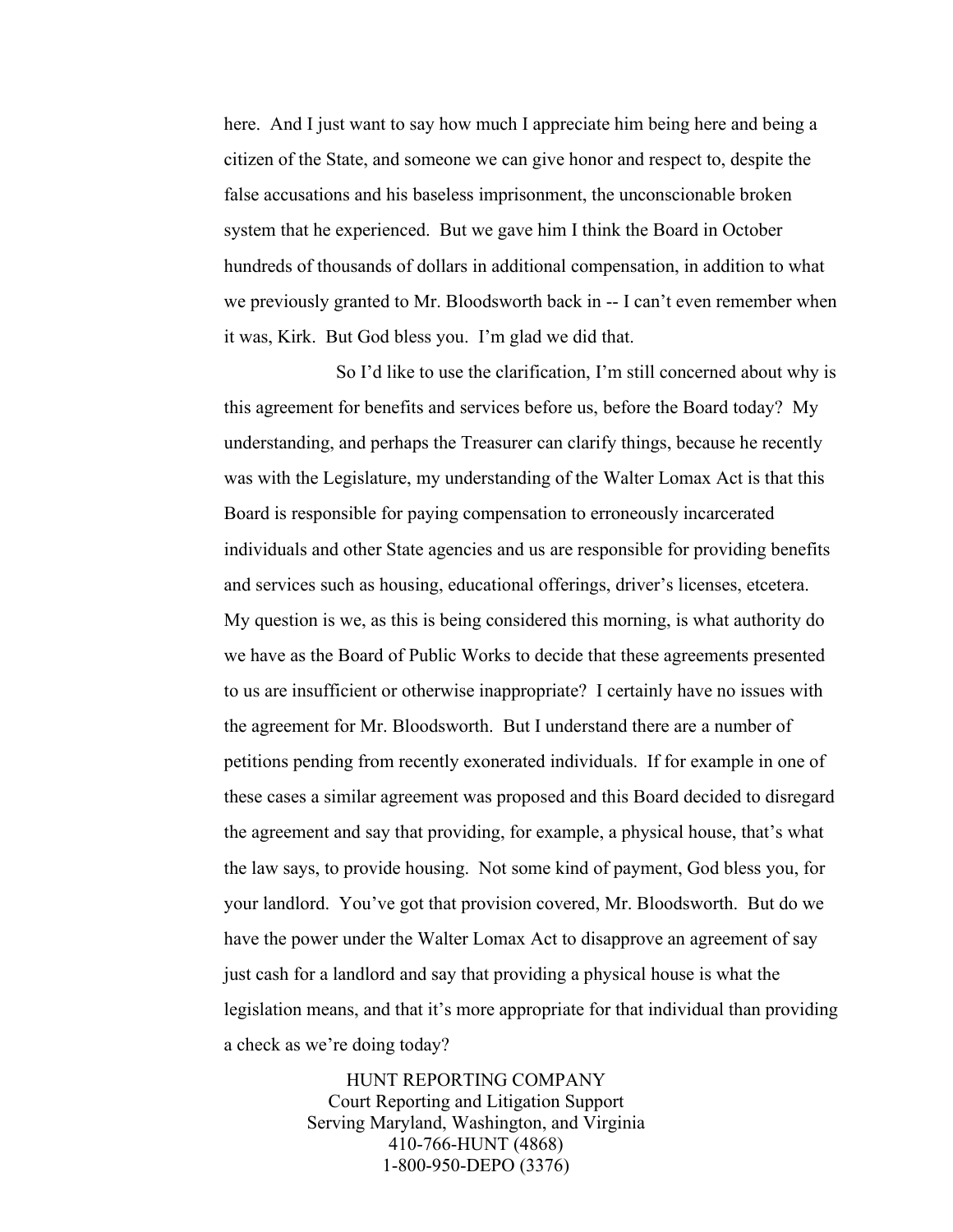here. And I just want to say how much I appreciate him being here and being a citizen of the State, and someone we can give honor and respect to, despite the false accusations and his baseless imprisonment, the unconscionable broken system that he experienced. But we gave him I think the Board in October hundreds of thousands of dollars in additional compensation, in addition to what we previously granted to Mr. Bloodsworth back in -- I can't even remember when it was, Kirk. But God bless you. I'm glad we did that.

So I'd like to use the clarification, I'm still concerned about why is this agreement for benefits and services before us, before the Board today? My understanding, and perhaps the Treasurer can clarify things, because he recently was with the Legislature, my understanding of the Walter Lomax Act is that this Board is responsible for paying compensation to erroneously incarcerated individuals and other State agencies and us are responsible for providing benefits and services such as housing, educational offerings, driver's licenses, etcetera. My question is we, as this is being considered this morning, is what authority do we have as the Board of Public Works to decide that these agreements presented to us are insufficient or otherwise inappropriate? I certainly have no issues with the agreement for Mr. Bloodsworth. But I understand there are a number of petitions pending from recently exonerated individuals. If for example in one of these cases a similar agreement was proposed and this Board decided to disregard the agreement and say that providing, for example, a physical house, that's what the law says, to provide housing. Not some kind of payment, God bless you, for your landlord. You've got that provision covered, Mr. Bloodsworth. But do we have the power under the Walter Lomax Act to disapprove an agreement of say just cash for a landlord and say that providing a physical house is what the legislation means, and that it's more appropriate for that individual than providing a check as we're doing today?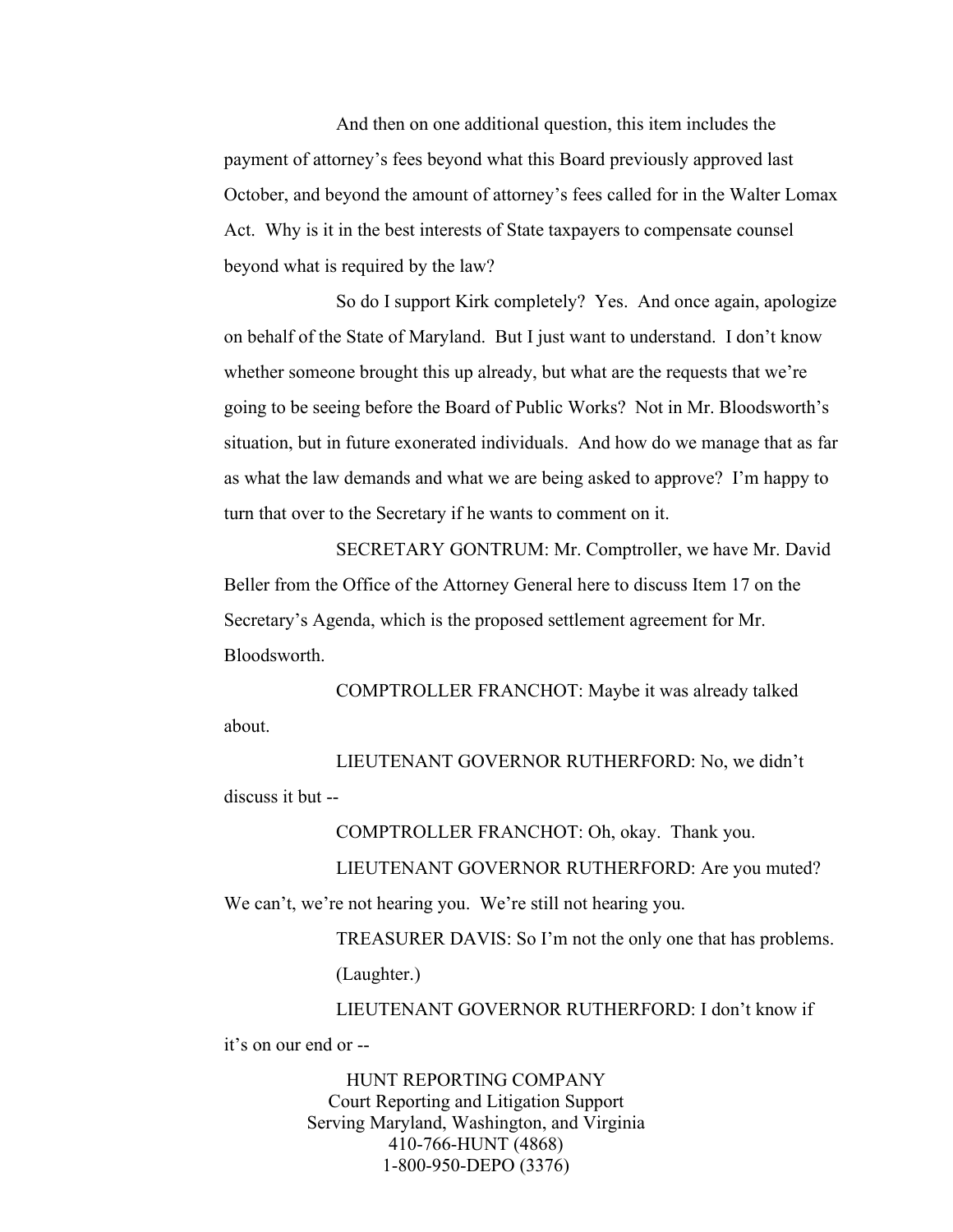And then on one additional question, this item includes the payment of attorney's fees beyond what this Board previously approved last October, and beyond the amount of attorney's fees called for in the Walter Lomax Act. Why is it in the best interests of State taxpayers to compensate counsel beyond what is required by the law?

So do I support Kirk completely? Yes. And once again, apologize on behalf of the State of Maryland. But I just want to understand. I don't know whether someone brought this up already, but what are the requests that we're going to be seeing before the Board of Public Works? Not in Mr. Bloodsworth's situation, but in future exonerated individuals. And how do we manage that as far as what the law demands and what we are being asked to approve? I'm happy to turn that over to the Secretary if he wants to comment on it.

SECRETARY GONTRUM: Mr. Comptroller, we have Mr. David Beller from the Office of the Attorney General here to discuss Item 17 on the Secretary's Agenda, which is the proposed settlement agreement for Mr. Bloodsworth.

COMPTROLLER FRANCHOT: Maybe it was already talked about.

LIEUTENANT GOVERNOR RUTHERFORD: No, we didn't discuss it but --

COMPTROLLER FRANCHOT: Oh, okay. Thank you.

LIEUTENANT GOVERNOR RUTHERFORD: Are you muted? We can't, we're not hearing you. We're still not hearing you.

TREASURER DAVIS: So I'm not the only one that has problems.

(Laughter.)

LIEUTENANT GOVERNOR RUTHERFORD: I don't know if it's on our end or --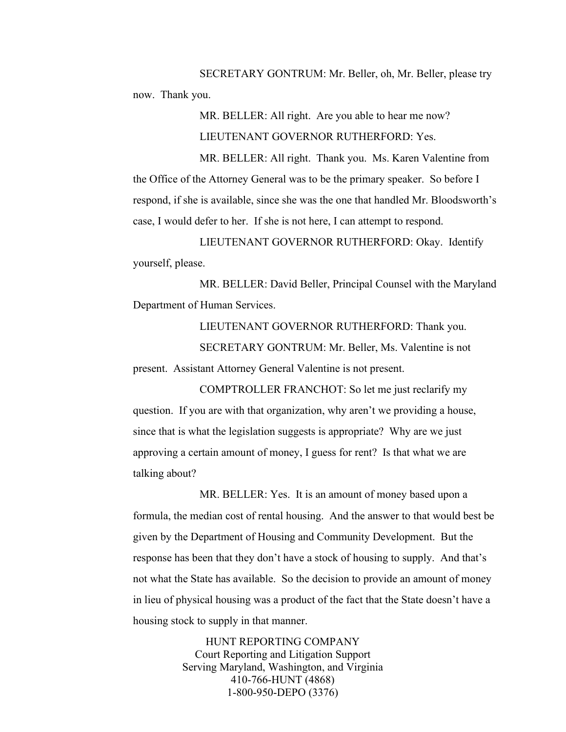SECRETARY GONTRUM: Mr. Beller, oh, Mr. Beller, please try now. Thank you.

MR. BELLER: All right. Are you able to hear me now?

LIEUTENANT GOVERNOR RUTHERFORD: Yes.

MR. BELLER: All right. Thank you. Ms. Karen Valentine from the Office of the Attorney General was to be the primary speaker. So before I respond, if she is available, since she was the one that handled Mr. Bloodsworth's case, I would defer to her. If she is not here, I can attempt to respond.

LIEUTENANT GOVERNOR RUTHERFORD: Okay. Identify yourself, please.

MR. BELLER: David Beller, Principal Counsel with the Maryland Department of Human Services.

LIEUTENANT GOVERNOR RUTHERFORD: Thank you.

SECRETARY GONTRUM: Mr. Beller, Ms. Valentine is not present. Assistant Attorney General Valentine is not present.

COMPTROLLER FRANCHOT: So let me just reclarify my question. If you are with that organization, why aren't we providing a house, since that is what the legislation suggests is appropriate? Why are we just approving a certain amount of money, I guess for rent? Is that what we are talking about?

MR. BELLER: Yes. It is an amount of money based upon a formula, the median cost of rental housing. And the answer to that would best be given by the Department of Housing and Community Development. But the response has been that they don't have a stock of housing to supply. And that's not what the State has available. So the decision to provide an amount of money in lieu of physical housing was a product of the fact that the State doesn't have a housing stock to supply in that manner.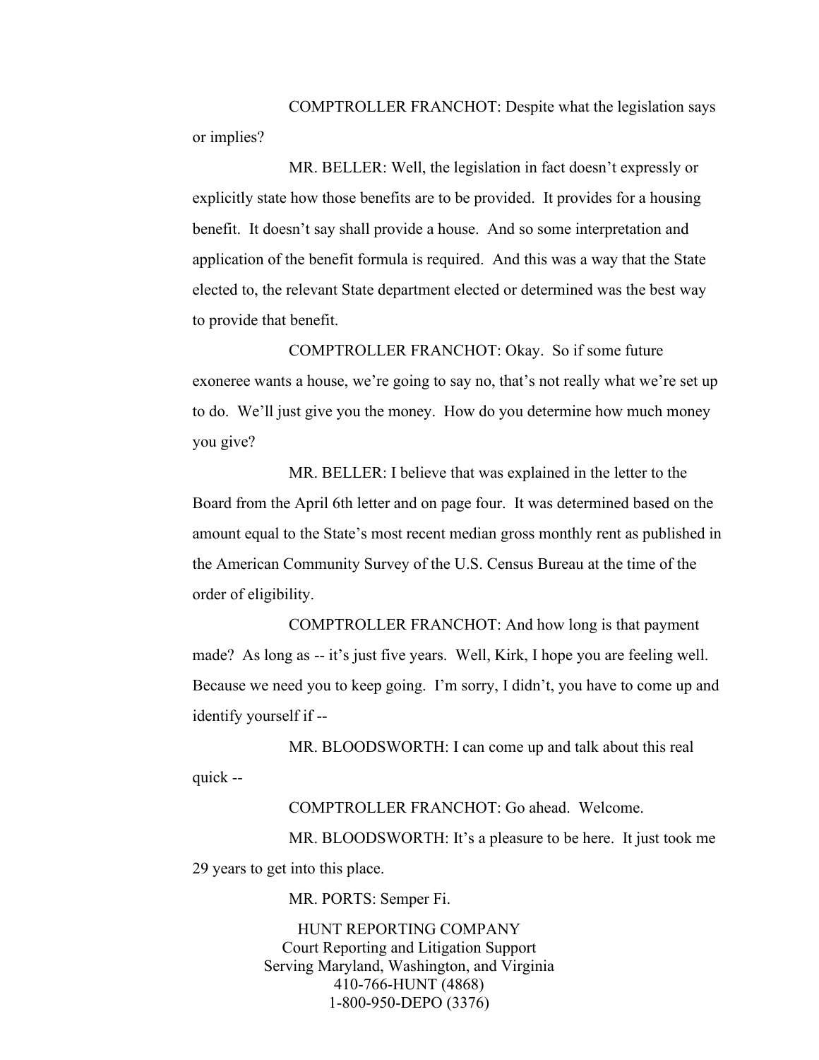COMPTROLLER FRANCHOT: Despite what the legislation says or implies?

MR. BELLER: Well, the legislation in fact doesn't expressly or explicitly state how those benefits are to be provided. It provides for a housing benefit. It doesn't say shall provide a house. And so some interpretation and application of the benefit formula is required. And this was a way that the State elected to, the relevant State department elected or determined was the best way to provide that benefit.

COMPTROLLER FRANCHOT: Okay. So if some future exoneree wants a house, we're going to say no, that's not really what we're set up to do. We'll just give you the money. How do you determine how much money you give?

MR. BELLER: I believe that was explained in the letter to the Board from the April 6th letter and on page four. It was determined based on the amount equal to the State's most recent median gross monthly rent as published in the American Community Survey of the U.S. Census Bureau at the time of the order of eligibility.

COMPTROLLER FRANCHOT: And how long is that payment made? As long as -- it's just five years. Well, Kirk, I hope you are feeling well. Because we need you to keep going. I'm sorry, I didn't, you have to come up and identify yourself if --

MR. BLOODSWORTH: I can come up and talk about this real quick --

COMPTROLLER FRANCHOT: Go ahead. Welcome.

MR. BLOODSWORTH: It's a pleasure to be here. It just took me 29 years to get into this place.

MR. PORTS: Semper Fi.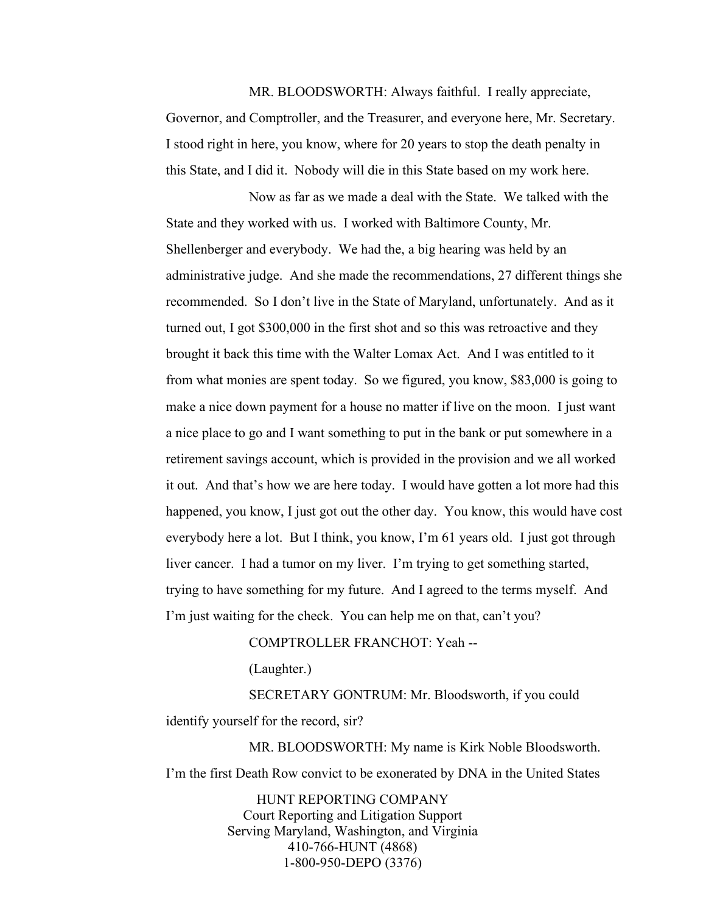MR. BLOODSWORTH: Always faithful. I really appreciate, Governor, and Comptroller, and the Treasurer, and everyone here, Mr. Secretary. I stood right in here, you know, where for 20 years to stop the death penalty in this State, and I did it. Nobody will die in this State based on my work here.

Now as far as we made a deal with the State. We talked with the State and they worked with us. I worked with Baltimore County, Mr. Shellenberger and everybody. We had the, a big hearing was held by an administrative judge. And she made the recommendations, 27 different things she recommended. So I don't live in the State of Maryland, unfortunately. And as it turned out, I got $300,000 in the first shot and so this was retroactive and they brought it back this time with the Walter Lomax Act. And I was entitled to it from what monies are spent today. So we figured, you know, $83,000 is going to make a nice down payment for a house no matter if live on the moon. I just want a nice place to go and I want something to put in the bank or put somewhere in a retirement savings account, which is provided in the provision and we all worked it out. And that's how we are here today. I would have gotten a lot more had this happened, you know, I just got out the other day. You know, this would have cost everybody here a lot. But I think, you know, I'm 61 years old. I just got through liver cancer. I had a tumor on my liver. I'm trying to get something started, trying to have something for my future. And I agreed to the terms myself. And I'm just waiting for the check. You can help me on that, can't you?

COMPTROLLER FRANCHOT: Yeah --

(Laughter.)

SECRETARY GONTRUM: Mr. Bloodsworth, if you could identify yourself for the record, sir?

MR. BLOODSWORTH: My name is Kirk Noble Bloodsworth. I'm the first Death Row convict to be exonerated by DNA in the United States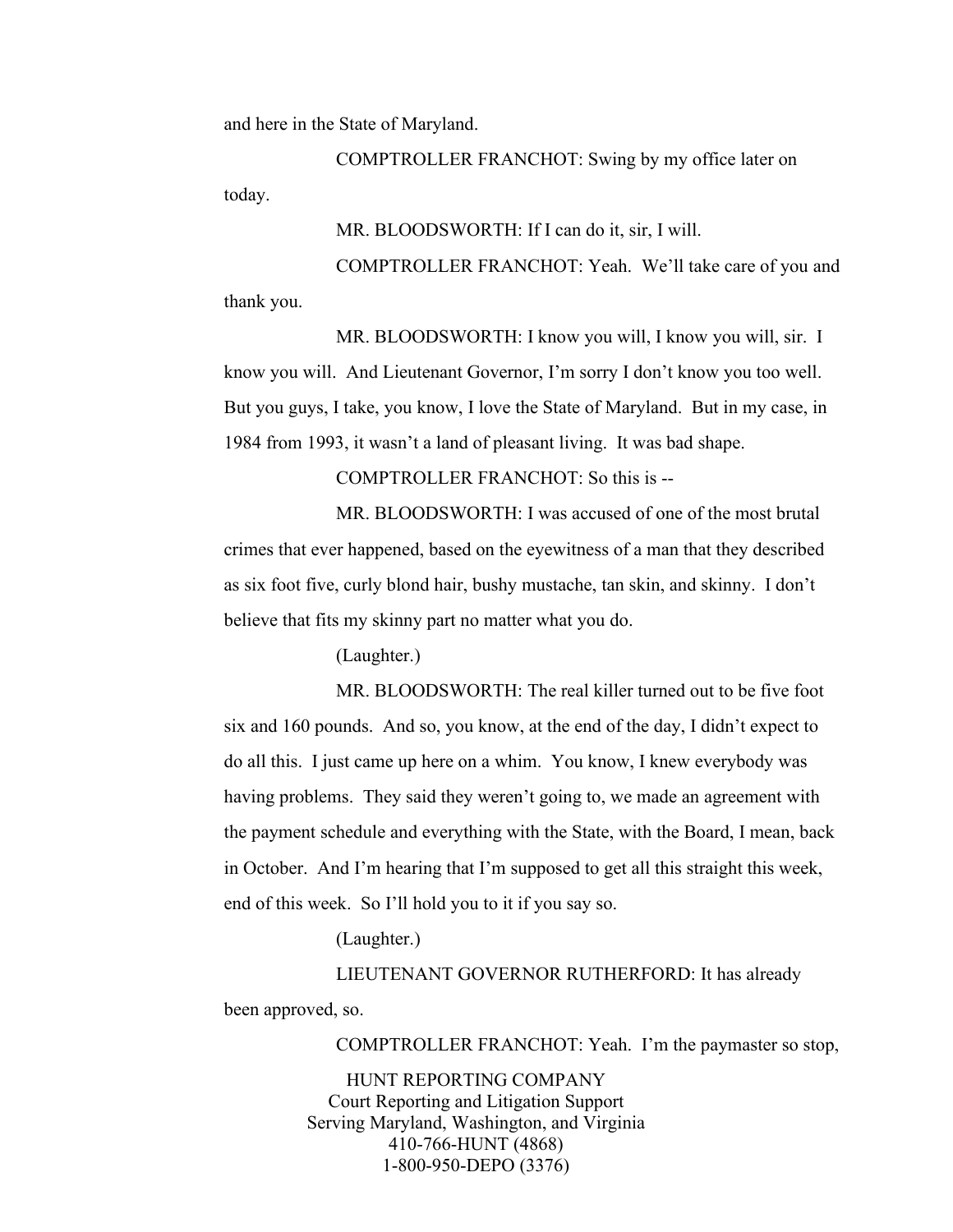and here in the State of Maryland.

COMPTROLLER FRANCHOT: Swing by my office later on today.

MR. BLOODSWORTH: If I can do it, sir, I will.

COMPTROLLER FRANCHOT: Yeah. We'll take care of you and thank you.

MR. BLOODSWORTH: I know you will, I know you will, sir. I know you will. And Lieutenant Governor, I'm sorry I don't know you too well. But you guys, I take, you know, I love the State of Maryland. But in my case, in 1984 from 1993, it wasn't a land of pleasant living. It was bad shape.

COMPTROLLER FRANCHOT: So this is --

MR. BLOODSWORTH: I was accused of one of the most brutal crimes that ever happened, based on the eyewitness of a man that they described as six foot five, curly blond hair, bushy mustache, tan skin, and skinny. I don't believe that fits my skinny part no matter what you do.

(Laughter.)

MR. BLOODSWORTH: The real killer turned out to be five foot six and 160 pounds. And so, you know, at the end of the day, I didn't expect to do all this. I just came up here on a whim. You know, I knew everybody was having problems. They said they weren't going to, we made an agreement with the payment schedule and everything with the State, with the Board, I mean, back in October. And I'm hearing that I'm supposed to get all this straight this week, end of this week. So I'll hold you to it if you say so.

(Laughter.)

LIEUTENANT GOVERNOR RUTHERFORD: It has already been approved, so.

COMPTROLLER FRANCHOT: Yeah. I'm the paymaster so stop,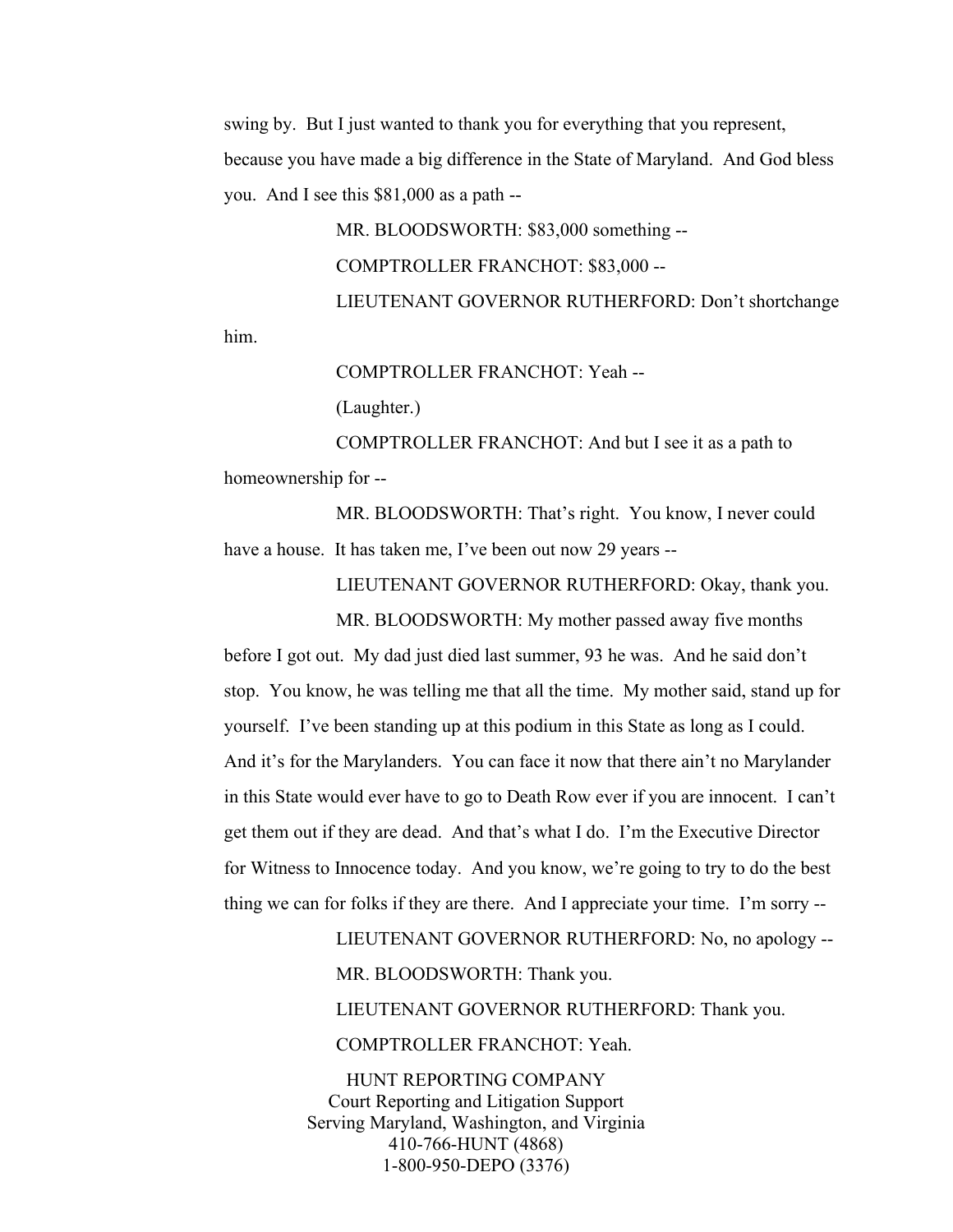swing by. But I just wanted to thank you for everything that you represent, because you have made a big difference in the State of Maryland. And God bless you. And I see this $81,000 as a path --

MR. BLOODSWORTH: $83,000 something --

COMPTROLLER FRANCHOT: $83,000 --

LIEUTENANT GOVERNOR RUTHERFORD: Don't shortchange him.

COMPTROLLER FRANCHOT: Yeah --

(Laughter.)

COMPTROLLER FRANCHOT: And but I see it as a path to homeownership for --

MR. BLOODSWORTH: That's right. You know, I never could have a house. It has taken me, I've been out now 29 years --

LIEUTENANT GOVERNOR RUTHERFORD: Okay, thank you.

MR. BLOODSWORTH: My mother passed away five months before I got out. My dad just died last summer, 93 he was. And he said don't stop. You know, he was telling me that all the time. My mother said, stand up for yourself. I've been standing up at this podium in this State as long as I could. And it's for the Marylanders. You can face it now that there ain't no Marylander in this State would ever have to go to Death Row ever if you are innocent. I can't get them out if they are dead. And that's what I do. I'm the Executive Director for Witness to Innocence today. And you know, we're going to try to do the best thing we can for folks if they are there. And I appreciate your time. I'm sorry --

LIEUTENANT GOVERNOR RUTHERFORD: No, no apology --

MR. BLOODSWORTH: Thank you.

LIEUTENANT GOVERNOR RUTHERFORD: Thank you.

COMPTROLLER FRANCHOT: Yeah.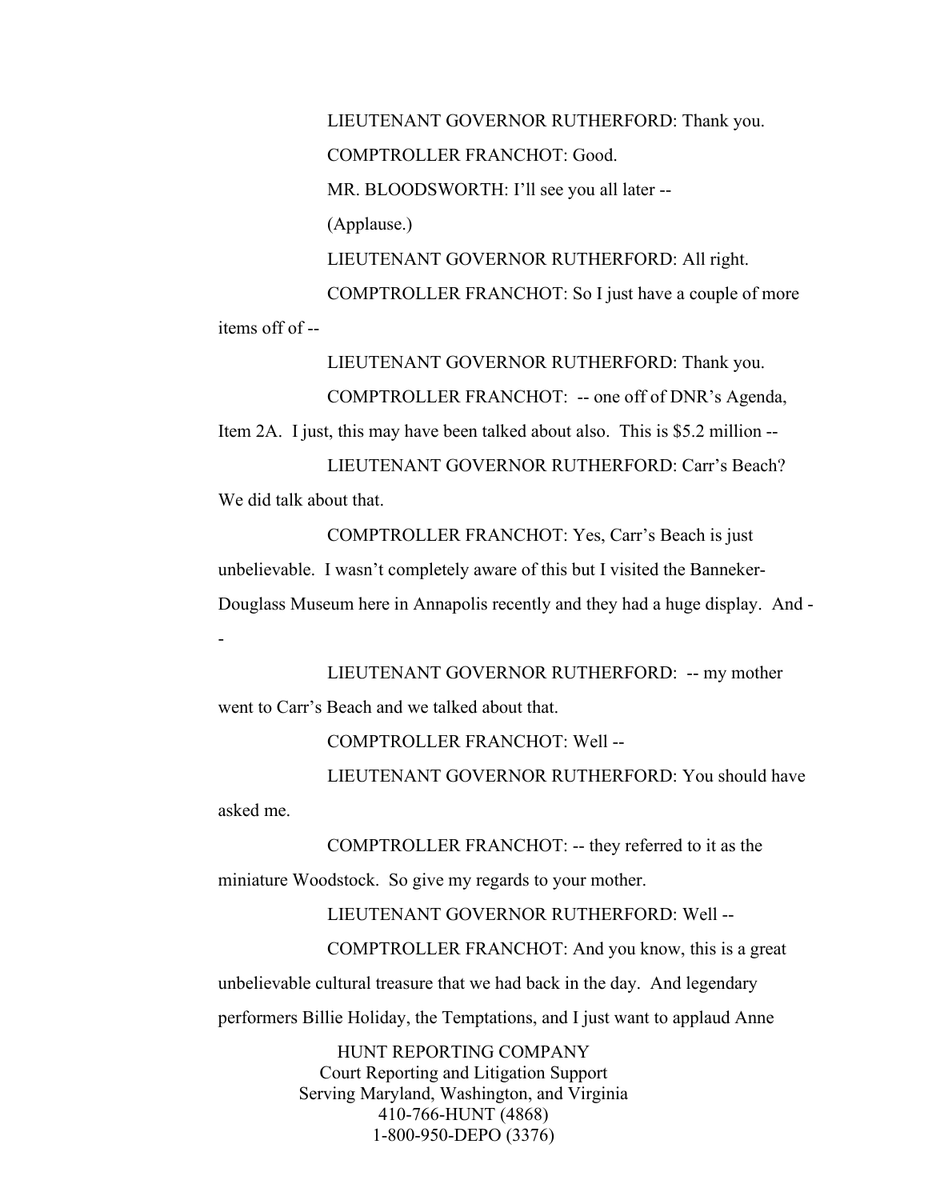LIEUTENANT GOVERNOR RUTHERFORD: Thank you.

COMPTROLLER FRANCHOT: Good.

MR. BLOODSWORTH: I'll see you all later --

(Applause.)

LIEUTENANT GOVERNOR RUTHERFORD: All right.

COMPTROLLER FRANCHOT: So I just have a couple of more items off of --

LIEUTENANT GOVERNOR RUTHERFORD: Thank you.

COMPTROLLER FRANCHOT: -- one off of DNR's Agenda, Item 2A. I just, this may have been talked about also. This is $5.2 million --

LIEUTENANT GOVERNOR RUTHERFORD: Carr's Beach? We did talk about that.

COMPTROLLER FRANCHOT: Yes, Carr's Beach is just unbelievable. I wasn't completely aware of this but I visited the Banneker-Douglass Museum here in Annapolis recently and they had a huge display. And --

LIEUTENANT GOVERNOR RUTHERFORD: -- my mother went to Carr's Beach and we talked about that.

COMPTROLLER FRANCHOT: Well --

LIEUTENANT GOVERNOR RUTHERFORD: You should have asked me.

COMPTROLLER FRANCHOT: -- they referred to it as the miniature Woodstock. So give my regards to your mother.

LIEUTENANT GOVERNOR RUTHERFORD: Well --

COMPTROLLER FRANCHOT: And you know, this is a great unbelievable cultural treasure that we had back in the day. And legendary performers Billie Holiday, the Temptations, and I just want to applaud Anne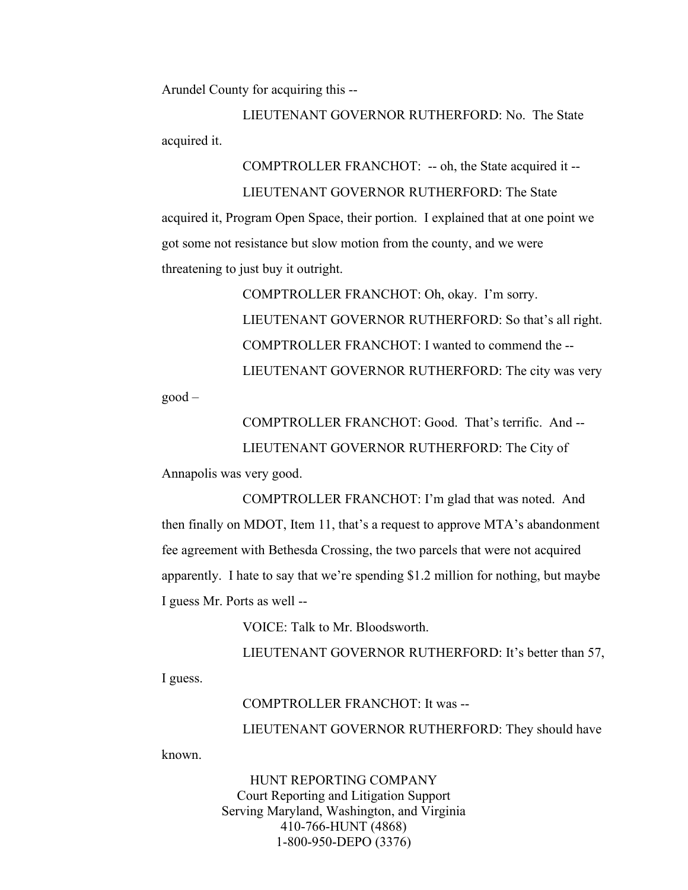Arundel County for acquiring this --

LIEUTENANT GOVERNOR RUTHERFORD: No. The State acquired it.

COMPTROLLER FRANCHOT: -- oh, the State acquired it --

LIEUTENANT GOVERNOR RUTHERFORD: The State acquired it, Program Open Space, their portion. I explained that at one point we got some not resistance but slow motion from the county, and we were threatening to just buy it outright.

COMPTROLLER FRANCHOT: Oh, okay. I'm sorry.

LIEUTENANT GOVERNOR RUTHERFORD: So that's all right.

COMPTROLLER FRANCHOT: I wanted to commend the --

LIEUTENANT GOVERNOR RUTHERFORD: The city was very good –

COMPTROLLER FRANCHOT: Good. That's terrific. And --

LIEUTENANT GOVERNOR RUTHERFORD: The City of Annapolis was very good.

COMPTROLLER FRANCHOT: I'm glad that was noted. And then finally on MDOT, Item 11, that's a request to approve MTA's abandonment fee agreement with Bethesda Crossing, the two parcels that were not acquired apparently. I hate to say that we're spending $1.2 million for nothing, but maybe I guess Mr. Ports as well --

VOICE: Talk to Mr. Bloodsworth.

LIEUTENANT GOVERNOR RUTHERFORD: It's better than 57, I guess.

COMPTROLLER FRANCHOT: It was --

LIEUTENANT GOVERNOR RUTHERFORD: They should have known.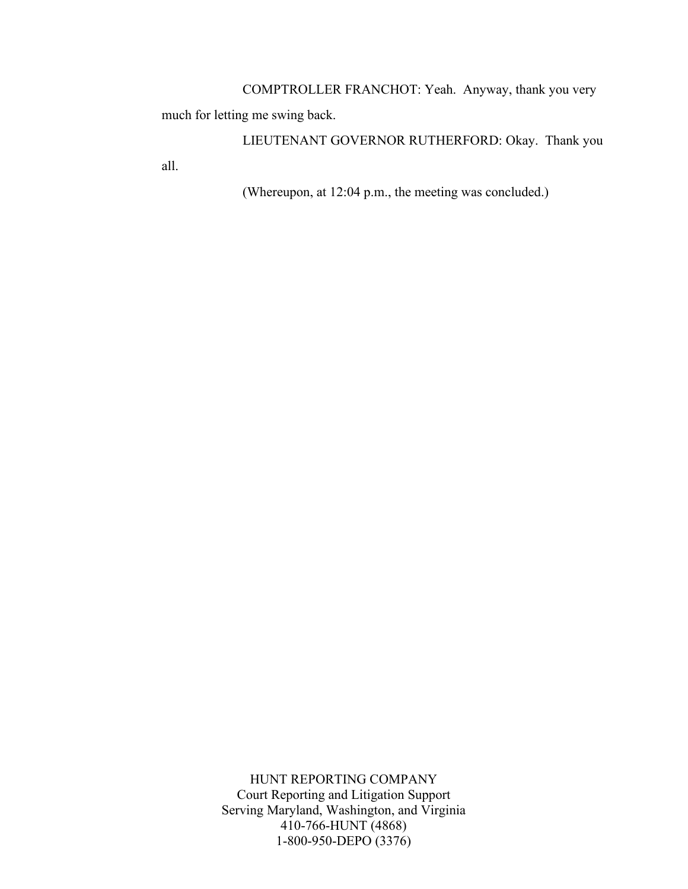COMPTROLLER FRANCHOT: Yeah. Anyway, thank you very much for letting me swing back.

LIEUTENANT GOVERNOR RUTHERFORD: Okay. Thank you all.

(Whereupon, at 12:04 p.m., the meeting was concluded.)